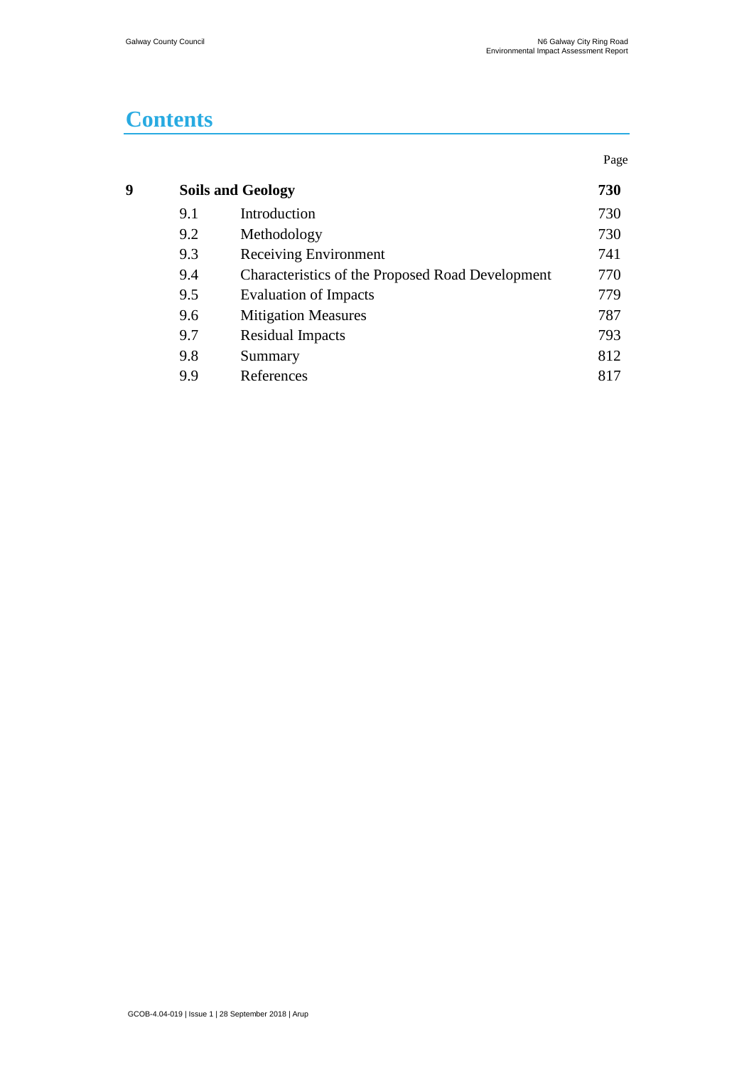# Contents

| | | | Page |
|---|---|---|---|
| **9** | **Soils and Geology** | | **730** |
| | 9.1 | Introduction | 730 |
| | 9.2 | Methodology | 730 |
| | 9.3 | Receiving Environment | 741 |
| | 9.4 | Characteristics of the Proposed Road Development | 770 |
| | 9.5 | Evaluation of Impacts | 779 |
| | 9.6 | Mitigation Measures | 787 |
| | 9.7 | Residual Impacts | 793 |
| | 9.8 | Summary | 812 |
| | 9.9 | References | 817 |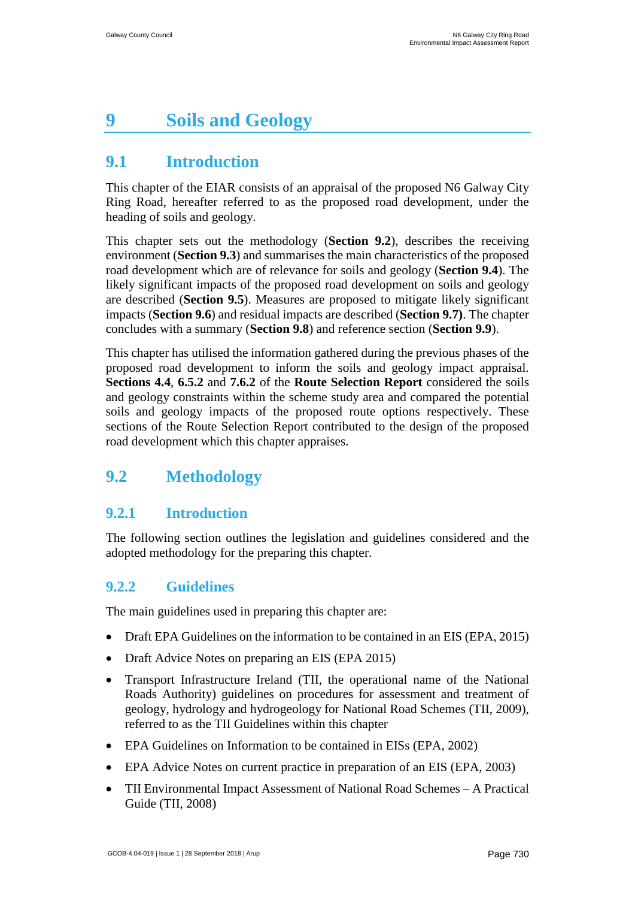# 9 Soils and Geology

## 9.1 Introduction

This chapter of the EIAR consists of an appraisal of the proposed N6 Galway City Ring Road, hereafter referred to as the proposed road development, under the heading of soils and geology.

This chapter sets out the methodology (**Section 9.2**), describes the receiving environment (**Section 9.3**) and summarises the main characteristics of the proposed road development which are of relevance for soils and geology (**Section 9.4**). The likely significant impacts of the proposed road development on soils and geology are described (**Section 9.5**). Measures are proposed to mitigate likely significant impacts (**Section 9.6**) and residual impacts are described (**Section 9.7)**. The chapter concludes with a summary (**Section 9.8**) and reference section (**Section 9.9**).

This chapter has utilised the information gathered during the previous phases of the proposed road development to inform the soils and geology impact appraisal. **Sections 4.4**, **6.5.2** and **7.6.2** of the **Route Selection Report** considered the soils and geology constraints within the scheme study area and compared the potential soils and geology impacts of the proposed route options respectively. These sections of the Route Selection Report contributed to the design of the proposed road development which this chapter appraises.

## 9.2 Methodology

### 9.2.1 Introduction

The following section outlines the legislation and guidelines considered and the adopted methodology for the preparing this chapter.

### 9.2.2 Guidelines

The main guidelines used in preparing this chapter are:

- Draft EPA Guidelines on the information to be contained in an EIS (EPA, 2015)
- Draft Advice Notes on preparing an EIS (EPA 2015)
- Transport Infrastructure Ireland (TII, the operational name of the National Roads Authority) guidelines on procedures for assessment and treatment of geology, hydrology and hydrogeology for National Road Schemes (TII, 2009), referred to as the TII Guidelines within this chapter
- EPA Guidelines on Information to be contained in EISs (EPA, 2002)
- EPA Advice Notes on current practice in preparation of an EIS (EPA, 2003)
- TII Environmental Impact Assessment of National Road Schemes – A Practical Guide (TII, 2008)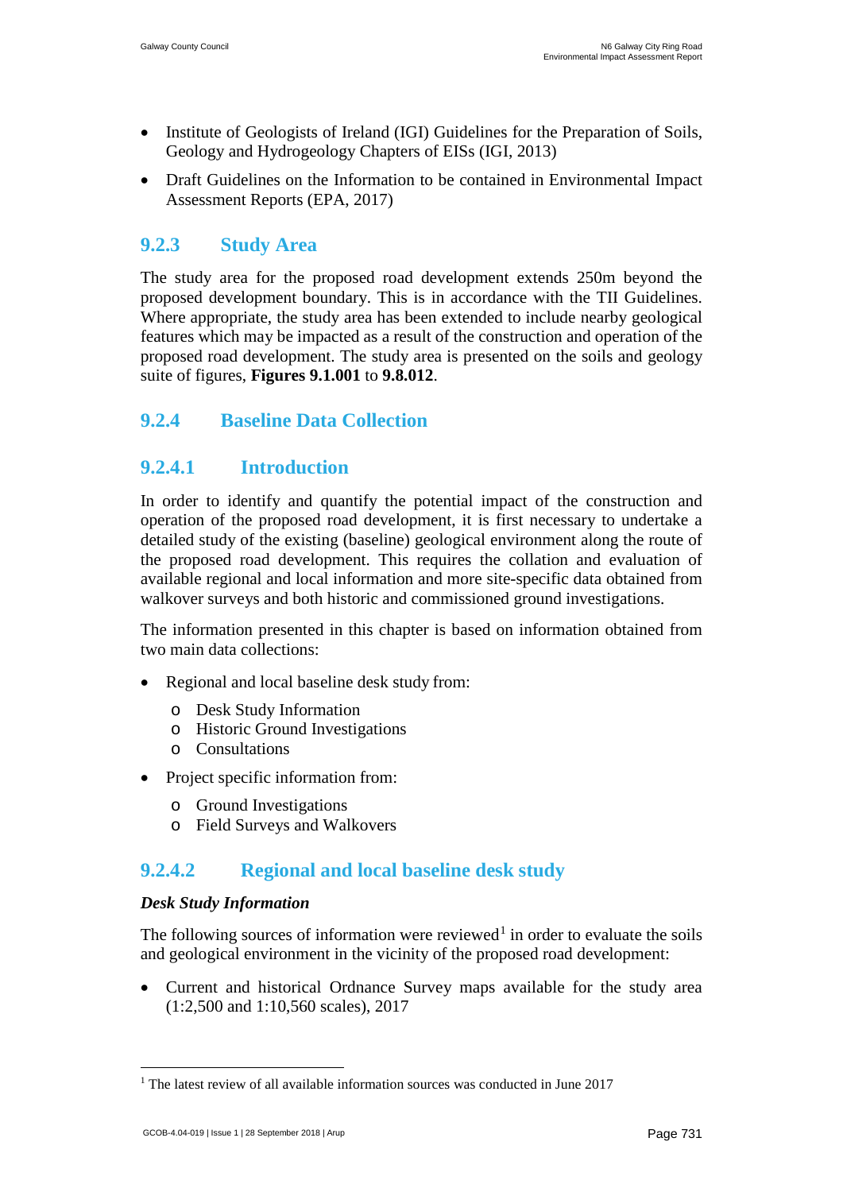- Institute of Geologists of Ireland (IGI) Guidelines for the Preparation of Soils, Geology and Hydrogeology Chapters of EISs (IGI, 2013)
- Draft Guidelines on the Information to be contained in Environmental Impact Assessment Reports (EPA, 2017)

### 9.2.3 Study Area

The study area for the proposed road development extends 250m beyond the proposed development boundary. This is in accordance with the TII Guidelines. Where appropriate, the study area has been extended to include nearby geological features which may be impacted as a result of the construction and operation of the proposed road development. The study area is presented on the soils and geology suite of figures, **Figures 9.1.001** to **9.8.012**.

### 9.2.4 Baseline Data Collection

#### 9.2.4.1 Introduction

In order to identify and quantify the potential impact of the construction and operation of the proposed road development, it is first necessary to undertake a detailed study of the existing (baseline) geological environment along the route of the proposed road development. This requires the collation and evaluation of available regional and local information and more site-specific data obtained from walkover surveys and both historic and commissioned ground investigations.

The information presented in this chapter is based on information obtained from two main data collections:

- Regional and local baseline desk study from:
  - Desk Study Information
  - Historic Ground Investigations
  - Consultations
- Project specific information from:
  - Ground Investigations
  - Field Surveys and Walkovers

#### 9.2.4.2 Regional and local baseline desk study

***Desk Study Information***

The following sources of information were reviewed[1] in order to evaluate the soils and geological environment in the vicinity of the proposed road development:

- Current and historical Ordnance Survey maps available for the study area (1:2,500 and 1:10,560 scales), 2017

[1] The latest review of all available information sources was conducted in June 2017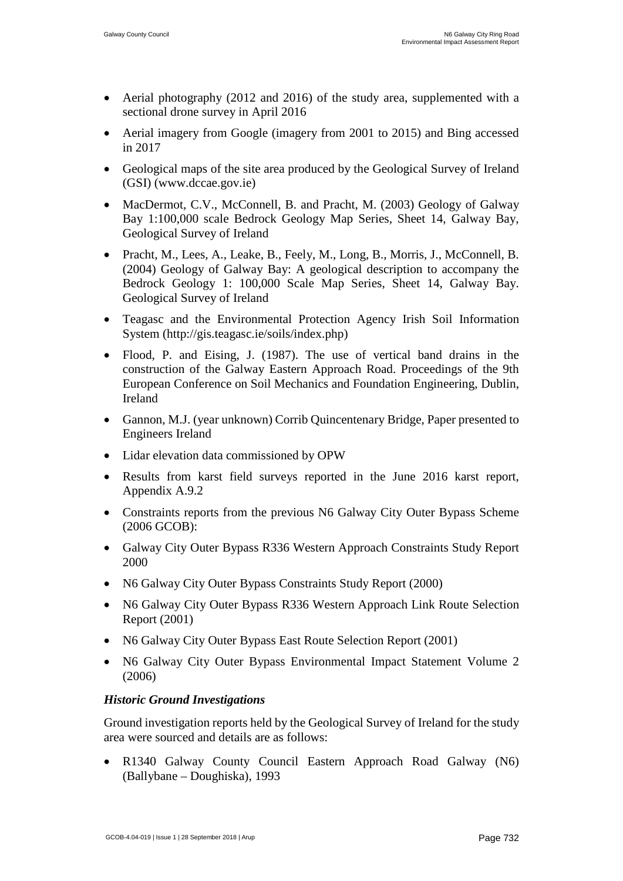- Aerial photography (2012 and 2016) of the study area, supplemented with a sectional drone survey in April 2016
- Aerial imagery from Google (imagery from 2001 to 2015) and Bing accessed in 2017
- Geological maps of the site area produced by the Geological Survey of Ireland (GSI) (www.dccae.gov.ie)
- MacDermot, C.V., McConnell, B. and Pracht, M. (2003) Geology of Galway Bay 1:100,000 scale Bedrock Geology Map Series, Sheet 14, Galway Bay, Geological Survey of Ireland
- Pracht, M., Lees, A., Leake, B., Feely, M., Long, B., Morris, J., McConnell, B. (2004) Geology of Galway Bay: A geological description to accompany the Bedrock Geology 1: 100,000 Scale Map Series, Sheet 14, Galway Bay. Geological Survey of Ireland
- Teagasc and the Environmental Protection Agency Irish Soil Information System (http://gis.teagasc.ie/soils/index.php)
- Flood, P. and Eising, J. (1987). The use of vertical band drains in the construction of the Galway Eastern Approach Road. Proceedings of the 9th European Conference on Soil Mechanics and Foundation Engineering, Dublin, Ireland
- Gannon, M.J. (year unknown) Corrib Quincentenary Bridge, Paper presented to Engineers Ireland
- Lidar elevation data commissioned by OPW
- Results from karst field surveys reported in the June 2016 karst report, Appendix A.9.2
- Constraints reports from the previous N6 Galway City Outer Bypass Scheme (2006 GCOB):
- Galway City Outer Bypass R336 Western Approach Constraints Study Report 2000
- N6 Galway City Outer Bypass Constraints Study Report (2000)
- N6 Galway City Outer Bypass R336 Western Approach Link Route Selection Report (2001)
- N6 Galway City Outer Bypass East Route Selection Report (2001)
- N6 Galway City Outer Bypass Environmental Impact Statement Volume 2 (2006)

***Historic Ground Investigations***

Ground investigation reports held by the Geological Survey of Ireland for the study area were sourced and details are as follows:

- R1340 Galway County Council Eastern Approach Road Galway (N6) (Ballybane – Doughiska), 1993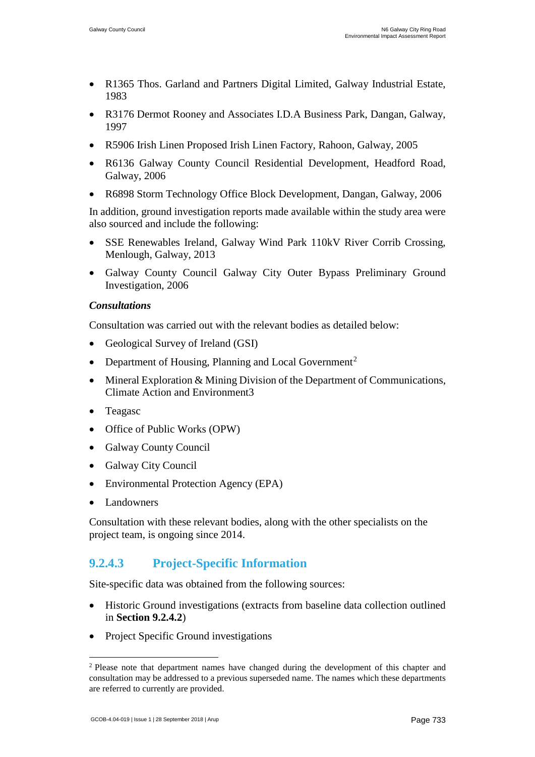- R1365 Thos. Garland and Partners Digital Limited, Galway Industrial Estate, 1983
- R3176 Dermot Rooney and Associates I.D.A Business Park, Dangan, Galway, 1997
- R5906 Irish Linen Proposed Irish Linen Factory, Rahoon, Galway, 2005
- R6136 Galway County Council Residential Development, Headford Road, Galway, 2006
- R6898 Storm Technology Office Block Development, Dangan, Galway, 2006

In addition, ground investigation reports made available within the study area were also sourced and include the following:

- SSE Renewables Ireland, Galway Wind Park 110kV River Corrib Crossing, Menlough, Galway, 2013
- Galway County Council Galway City Outer Bypass Preliminary Ground Investigation, 2006

***Consultations***

Consultation was carried out with the relevant bodies as detailed below:

- Geological Survey of Ireland (GSI)
- Department of Housing, Planning and Local Government[2]
- Mineral Exploration & Mining Division of the Department of Communications, Climate Action and Environment3
- Teagasc
- Office of Public Works (OPW)
- Galway County Council
- Galway City Council
- Environmental Protection Agency (EPA)
- Landowners

Consultation with these relevant bodies, along with the other specialists on the project team, is ongoing since 2014.

#### 9.2.4.3 Project-Specific Information

Site-specific data was obtained from the following sources:

- Historic Ground investigations (extracts from baseline data collection outlined in **Section 9.2.4.2**)
- Project Specific Ground investigations

---

[2] Please note that department names have changed during the development of this chapter and consultation may be addressed to a previous superseded name. The names which these departments are referred to currently are provided.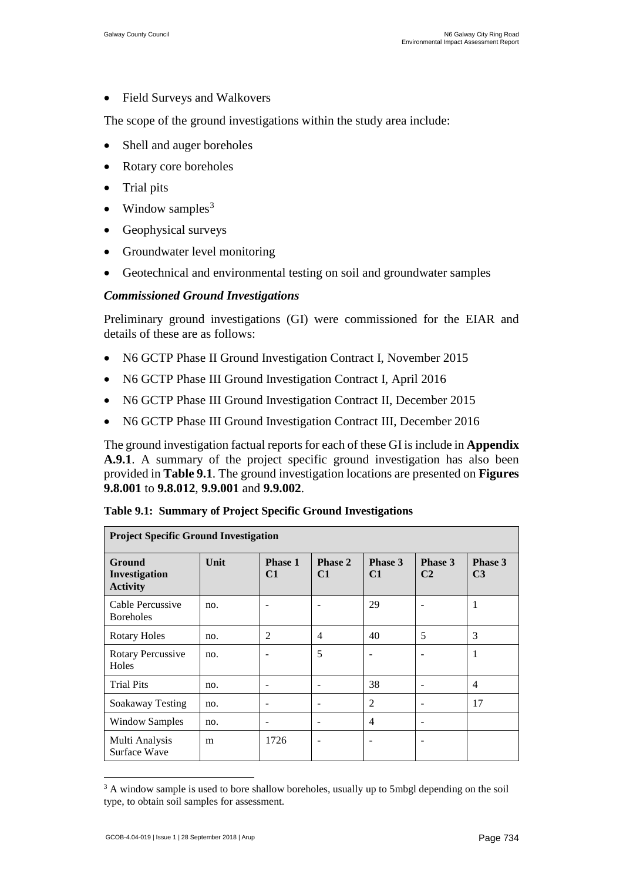- Field Surveys and Walkovers

The scope of the ground investigations within the study area include:

- Shell and auger boreholes
- Rotary core boreholes
- Trial pits
- Window samples[3]
- Geophysical surveys
- Groundwater level monitoring
- Geotechnical and environmental testing on soil and groundwater samples

### *Commissioned Ground Investigations*

Preliminary ground investigations (GI) were commissioned for the EIAR and details of these are as follows:

- N6 GCTP Phase II Ground Investigation Contract I, November 2015
- N6 GCTP Phase III Ground Investigation Contract I, April 2016
- N6 GCTP Phase III Ground Investigation Contract II, December 2015
- N6 GCTP Phase III Ground Investigation Contract III, December 2016

The ground investigation factual reports for each of these GI is include in **Appendix A.9.1**. A summary of the project specific ground investigation has also been provided in **Table 9.1**. The ground investigation locations are presented on **Figures 9.8.001** to **9.8.012**, **9.9.001** and **9.9.002**.

**Table 9.1: Summary of Project Specific Ground Investigations**

| **Project Specific Ground Investigation** | | | | | | |
|---|---|---|---|---|---|---|
| **Ground Investigation Activity** | **Unit** | **Phase 1 C1** | **Phase 2 C1** | **Phase 3 C1** | **Phase 3 C2** | **Phase 3 C3** |
| Cable Percussive Boreholes | no. | - | - | 29 | - | 1 |
| Rotary Holes | no. | 2 | 4 | 40 | 5 | 3 |
| Rotary Percussive Holes | no. | - | 5 | - | - | 1 |
| Trial Pits | no. | - | - | 38 | - | 4 |
| Soakaway Testing | no. | - | - | 2 | - | 17 |
| Window Samples | no. | - | - | 4 | - | |
| Multi Analysis Surface Wave | m | 1726 | - | - | - | |

[3] A window sample is used to bore shallow boreholes, usually up to 5mbgl depending on the soil type, to obtain soil samples for assessment.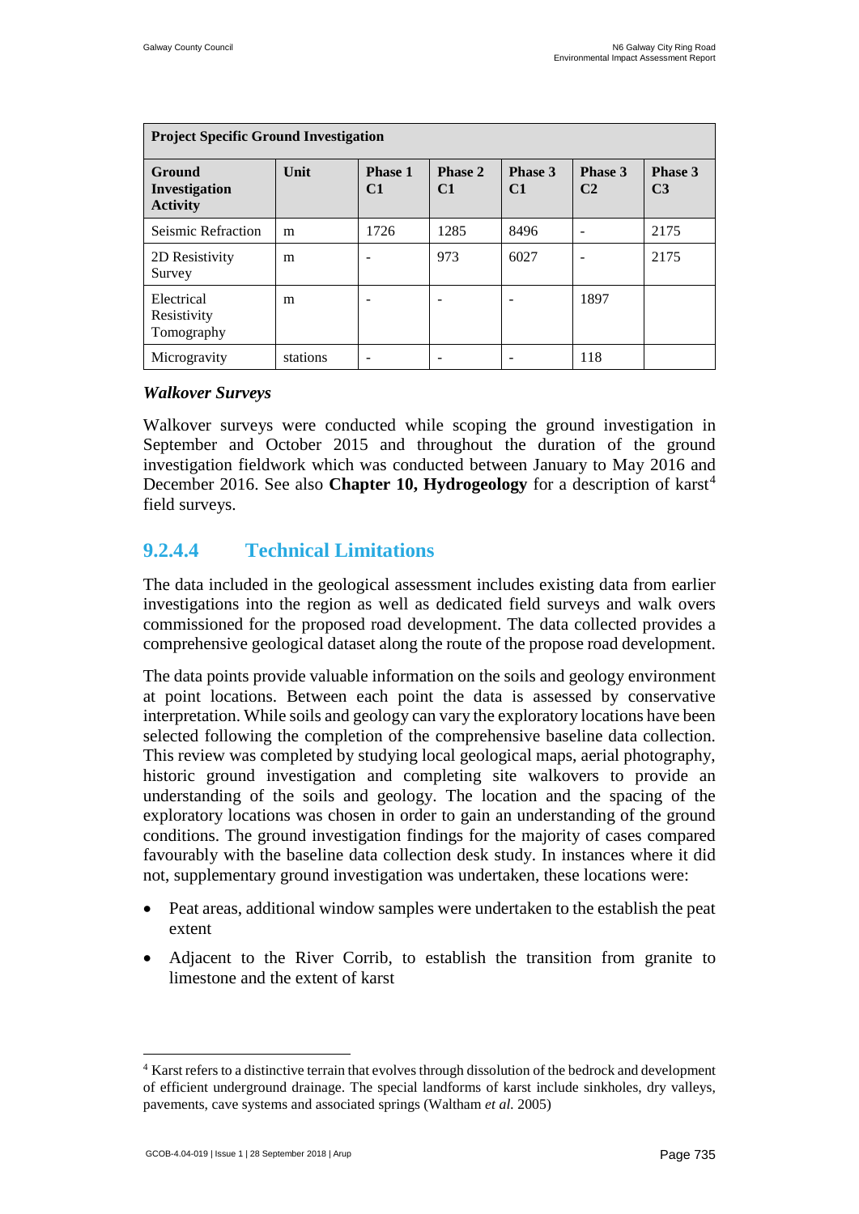| Project Specific Ground Investigation | | | | | | |
|---|---|---|---|---|---|---|
| **Ground Investigation Activity** | **Unit** | **Phase 1 C1** | **Phase 2 C1** | **Phase 3 C1** | **Phase 3 C2** | **Phase 3 C3** |
| Seismic Refraction | m | 1726 | 1285 | 8496 | - | 2175 |
| 2D Resistivity Survey | m | - | 973 | 6027 | - | 2175 |
| Electrical Resistivity Tomography | m | - | - | - | 1897 | |
| Microgravity | stations | - | - | - | 118 | |

***Walkover Surveys***

Walkover surveys were conducted while scoping the ground investigation in September and October 2015 and throughout the duration of the ground investigation fieldwork which was conducted between January to May 2016 and December 2016. See also **Chapter 10, Hydrogeology** for a description of karst[4] field surveys.

### 9.2.4.4 Technical Limitations

The data included in the geological assessment includes existing data from earlier investigations into the region as well as dedicated field surveys and walk overs commissioned for the proposed road development. The data collected provides a comprehensive geological dataset along the route of the propose road development.

The data points provide valuable information on the soils and geology environment at point locations. Between each point the data is assessed by conservative interpretation. While soils and geology can vary the exploratory locations have been selected following the completion of the comprehensive baseline data collection. This review was completed by studying local geological maps, aerial photography, historic ground investigation and completing site walkovers to provide an understanding of the soils and geology. The location and the spacing of the exploratory locations was chosen in order to gain an understanding of the ground conditions. The ground investigation findings for the majority of cases compared favourably with the baseline data collection desk study. In instances where it did not, supplementary ground investigation was undertaken, these locations were:

- Peat areas, additional window samples were undertaken to the establish the peat extent
- Adjacent to the River Corrib, to establish the transition from granite to limestone and the extent of karst

[4] Karst refers to a distinctive terrain that evolves through dissolution of the bedrock and development of efficient underground drainage. The special landforms of karst include sinkholes, dry valleys, pavements, cave systems and associated springs (Waltham *et al.* 2005)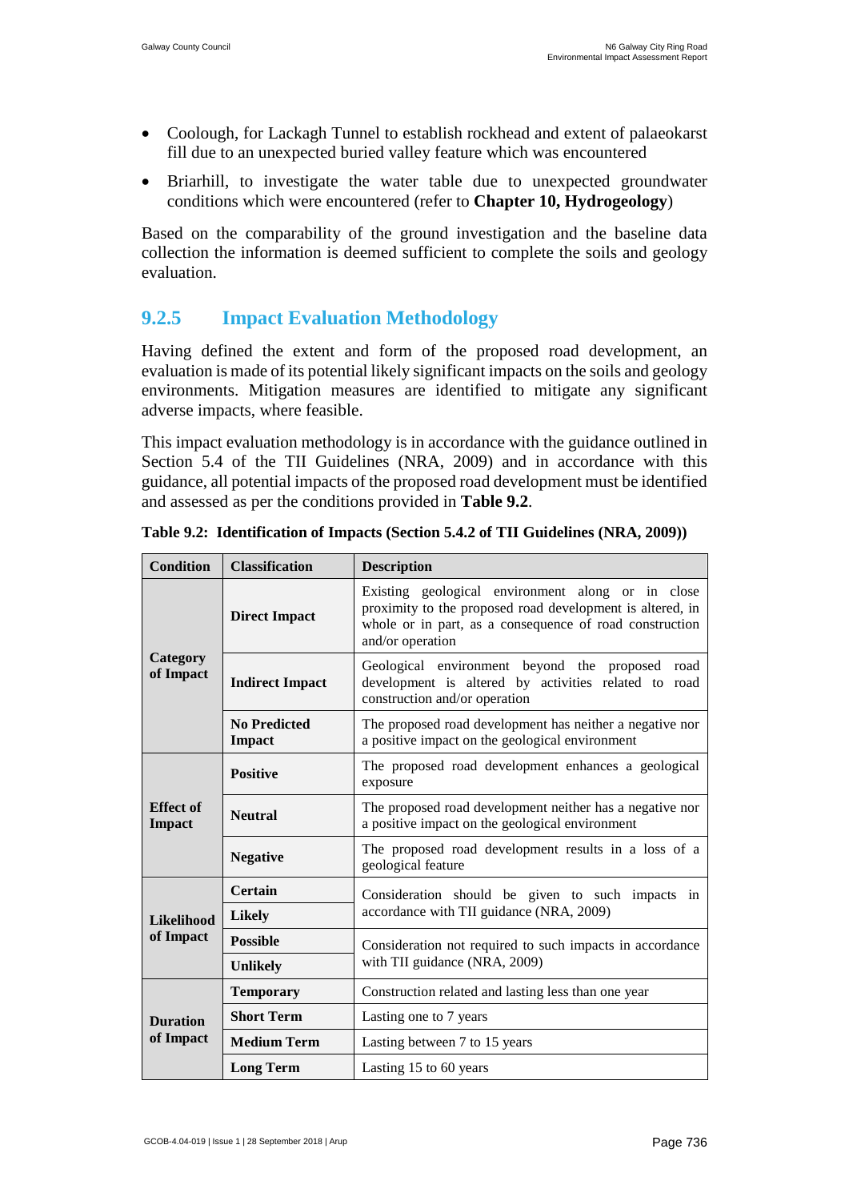- Coolough, for Lackagh Tunnel to establish rockhead and extent of palaeokarst fill due to an unexpected buried valley feature which was encountered
- Briarhill, to investigate the water table due to unexpected groundwater conditions which were encountered (refer to **Chapter 10, Hydrogeology**)

Based on the comparability of the ground investigation and the baseline data collection the information is deemed sufficient to complete the soils and geology evaluation.

### 9.2.5 Impact Evaluation Methodology

Having defined the extent and form of the proposed road development, an evaluation is made of its potential likely significant impacts on the soils and geology environments. Mitigation measures are identified to mitigate any significant adverse impacts, where feasible.

This impact evaluation methodology is in accordance with the guidance outlined in Section 5.4 of the TII Guidelines (NRA, 2009) and in accordance with this guidance, all potential impacts of the proposed road development must be identified and assessed as per the conditions provided in **Table 9.2**.

**Table 9.2: Identification of Impacts (Section 5.4.2 of TII Guidelines (NRA, 2009))**

| Condition | Classification | Description |
|---|---|---|
| **Category of Impact** | **Direct Impact** | Existing geological environment along or in close proximity to the proposed road development is altered, in whole or in part, as a consequence of road construction and/or operation |
| | **Indirect Impact** | Geological environment beyond the proposed road development is altered by activities related to road construction and/or operation |
| | **No Predicted Impact** | The proposed road development has neither a negative nor a positive impact on the geological environment |
| **Effect of Impact** | **Positive** | The proposed road development enhances a geological exposure |
| | **Neutral** | The proposed road development neither has a negative nor a positive impact on the geological environment |
| | **Negative** | The proposed road development results in a loss of a geological feature |
| **Likelihood of Impact** | **Certain** | Consideration should be given to such impacts in accordance with TII guidance (NRA, 2009) |
| | **Likely** | |
| | **Possible** | Consideration not required to such impacts in accordance with TII guidance (NRA, 2009) |
| | **Unlikely** | |
| **Duration of Impact** | **Temporary** | Construction related and lasting less than one year |
| | **Short Term** | Lasting one to 7 years |
| | **Medium Term** | Lasting between 7 to 15 years |
| | **Long Term** | Lasting 15 to 60 years |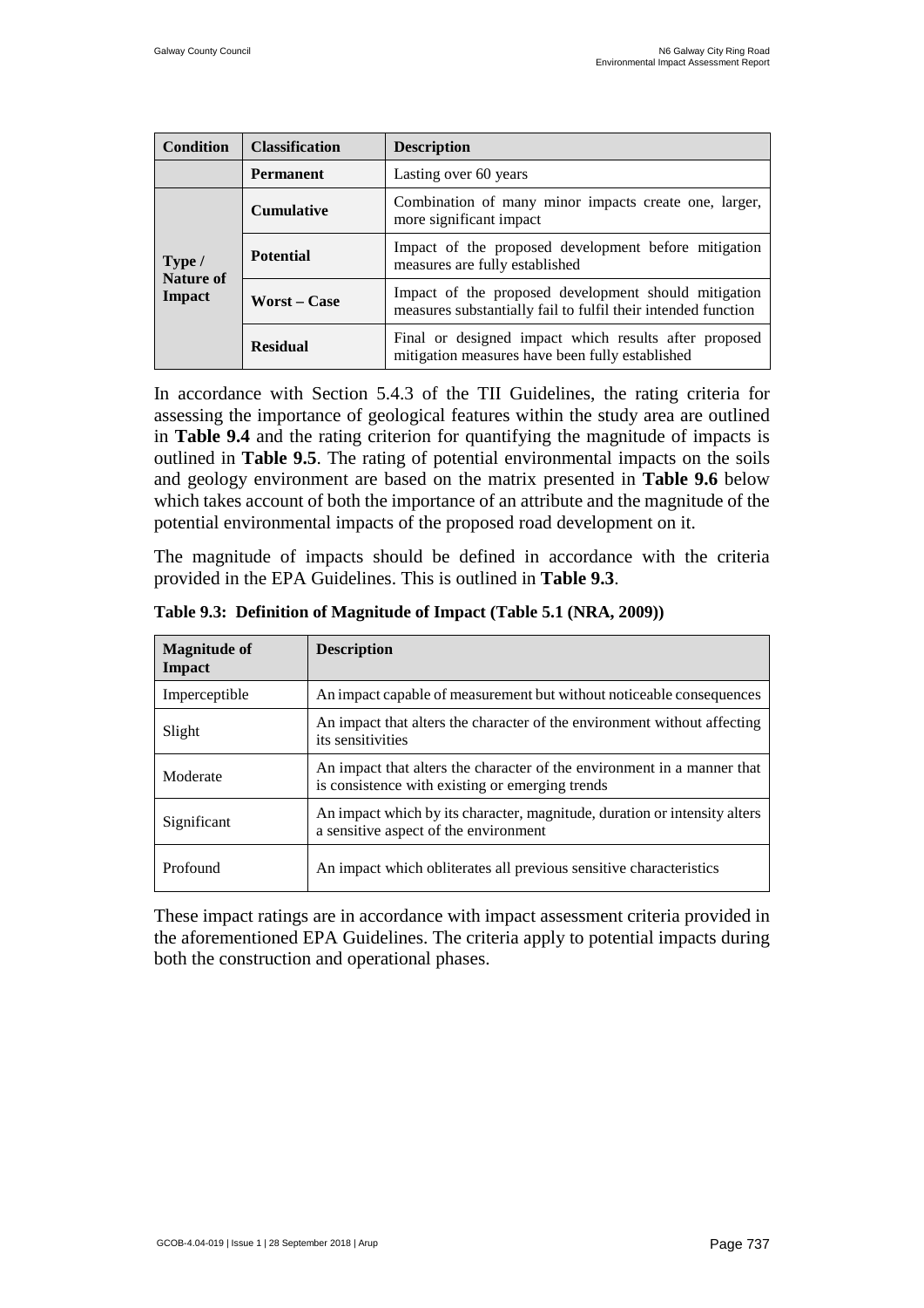| Condition | Classification | Description |
|---|---|---|
| | **Permanent** | Lasting over 60 years |
| **Type / Nature of Impact** | **Cumulative** | Combination of many minor impacts create one, larger, more significant impact |
| | **Potential** | Impact of the proposed development before mitigation measures are fully established |
| | **Worst – Case** | Impact of the proposed development should mitigation measures substantially fail to fulfil their intended function |
| | **Residual** | Final or designed impact which results after proposed mitigation measures have been fully established |

In accordance with Section 5.4.3 of the TII Guidelines, the rating criteria for assessing the importance of geological features within the study area are outlined in **Table 9.4** and the rating criterion for quantifying the magnitude of impacts is outlined in **Table 9.5**. The rating of potential environmental impacts on the soils and geology environment are based on the matrix presented in **Table 9.6** below which takes account of both the importance of an attribute and the magnitude of the potential environmental impacts of the proposed road development on it.

The magnitude of impacts should be defined in accordance with the criteria provided in the EPA Guidelines. This is outlined in **Table 9.3**.

**Table 9.3: Definition of Magnitude of Impact (Table 5.1 (NRA, 2009))**

| Magnitude of Impact | Description |
|---|---|
| Imperceptible | An impact capable of measurement but without noticeable consequences |
| Slight | An impact that alters the character of the environment without affecting its sensitivities |
| Moderate | An impact that alters the character of the environment in a manner that is consistence with existing or emerging trends |
| Significant | An impact which by its character, magnitude, duration or intensity alters a sensitive aspect of the environment |
| Profound | An impact which obliterates all previous sensitive characteristics |

These impact ratings are in accordance with impact assessment criteria provided in the aforementioned EPA Guidelines. The criteria apply to potential impacts during both the construction and operational phases.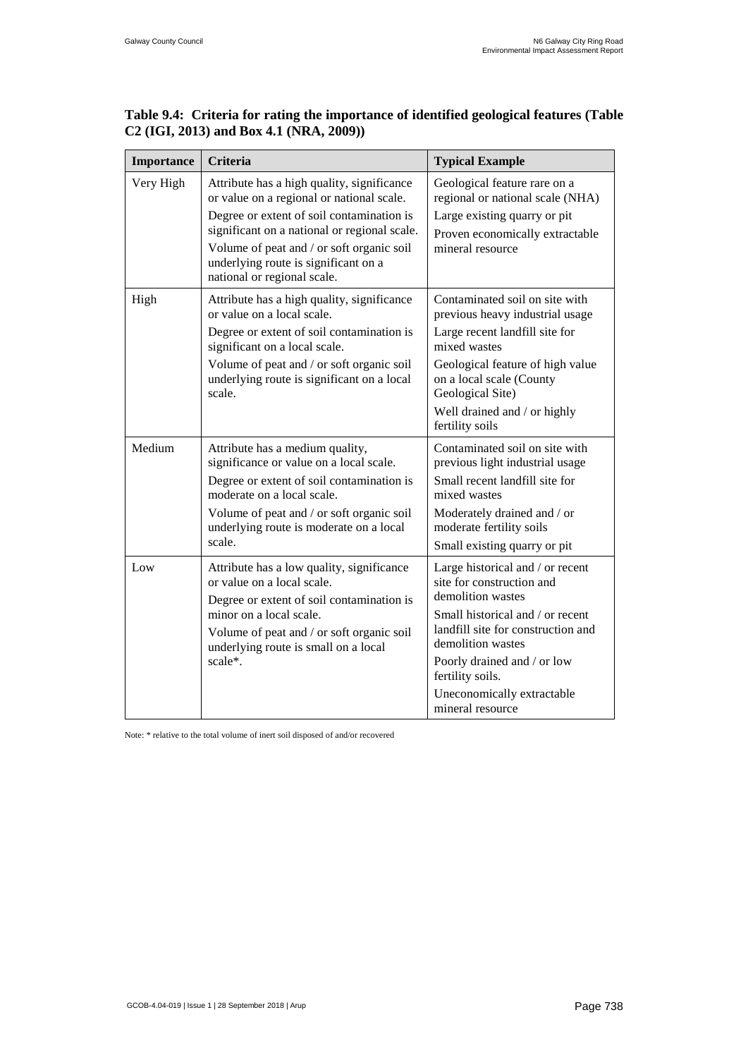**Table 9.4: Criteria for rating the importance of identified geological features (Table C2 (IGI, 2013) and Box 4.1 (NRA, 2009))**

| Importance | Criteria | Typical Example |
|---|---|---|
| Very High | Attribute has a high quality, significance or value on a regional or national scale.<br>Degree or extent of soil contamination is significant on a national or regional scale.<br>Volume of peat and / or soft organic soil underlying route is significant on a national or regional scale. | Geological feature rare on a regional or national scale (NHA)<br>Large existing quarry or pit<br>Proven economically extractable mineral resource |
| High | Attribute has a high quality, significance or value on a local scale.<br>Degree or extent of soil contamination is significant on a local scale.<br>Volume of peat and / or soft organic soil underlying route is significant on a local scale. | Contaminated soil on site with previous heavy industrial usage<br>Large recent landfill site for mixed wastes<br>Geological feature of high value on a local scale (County Geological Site)<br>Well drained and / or highly fertility soils |
| Medium | Attribute has a medium quality, significance or value on a local scale.<br>Degree or extent of soil contamination is moderate on a local scale.<br>Volume of peat and / or soft organic soil underlying route is moderate on a local scale. | Contaminated soil on site with previous light industrial usage<br>Small recent landfill site for mixed wastes<br>Moderately drained and / or moderate fertility soils<br>Small existing quarry or pit |
| Low | Attribute has a low quality, significance or value on a local scale.<br>Degree or extent of soil contamination is minor on a local scale.<br>Volume of peat and / or soft organic soil underlying route is small on a local scale*. | Large historical and / or recent site for construction and demolition wastes<br>Small historical and / or recent landfill site for construction and demolition wastes<br>Poorly drained and / or low fertility soils.<br>Uneconomically extractable mineral resource |

Note: * relative to the total volume of inert soil disposed of and/or recovered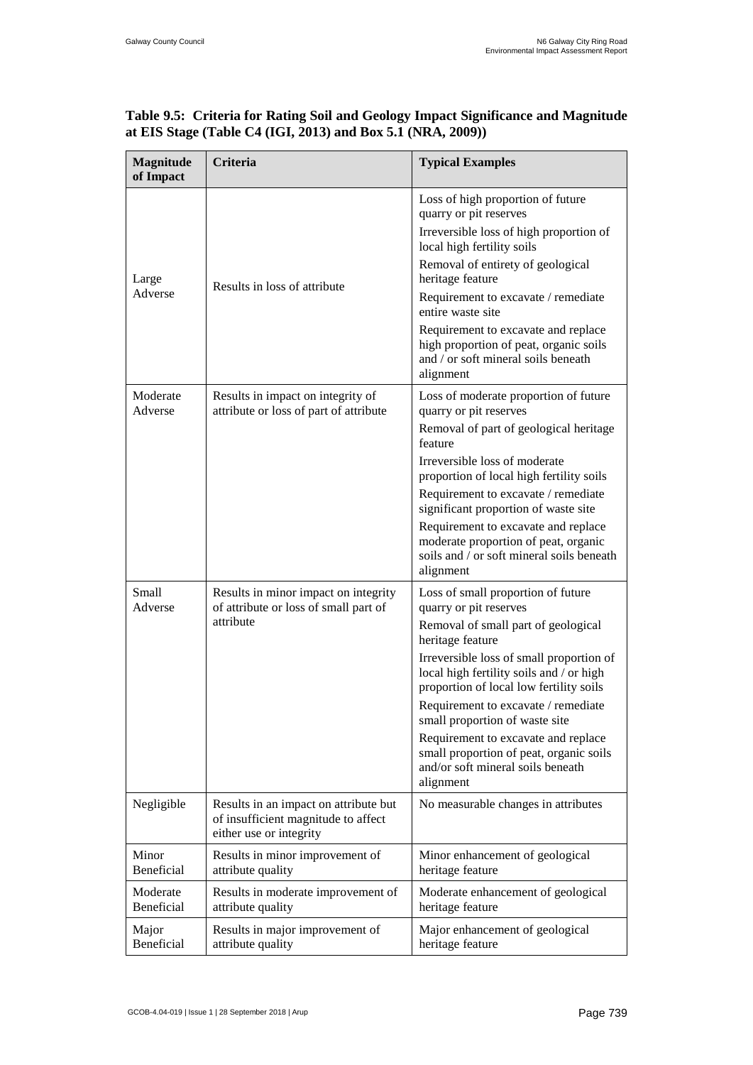**Table 9.5: Criteria for Rating Soil and Geology Impact Significance and Magnitude at EIS Stage (Table C4 (IGI, 2013) and Box 5.1 (NRA, 2009))**

| Magnitude of Impact | Criteria | Typical Examples |
|---|---|---|
| Large Adverse | Results in loss of attribute | Loss of high proportion of future quarry or pit reserves<br>Irreversible loss of high proportion of local high fertility soils<br>Removal of entirety of geological heritage feature<br>Requirement to excavate / remediate entire waste site<br>Requirement to excavate and replace high proportion of peat, organic soils and / or soft mineral soils beneath alignment |
| Moderate Adverse | Results in impact on integrity of attribute or loss of part of attribute | Loss of moderate proportion of future quarry or pit reserves<br>Removal of part of geological heritage feature<br>Irreversible loss of moderate proportion of local high fertility soils<br>Requirement to excavate / remediate significant proportion of waste site<br>Requirement to excavate and replace moderate proportion of peat, organic soils and / or soft mineral soils beneath alignment |
| Small Adverse | Results in minor impact on integrity of attribute or loss of small part of attribute | Loss of small proportion of future quarry or pit reserves<br>Removal of small part of geological heritage feature<br>Irreversible loss of small proportion of local high fertility soils and / or high proportion of local low fertility soils<br>Requirement to excavate / remediate small proportion of waste site<br>Requirement to excavate and replace small proportion of peat, organic soils and/or soft mineral soils beneath alignment |
| Negligible | Results in an impact on attribute but of insufficient magnitude to affect either use or integrity | No measurable changes in attributes |
| Minor Beneficial | Results in minor improvement of attribute quality | Minor enhancement of geological heritage feature |
| Moderate Beneficial | Results in moderate improvement of attribute quality | Moderate enhancement of geological heritage feature |
| Major Beneficial | Results in major improvement of attribute quality | Major enhancement of geological heritage feature |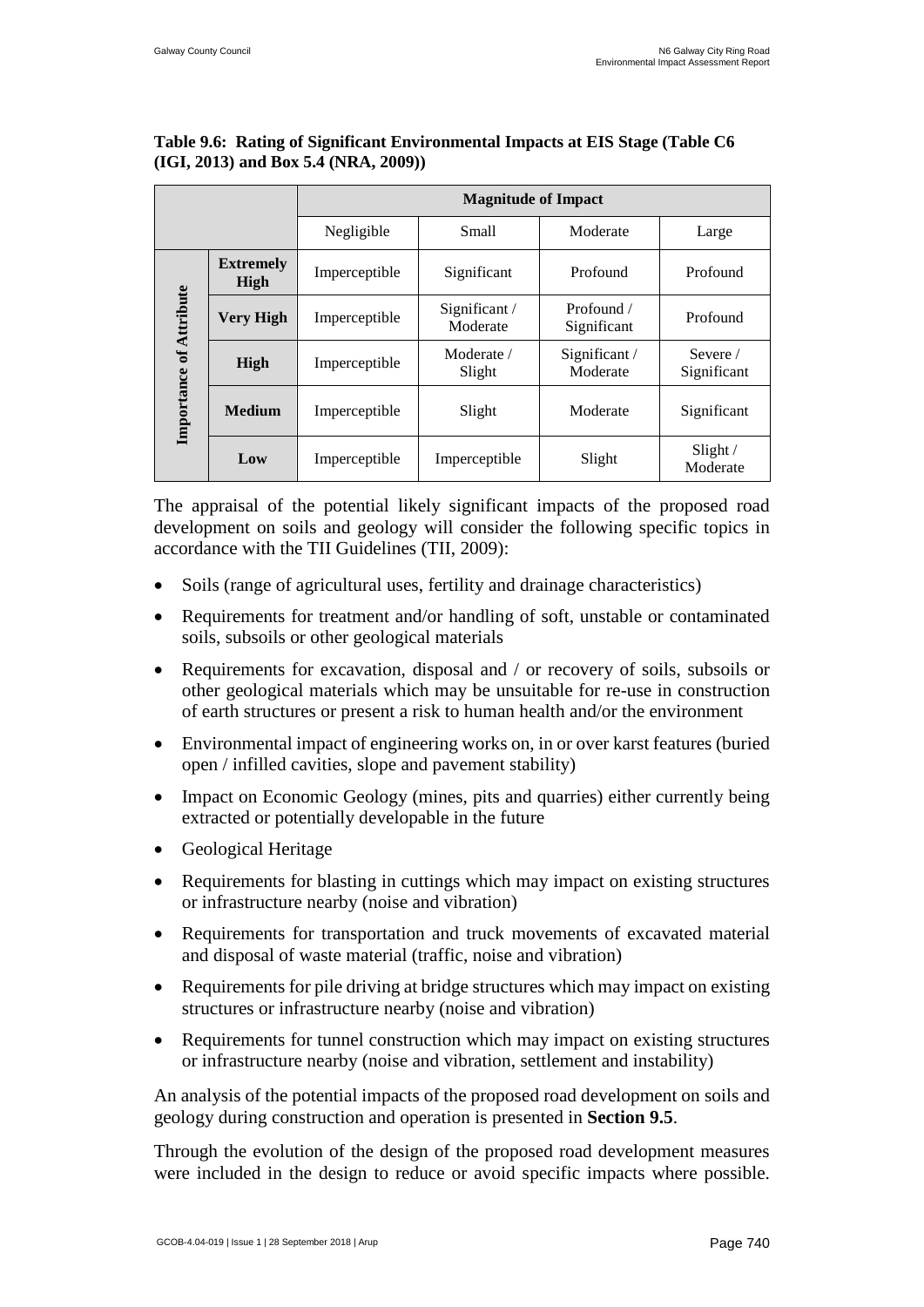**Table 9.6: Rating of Significant Environmental Impacts at EIS Stage (Table C6 (IGI, 2013) and Box 5.4 (NRA, 2009))**

| | | Magnitude of Impact | | | |
|---|---|---|---|---|---|
| | | Negligible | Small | Moderate | Large |
| Importance of Attribute | **Extremely High** | Imperceptible | Significant | Profound | Profound |
| | **Very High** | Imperceptible | Significant / Moderate | Profound / Significant | Profound |
| | **High** | Imperceptible | Moderate / Slight | Significant / Moderate | Severe / Significant |
| | **Medium** | Imperceptible | Slight | Moderate | Significant |
| | **Low** | Imperceptible | Imperceptible | Slight | Slight / Moderate |

The appraisal of the potential likely significant impacts of the proposed road development on soils and geology will consider the following specific topics in accordance with the TII Guidelines (TII, 2009):

- Soils (range of agricultural uses, fertility and drainage characteristics)
- Requirements for treatment and/or handling of soft, unstable or contaminated soils, subsoils or other geological materials
- Requirements for excavation, disposal and / or recovery of soils, subsoils or other geological materials which may be unsuitable for re-use in construction of earth structures or present a risk to human health and/or the environment
- Environmental impact of engineering works on, in or over karst features (buried open / infilled cavities, slope and pavement stability)
- Impact on Economic Geology (mines, pits and quarries) either currently being extracted or potentially developable in the future
- Geological Heritage
- Requirements for blasting in cuttings which may impact on existing structures or infrastructure nearby (noise and vibration)
- Requirements for transportation and truck movements of excavated material and disposal of waste material (traffic, noise and vibration)
- Requirements for pile driving at bridge structures which may impact on existing structures or infrastructure nearby (noise and vibration)
- Requirements for tunnel construction which may impact on existing structures or infrastructure nearby (noise and vibration, settlement and instability)

An analysis of the potential impacts of the proposed road development on soils and geology during construction and operation is presented in **Section 9.5**.

Through the evolution of the design of the proposed road development measures were included in the design to reduce or avoid specific impacts where possible.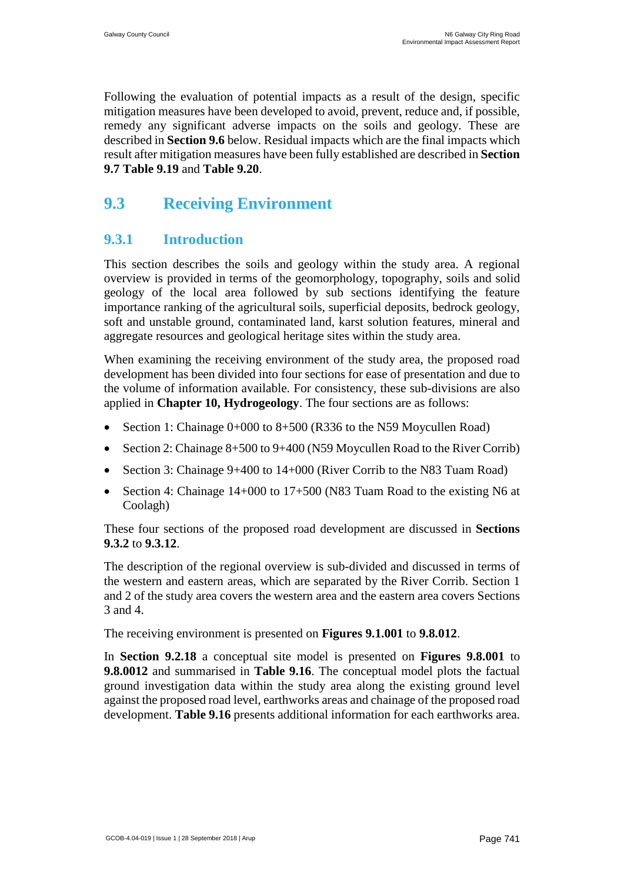Following the evaluation of potential impacts as a result of the design, specific mitigation measures have been developed to avoid, prevent, reduce and, if possible, remedy any significant adverse impacts on the soils and geology. These are described in **Section 9.6** below. Residual impacts which are the final impacts which result after mitigation measures have been fully established are described in **Section 9.7 Table 9.19** and **Table 9.20**.

## 9.3 Receiving Environment

### 9.3.1 Introduction

This section describes the soils and geology within the study area. A regional overview is provided in terms of the geomorphology, topography, soils and solid geology of the local area followed by sub sections identifying the feature importance ranking of the agricultural soils, superficial deposits, bedrock geology, soft and unstable ground, contaminated land, karst solution features, mineral and aggregate resources and geological heritage sites within the study area.

When examining the receiving environment of the study area, the proposed road development has been divided into four sections for ease of presentation and due to the volume of information available. For consistency, these sub-divisions are also applied in **Chapter 10, Hydrogeology**. The four sections are as follows:

- Section 1: Chainage 0+000 to 8+500 (R336 to the N59 Moycullen Road)
- Section 2: Chainage 8+500 to 9+400 (N59 Moycullen Road to the River Corrib)
- Section 3: Chainage 9+400 to 14+000 (River Corrib to the N83 Tuam Road)
- Section 4: Chainage 14+000 to 17+500 (N83 Tuam Road to the existing N6 at Coolagh)

These four sections of the proposed road development are discussed in **Sections 9.3.2** to **9.3.12**.

The description of the regional overview is sub-divided and discussed in terms of the western and eastern areas, which are separated by the River Corrib. Section 1 and 2 of the study area covers the western area and the eastern area covers Sections 3 and 4.

The receiving environment is presented on **Figures 9.1.001** to **9.8.012**.

In **Section 9.2.18** a conceptual site model is presented on **Figures 9.8.001** to **9.8.0012** and summarised in **Table 9.16**. The conceptual model plots the factual ground investigation data within the study area along the existing ground level against the proposed road level, earthworks areas and chainage of the proposed road development. **Table 9.16** presents additional information for each earthworks area.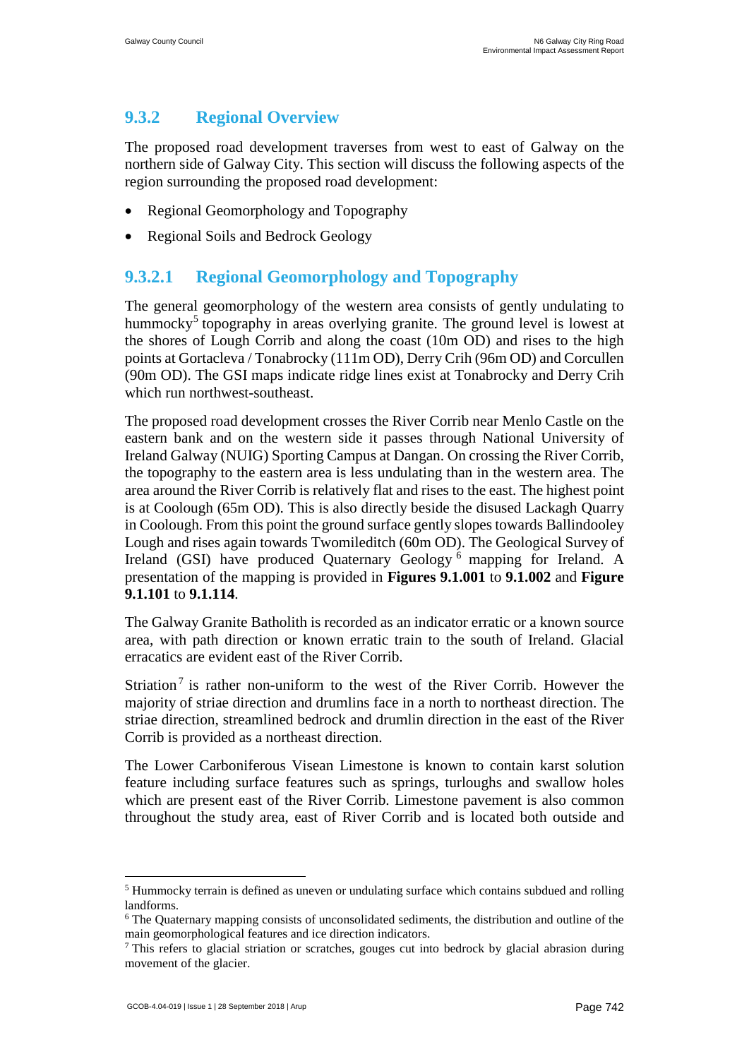## 9.3.2 Regional Overview

The proposed road development traverses from west to east of Galway on the northern side of Galway City. This section will discuss the following aspects of the region surrounding the proposed road development:

- Regional Geomorphology and Topography
- Regional Soils and Bedrock Geology

### 9.3.2.1 Regional Geomorphology and Topography

The general geomorphology of the western area consists of gently undulating to hummocky[5] topography in areas overlying granite. The ground level is lowest at the shores of Lough Corrib and along the coast (10m OD) and rises to the high points at Gortacleva / Tonabrocky (111m OD), Derry Crih (96m OD) and Corcullen (90m OD). The GSI maps indicate ridge lines exist at Tonabrocky and Derry Crih which run northwest-southeast.

The proposed road development crosses the River Corrib near Menlo Castle on the eastern bank and on the western side it passes through National University of Ireland Galway (NUIG) Sporting Campus at Dangan. On crossing the River Corrib, the topography to the eastern area is less undulating than in the western area. The area around the River Corrib is relatively flat and rises to the east. The highest point is at Coolough (65m OD). This is also directly beside the disused Lackagh Quarry in Coolough. From this point the ground surface gently slopes towards Ballindooley Lough and rises again towards Twomileditch (60m OD). The Geological Survey of Ireland (GSI) have produced Quaternary Geology[6] mapping for Ireland. A presentation of the mapping is provided in **Figures 9.1.001** to **9.1.002** and **Figure 9.1.101** to **9.1.114**.

The Galway Granite Batholith is recorded as an indicator erratic or a known source area, with path direction or known erratic train to the south of Ireland. Glacial erracatics are evident east of the River Corrib.

Striation[7] is rather non-uniform to the west of the River Corrib. However the majority of striae direction and drumlins face in a north to northeast direction. The striae direction, streamlined bedrock and drumlin direction in the east of the River Corrib is provided as a northeast direction.

The Lower Carboniferous Visean Limestone is known to contain karst solution feature including surface features such as springs, turloughs and swallow holes which are present east of the River Corrib. Limestone pavement is also common throughout the study area, east of River Corrib and is located both outside and

---

[5] Hummocky terrain is defined as uneven or undulating surface which contains subdued and rolling landforms.

[6] The Quaternary mapping consists of unconsolidated sediments, the distribution and outline of the main geomorphological features and ice direction indicators.

[7] This refers to glacial striation or scratches, gouges cut into bedrock by glacial abrasion during movement of the glacier.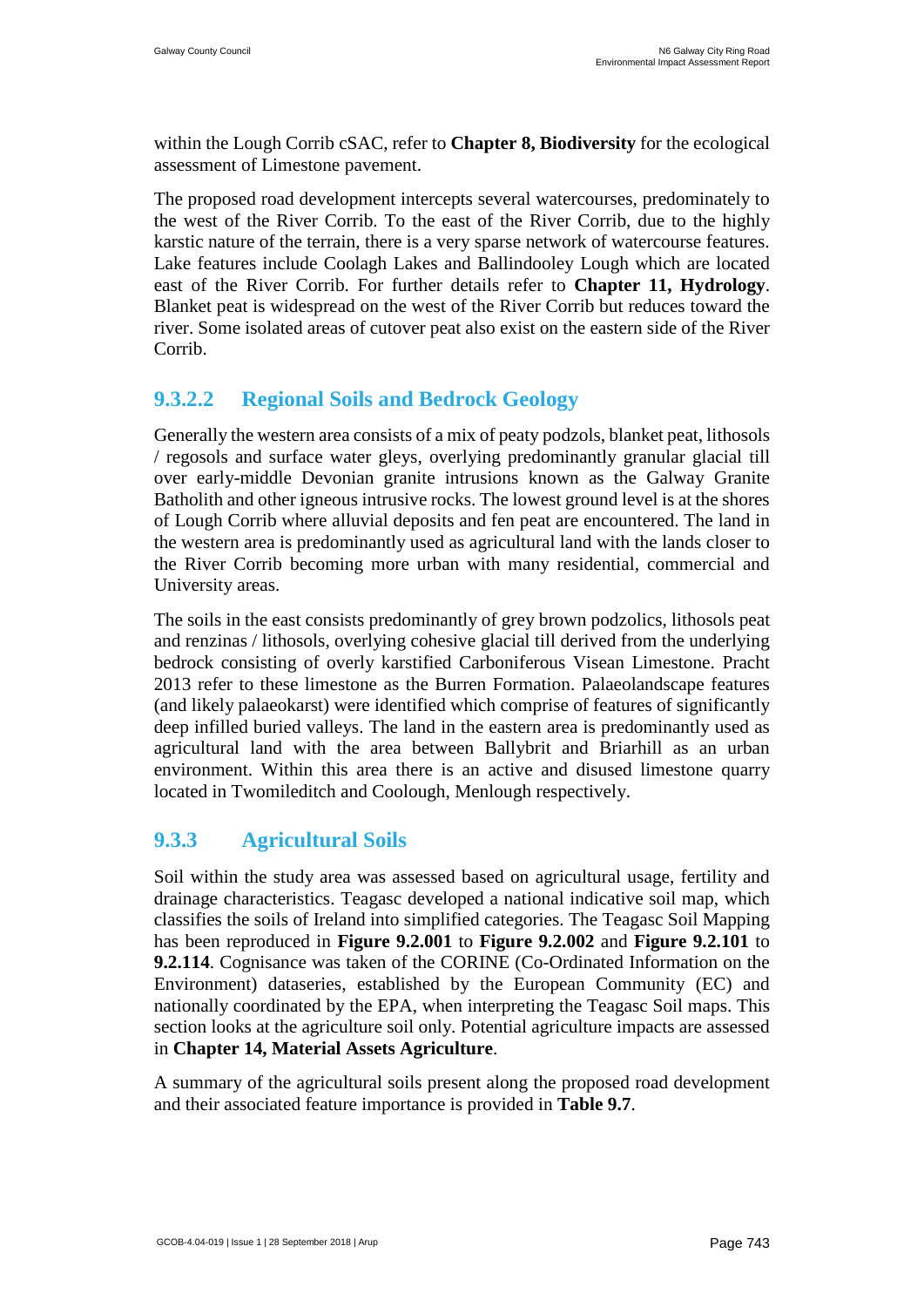within the Lough Corrib cSAC, refer to **Chapter 8, Biodiversity** for the ecological assessment of Limestone pavement.

The proposed road development intercepts several watercourses, predominately to the west of the River Corrib. To the east of the River Corrib, due to the highly karstic nature of the terrain, there is a very sparse network of watercourse features. Lake features include Coolagh Lakes and Ballindooley Lough which are located east of the River Corrib. For further details refer to **Chapter 11, Hydrology**. Blanket peat is widespread on the west of the River Corrib but reduces toward the river. Some isolated areas of cutover peat also exist on the eastern side of the River Corrib.

#### 9.3.2.2 Regional Soils and Bedrock Geology

Generally the western area consists of a mix of peaty podzols, blanket peat, lithosols / regosols and surface water gleys, overlying predominantly granular glacial till over early-middle Devonian granite intrusions known as the Galway Granite Batholith and other igneous intrusive rocks. The lowest ground level is at the shores of Lough Corrib where alluvial deposits and fen peat are encountered. The land in the western area is predominantly used as agricultural land with the lands closer to the River Corrib becoming more urban with many residential, commercial and University areas.

The soils in the east consists predominantly of grey brown podzolics, lithosols peat and renzinas / lithosols, overlying cohesive glacial till derived from the underlying bedrock consisting of overly karstified Carboniferous Visean Limestone. Pracht 2013 refer to these limestone as the Burren Formation. Palaeolandscape features (and likely palaeokarst) were identified which comprise of features of significantly deep infilled buried valleys. The land in the eastern area is predominantly used as agricultural land with the area between Ballybrit and Briarhill as an urban environment. Within this area there is an active and disused limestone quarry located in Twomileditch and Coolough, Menlough respectively.

### 9.3.3 Agricultural Soils

Soil within the study area was assessed based on agricultural usage, fertility and drainage characteristics. Teagasc developed a national indicative soil map, which classifies the soils of Ireland into simplified categories. The Teagasc Soil Mapping has been reproduced in **Figure 9.2.001** to **Figure 9.2.002** and **Figure 9.2.101** to **9.2.114**. Cognisance was taken of the CORINE (Co-Ordinated Information on the Environment) dataseries, established by the European Community (EC) and nationally coordinated by the EPA, when interpreting the Teagasc Soil maps. This section looks at the agriculture soil only. Potential agriculture impacts are assessed in **Chapter 14, Material Assets Agriculture**.

A summary of the agricultural soils present along the proposed road development and their associated feature importance is provided in **Table 9.7**.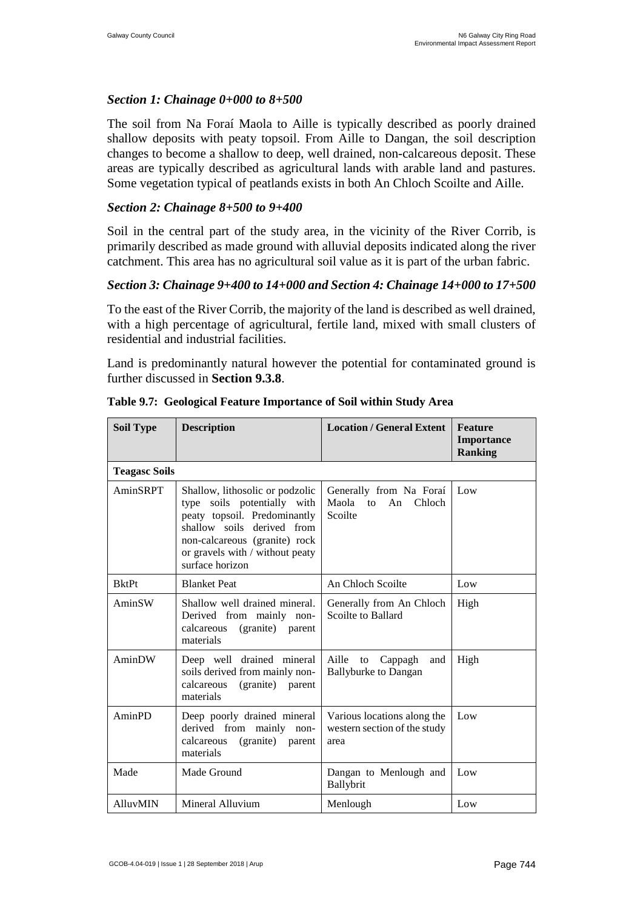### *Section 1: Chainage 0+000 to 8+500*

The soil from Na Foraí Maola to Aille is typically described as poorly drained shallow deposits with peaty topsoil. From Aille to Dangan, the soil description changes to become a shallow to deep, well drained, non-calcareous deposit. These areas are typically described as agricultural lands with arable land and pastures. Some vegetation typical of peatlands exists in both An Chloch Scoilte and Aille.

### *Section 2: Chainage 8+500 to 9+400*

Soil in the central part of the study area, in the vicinity of the River Corrib, is primarily described as made ground with alluvial deposits indicated along the river catchment. This area has no agricultural soil value as it is part of the urban fabric.

### *Section 3: Chainage 9+400 to 14+000 and Section 4: Chainage 14+000 to 17+500*

To the east of the River Corrib, the majority of the land is described as well drained, with a high percentage of agricultural, fertile land, mixed with small clusters of residential and industrial facilities.

Land is predominantly natural however the potential for contaminated ground is further discussed in **Section 9.3.8**.

**Table 9.7: Geological Feature Importance of Soil within Study Area**

| Soil Type | Description | Location / General Extent | Feature Importance Ranking |
|---|---|---|---|
| **Teagasc Soils** | | | |
| AminSRPT | Shallow, lithosolic or podzolic type soils potentially with peaty topsoil. Predominantly shallow soils derived from non-calcareous (granite) rock or gravels with / without peaty surface horizon | Generally from Na Foraí Maola to An Chloch Scoilte | Low |
| BktPt | Blanket Peat | An Chloch Scoilte | Low |
| AminSW | Shallow well drained mineral. Derived from mainly non-calcareous (granite) parent materials | Generally from An Chloch Scoilte to Ballard | High |
| AminDW | Deep well drained mineral soils derived from mainly non-calcareous (granite) parent materials | Aille to Cappagh and Ballyburke to Dangan | High |
| AminPD | Deep poorly drained mineral derived from mainly non-calcareous (granite) parent materials | Various locations along the western section of the study area | Low |
| Made | Made Ground | Dangan to Menlough and Ballybrit | Low |
| AlluvMIN | Mineral Alluvium | Menlough | Low |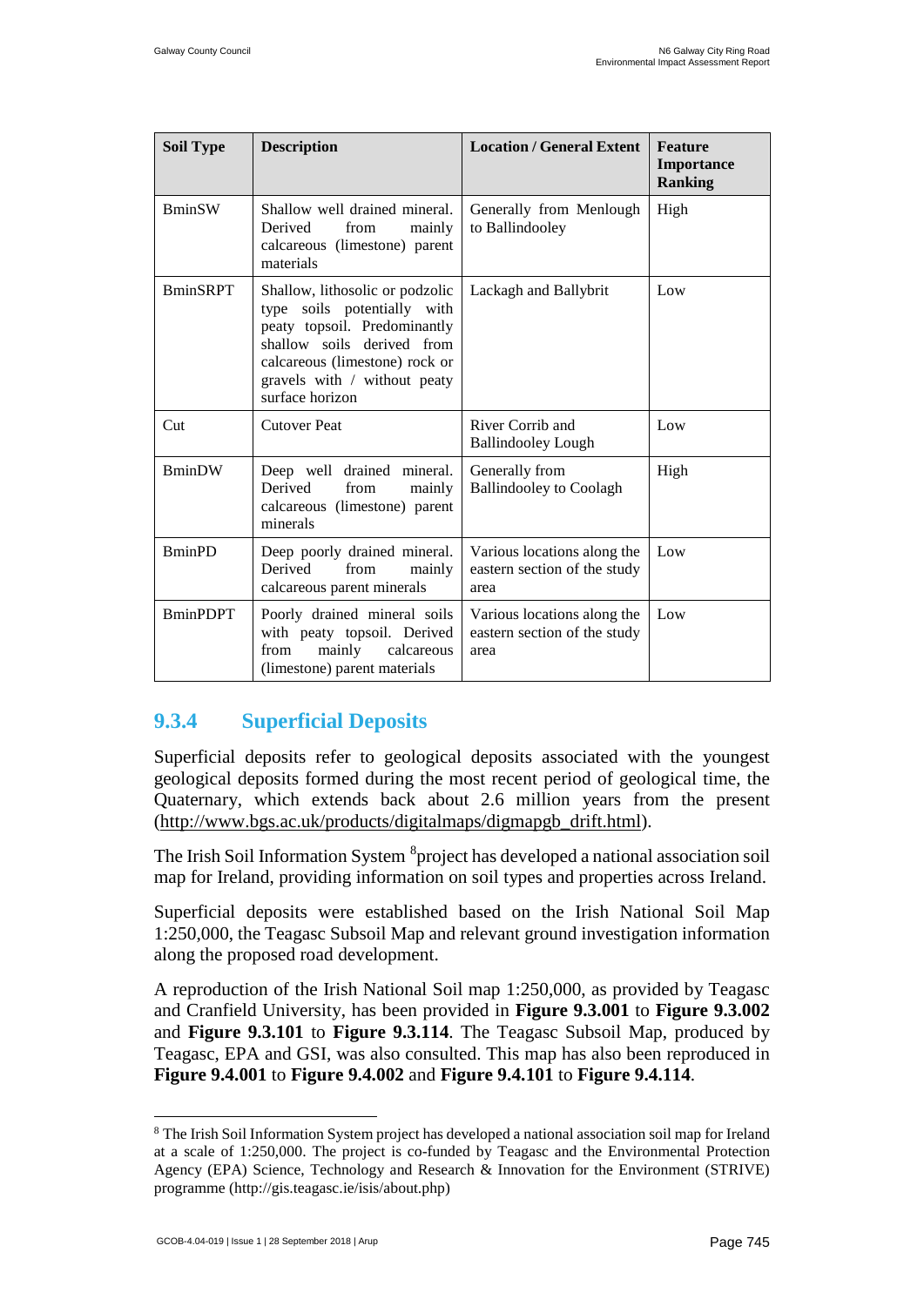| Soil Type | Description | Location / General Extent | Feature Importance Ranking |
|---|---|---|---|
| BminSW | Shallow well drained mineral. Derived from mainly calcareous (limestone) parent materials | Generally from Menlough to Ballindooley | High |
| BminSRPT | Shallow, lithosolic or podzolic type soils potentially with peaty topsoil. Predominantly shallow soils derived from calcareous (limestone) rock or gravels with / without peaty surface horizon | Lackagh and Ballybrit | Low |
| Cut | Cutover Peat | River Corrib and Ballindooley Lough | Low |
| BminDW | Deep well drained mineral. Derived from mainly calcareous (limestone) parent minerals | Generally from Ballindooley to Coolagh | High |
| BminPD | Deep poorly drained mineral. Derived from mainly calcareous parent minerals | Various locations along the eastern section of the study area | Low |
| BminPDPT | Poorly drained mineral soils with peaty topsoil. Derived from mainly calcareous (limestone) parent materials | Various locations along the eastern section of the study area | Low |

### 9.3.4 Superficial Deposits

Superficial deposits refer to geological deposits associated with the youngest geological deposits formed during the most recent period of geological time, the Quaternary, which extends back about 2.6 million years from the present (http://www.bgs.ac.uk/products/digitalmaps/digmapgb_drift.html).

The Irish Soil Information System [8]project has developed a national association soil map for Ireland, providing information on soil types and properties across Ireland.

Superficial deposits were established based on the Irish National Soil Map 1:250,000, the Teagasc Subsoil Map and relevant ground investigation information along the proposed road development.

A reproduction of the Irish National Soil map 1:250,000, as provided by Teagasc and Cranfield University, has been provided in **Figure 9.3.001** to **Figure 9.3.002** and **Figure 9.3.101** to **Figure 9.3.114**. The Teagasc Subsoil Map, produced by Teagasc, EPA and GSI, was also consulted. This map has also been reproduced in **Figure 9.4.001** to **Figure 9.4.002** and **Figure 9.4.101** to **Figure 9.4.114**.

---

[8] The Irish Soil Information System project has developed a national association soil map for Ireland at a scale of 1:250,000. The project is co-funded by Teagasc and the Environmental Protection Agency (EPA) Science, Technology and Research & Innovation for the Environment (STRIVE) programme (http://gis.teagasc.ie/isis/about.php)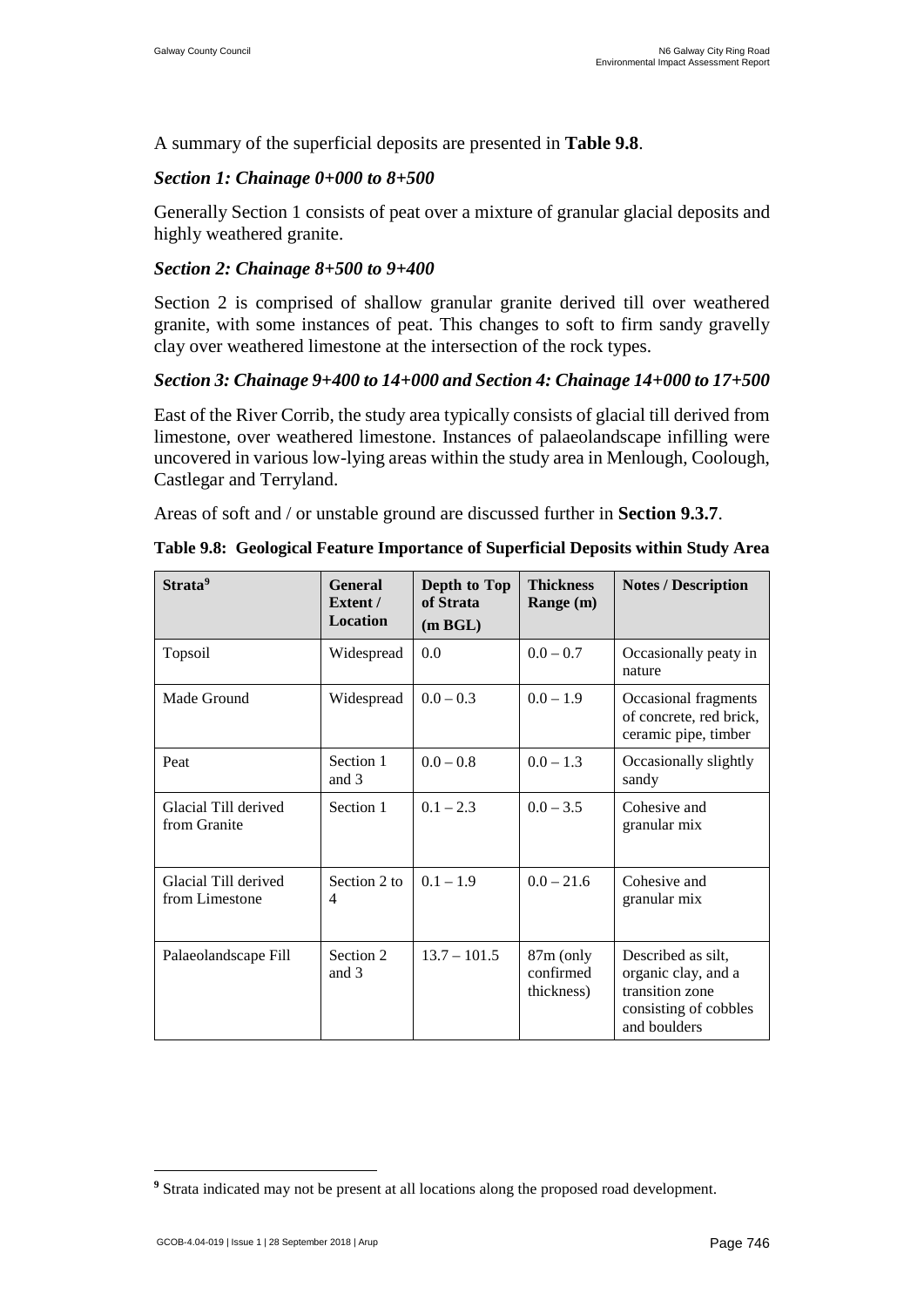A summary of the superficial deposits are presented in **Table 9.8**.

### *Section 1: Chainage 0+000 to 8+500*

Generally Section 1 consists of peat over a mixture of granular glacial deposits and highly weathered granite.

### *Section 2: Chainage 8+500 to 9+400*

Section 2 is comprised of shallow granular granite derived till over weathered granite, with some instances of peat. This changes to soft to firm sandy gravelly clay over weathered limestone at the intersection of the rock types.

### *Section 3: Chainage 9+400 to 14+000 and Section 4: Chainage 14+000 to 17+500*

East of the River Corrib, the study area typically consists of glacial till derived from limestone, over weathered limestone. Instances of palaeolandscape infilling were uncovered in various low-lying areas within the study area in Menlough, Coolough, Castlegar and Terryland.

Areas of soft and / or unstable ground are discussed further in **Section 9.3.7**.

**Table 9.8: Geological Feature Importance of Superficial Deposits within Study Area**

| Strata[9] | General Extent / Location | Depth to Top of Strata (m BGL) | Thickness Range (m) | Notes / Description |
|---|---|---|---|---|
| Topsoil | Widespread | 0.0 | 0.0 – 0.7 | Occasionally peaty in nature |
| Made Ground | Widespread | 0.0 – 0.3 | 0.0 – 1.9 | Occasional fragments of concrete, red brick, ceramic pipe, timber |
| Peat | Section 1 and 3 | 0.0 – 0.8 | 0.0 – 1.3 | Occasionally slightly sandy |
| Glacial Till derived from Granite | Section 1 | 0.1 – 2.3 | 0.0 – 3.5 | Cohesive and granular mix |
| Glacial Till derived from Limestone | Section 2 to 4 | 0.1 – 1.9 | 0.0 – 21.6 | Cohesive and granular mix |
| Palaeolandscape Fill | Section 2 and 3 | 13.7 – 101.5 | 87m (only confirmed thickness) | Described as silt, organic clay, and a transition zone consisting of cobbles and boulders |

[9] Strata indicated may not be present at all locations along the proposed road development.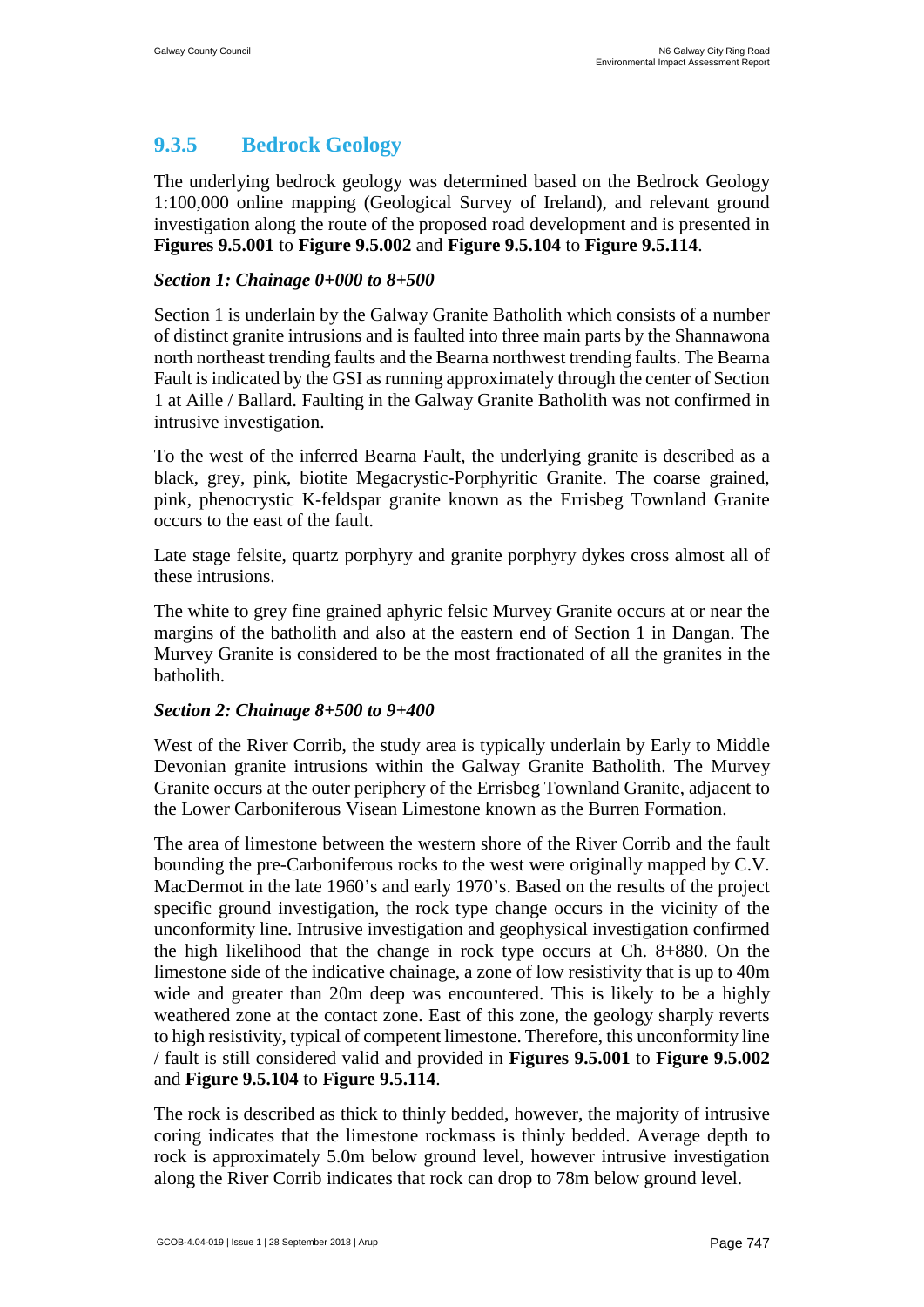### 9.3.5 Bedrock Geology

The underlying bedrock geology was determined based on the Bedrock Geology 1:100,000 online mapping (Geological Survey of Ireland), and relevant ground investigation along the route of the proposed road development and is presented in **Figures 9.5.001** to **Figure 9.5.002** and **Figure 9.5.104** to **Figure 9.5.114**.

***Section 1: Chainage 0+000 to 8+500***

Section 1 is underlain by the Galway Granite Batholith which consists of a number of distinct granite intrusions and is faulted into three main parts by the Shannawona north northeast trending faults and the Bearna northwest trending faults. The Bearna Fault is indicated by the GSI as running approximately through the center of Section 1 at Aille / Ballard. Faulting in the Galway Granite Batholith was not confirmed in intrusive investigation.

To the west of the inferred Bearna Fault, the underlying granite is described as a black, grey, pink, biotite Megacrystic-Porphyritic Granite. The coarse grained, pink, phenocrystic K-feldspar granite known as the Errisbeg Townland Granite occurs to the east of the fault.

Late stage felsite, quartz porphyry and granite porphyry dykes cross almost all of these intrusions.

The white to grey fine grained aphyric felsic Murvey Granite occurs at or near the margins of the batholith and also at the eastern end of Section 1 in Dangan. The Murvey Granite is considered to be the most fractionated of all the granites in the batholith.

***Section 2: Chainage 8+500 to 9+400***

West of the River Corrib, the study area is typically underlain by Early to Middle Devonian granite intrusions within the Galway Granite Batholith. The Murvey Granite occurs at the outer periphery of the Errisbeg Townland Granite, adjacent to the Lower Carboniferous Visean Limestone known as the Burren Formation.

The area of limestone between the western shore of the River Corrib and the fault bounding the pre-Carboniferous rocks to the west were originally mapped by C.V. MacDermot in the late 1960's and early 1970's. Based on the results of the project specific ground investigation, the rock type change occurs in the vicinity of the unconformity line. Intrusive investigation and geophysical investigation confirmed the high likelihood that the change in rock type occurs at Ch. 8+880. On the limestone side of the indicative chainage, a zone of low resistivity that is up to 40m wide and greater than 20m deep was encountered. This is likely to be a highly weathered zone at the contact zone. East of this zone, the geology sharply reverts to high resistivity, typical of competent limestone. Therefore, this unconformity line / fault is still considered valid and provided in **Figures 9.5.001** to **Figure 9.5.002** and **Figure 9.5.104** to **Figure 9.5.114**.

The rock is described as thick to thinly bedded, however, the majority of intrusive coring indicates that the limestone rockmass is thinly bedded. Average depth to rock is approximately 5.0m below ground level, however intrusive investigation along the River Corrib indicates that rock can drop to 78m below ground level.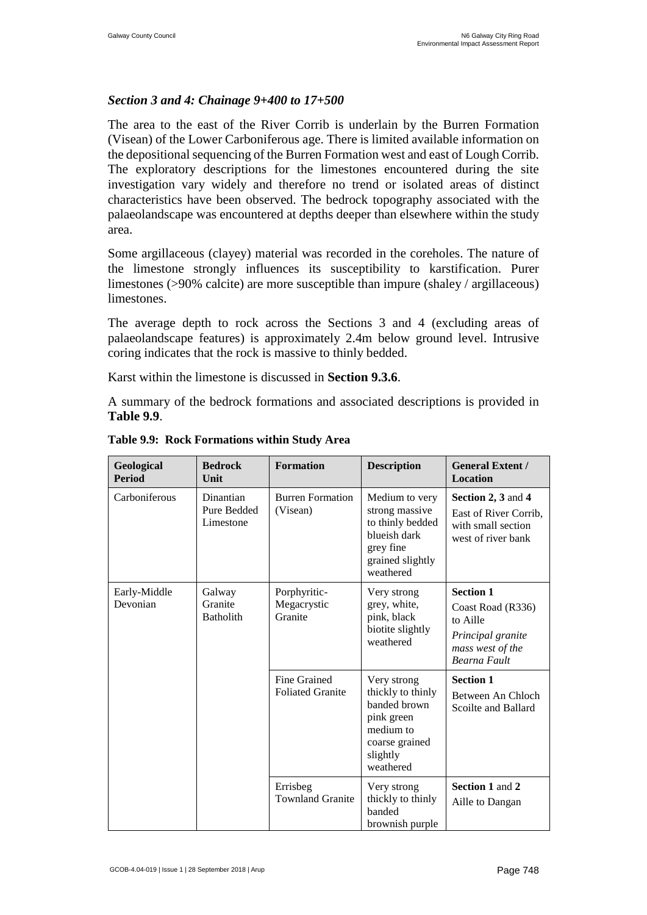### *Section 3 and 4: Chainage 9+400 to 17+500*

The area to the east of the River Corrib is underlain by the Burren Formation (Visean) of the Lower Carboniferous age. There is limited available information on the depositional sequencing of the Burren Formation west and east of Lough Corrib. The exploratory descriptions for the limestones encountered during the site investigation vary widely and therefore no trend or isolated areas of distinct characteristics have been observed. The bedrock topography associated with the palaeolandscape was encountered at depths deeper than elsewhere within the study area.

Some argillaceous (clayey) material was recorded in the coreholes. The nature of the limestone strongly influences its susceptibility to karstification. Purer limestones (>90% calcite) are more susceptible than impure (shaley / argillaceous) limestones.

The average depth to rock across the Sections 3 and 4 (excluding areas of palaeolandscape features) is approximately 2.4m below ground level. Intrusive coring indicates that the rock is massive to thinly bedded.

Karst within the limestone is discussed in **Section 9.3.6**.

A summary of the bedrock formations and associated descriptions is provided in **Table 9.9**.

**Table 9.9: Rock Formations within Study Area**

| Geological Period | Bedrock Unit | Formation | Description | General Extent / Location |
|---|---|---|---|---|
| Carboniferous | Dinantian Pure Bedded Limestone | Burren Formation (Visean) | Medium to very strong massive to thinly bedded blueish dark grey fine grained slightly weathered | **Section 2, 3** and **4** East of River Corrib, with small section west of river bank |
| Early-Middle Devonian | Galway Granite Batholith | Porphyritic-Megacrystic Granite | Very strong grey, white, pink, black biotite slightly weathered | **Section 1** Coast Road (R336) to Aille *Principal granite mass west of the Bearna Fault* |
| | | Fine Grained Foliated Granite | Very strong thickly to thinly banded brown pink green medium to coarse grained slightly weathered | **Section 1** Between An Chloch Scoilte and Ballard |
| | | Errisbeg Townland Granite | Very strong thickly to thinly banded brownish purple | **Section 1** and **2** Aille to Dangan |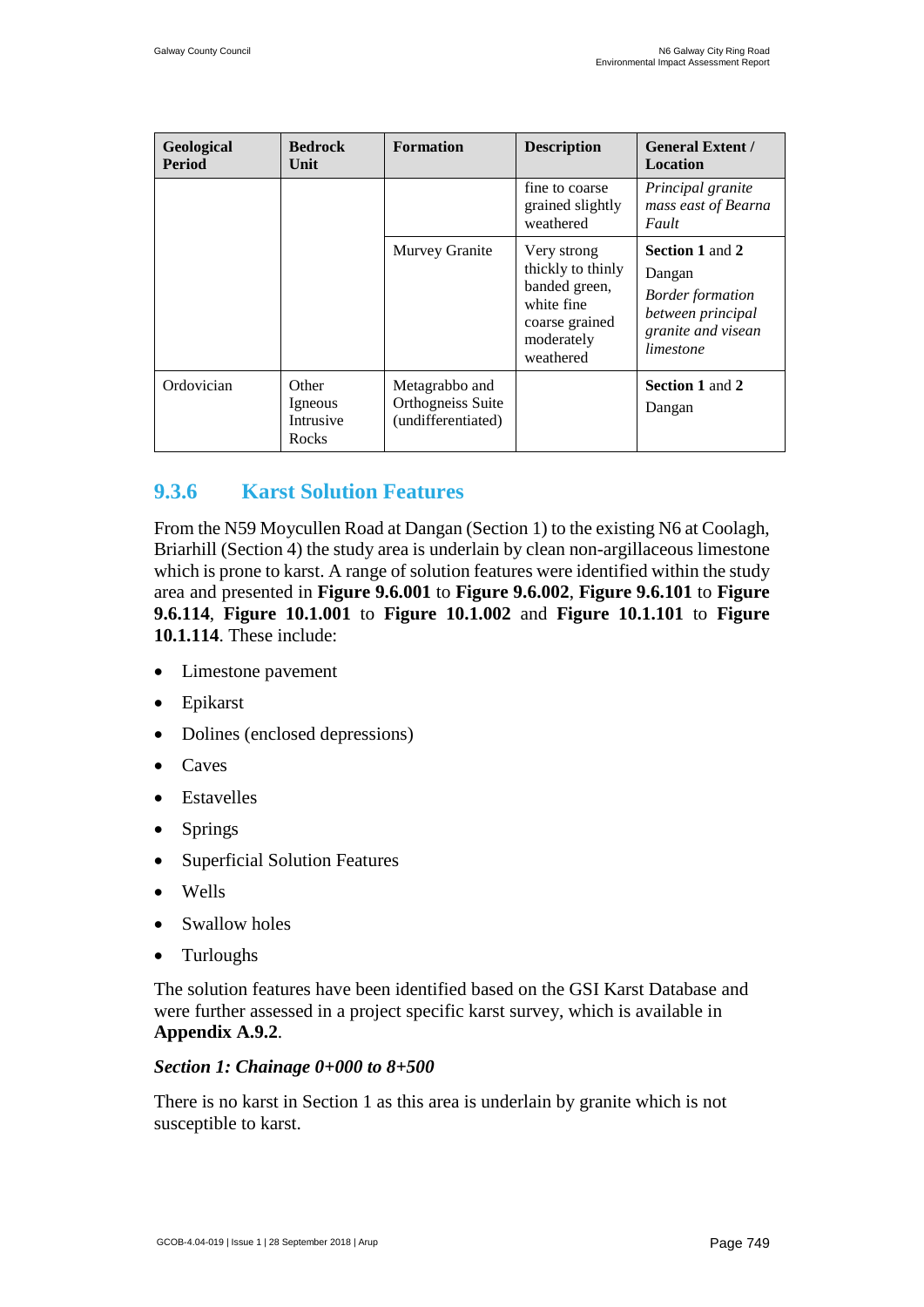| Geological Period | Bedrock Unit | Formation | Description | General Extent / Location |
|---|---|---|---|---|
| | | | fine to coarse grained slightly weathered | *Principal granite mass east of Bearna Fault* |
| | | Murvey Granite | Very strong thickly to thinly banded green, white fine coarse grained moderately weathered | **Section 1** and **2** Dangan *Border formation between principal granite and visean limestone* |
| Ordovician | Other Igneous Intrusive Rocks | Metagrabbo and Orthogneiss Suite (undifferentiated) | | **Section 1** and **2** Dangan |

### 9.3.6 Karst Solution Features

From the N59 Moycullen Road at Dangan (Section 1) to the existing N6 at Coolagh, Briarhill (Section 4) the study area is underlain by clean non-argillaceous limestone which is prone to karst. A range of solution features were identified within the study area and presented in **Figure 9.6.001** to **Figure 9.6.002**, **Figure 9.6.101** to **Figure 9.6.114**, **Figure 10.1.001** to **Figure 10.1.002** and **Figure 10.1.101** to **Figure 10.1.114**. These include:

- Limestone pavement
- Epikarst
- Dolines (enclosed depressions)
- Caves
- Estavelles
- Springs
- Superficial Solution Features
- Wells
- Swallow holes
- Turloughs

The solution features have been identified based on the GSI Karst Database and were further assessed in a project specific karst survey, which is available in **Appendix A.9.2**.

***Section 1: Chainage 0+000 to 8+500***

There is no karst in Section 1 as this area is underlain by granite which is not susceptible to karst.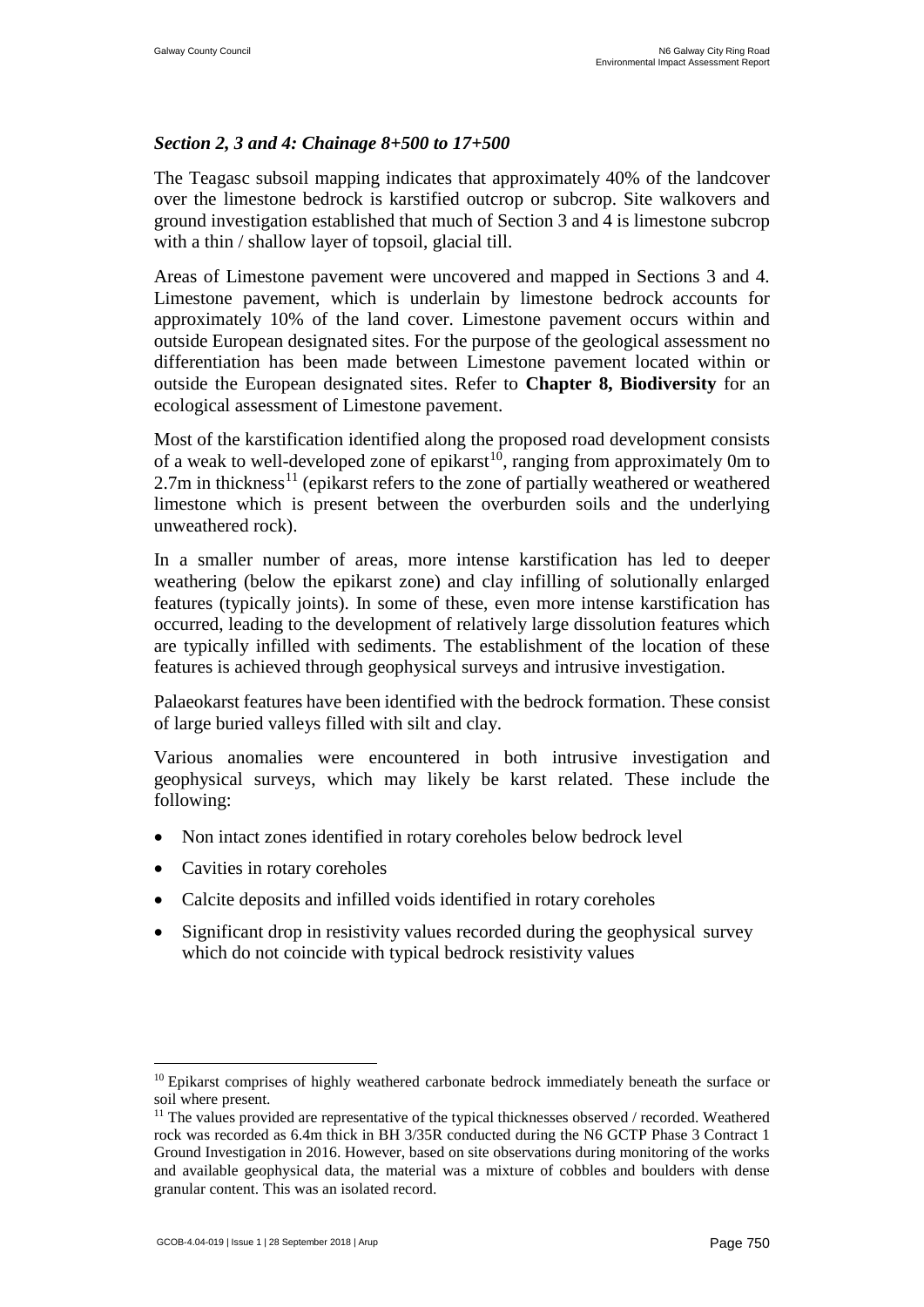### *Section 2, 3 and 4: Chainage 8+500 to 17+500*

The Teagasc subsoil mapping indicates that approximately 40% of the landcover over the limestone bedrock is karstified outcrop or subcrop. Site walkovers and ground investigation established that much of Section 3 and 4 is limestone subcrop with a thin / shallow layer of topsoil, glacial till.

Areas of Limestone pavement were uncovered and mapped in Sections 3 and 4. Limestone pavement, which is underlain by limestone bedrock accounts for approximately 10% of the land cover. Limestone pavement occurs within and outside European designated sites. For the purpose of the geological assessment no differentiation has been made between Limestone pavement located within or outside the European designated sites. Refer to **Chapter 8, Biodiversity** for an ecological assessment of Limestone pavement.

Most of the karstification identified along the proposed road development consists of a weak to well-developed zone of epikarst[10], ranging from approximately 0m to 2.7m in thickness[11] (epikarst refers to the zone of partially weathered or weathered limestone which is present between the overburden soils and the underlying unweathered rock).

In a smaller number of areas, more intense karstification has led to deeper weathering (below the epikarst zone) and clay infilling of solutionally enlarged features (typically joints). In some of these, even more intense karstification has occurred, leading to the development of relatively large dissolution features which are typically infilled with sediments. The establishment of the location of these features is achieved through geophysical surveys and intrusive investigation.

Palaeokarst features have been identified with the bedrock formation. These consist of large buried valleys filled with silt and clay.

Various anomalies were encountered in both intrusive investigation and geophysical surveys, which may likely be karst related. These include the following:

- Non intact zones identified in rotary coreholes below bedrock level
- Cavities in rotary coreholes
- Calcite deposits and infilled voids identified in rotary coreholes
- Significant drop in resistivity values recorded during the geophysical survey which do not coincide with typical bedrock resistivity values

---

[10] Epikarst comprises of highly weathered carbonate bedrock immediately beneath the surface or soil where present.

[11] The values provided are representative of the typical thicknesses observed / recorded. Weathered rock was recorded as 6.4m thick in BH 3/35R conducted during the N6 GCTP Phase 3 Contract 1 Ground Investigation in 2016. However, based on site observations during monitoring of the works and available geophysical data, the material was a mixture of cobbles and boulders with dense granular content. This was an isolated record.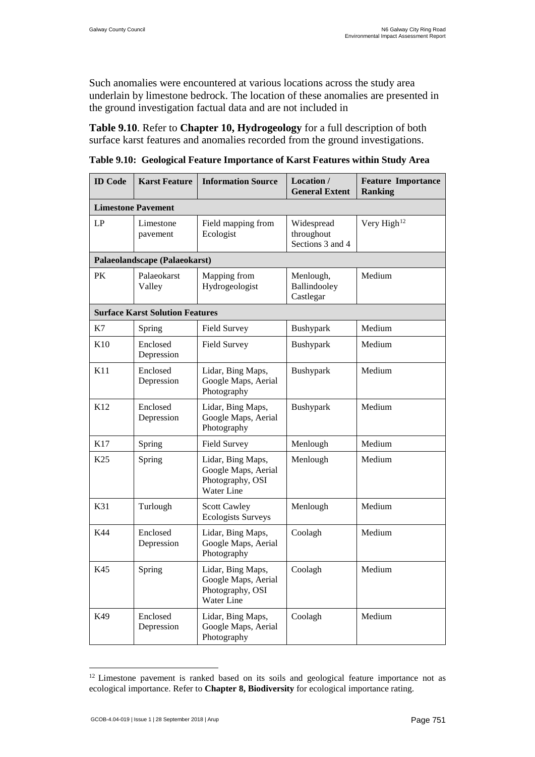Such anomalies were encountered at various locations across the study area underlain by limestone bedrock. The location of these anomalies are presented in the ground investigation factual data and are not included in

**Table 9.10**. Refer to **Chapter 10, Hydrogeology** for a full description of both surface karst features and anomalies recorded from the ground investigations.

**Table 9.10: Geological Feature Importance of Karst Features within Study Area**

| ID Code | Karst Feature | Information Source | Location / General Extent | Feature Importance Ranking |
|---|---|---|---|---|
| **Limestone Pavement** | | | | |
| LP | Limestone pavement | Field mapping from Ecologist | Widespread throughout Sections 3 and 4 | Very High[12] |
| **Palaeolandscape (Palaeokarst)** | | | | |
| PK | Palaeokarst Valley | Mapping from Hydrogeologist | Menlough, Ballindooley Castlegar | Medium |
| **Surface Karst Solution Features** | | | | |
| K7 | Spring | Field Survey | Bushypark | Medium |
| K10 | Enclosed Depression | Field Survey | Bushypark | Medium |
| K11 | Enclosed Depression | Lidar, Bing Maps, Google Maps, Aerial Photography | Bushypark | Medium |
| K12 | Enclosed Depression | Lidar, Bing Maps, Google Maps, Aerial Photography | Bushypark | Medium |
| K17 | Spring | Field Survey | Menlough | Medium |
| K25 | Spring | Lidar, Bing Maps, Google Maps, Aerial Photography, OSI Water Line | Menlough | Medium |
| K31 | Turlough | Scott Cawley Ecologists Surveys | Menlough | Medium |
| K44 | Enclosed Depression | Lidar, Bing Maps, Google Maps, Aerial Photography | Coolagh | Medium |
| K45 | Spring | Lidar, Bing Maps, Google Maps, Aerial Photography, OSI Water Line | Coolagh | Medium |
| K49 | Enclosed Depression | Lidar, Bing Maps, Google Maps, Aerial Photography | Coolagh | Medium |

[12] Limestone pavement is ranked based on its soils and geological feature importance not as ecological importance. Refer to **Chapter 8, Biodiversity** for ecological importance rating.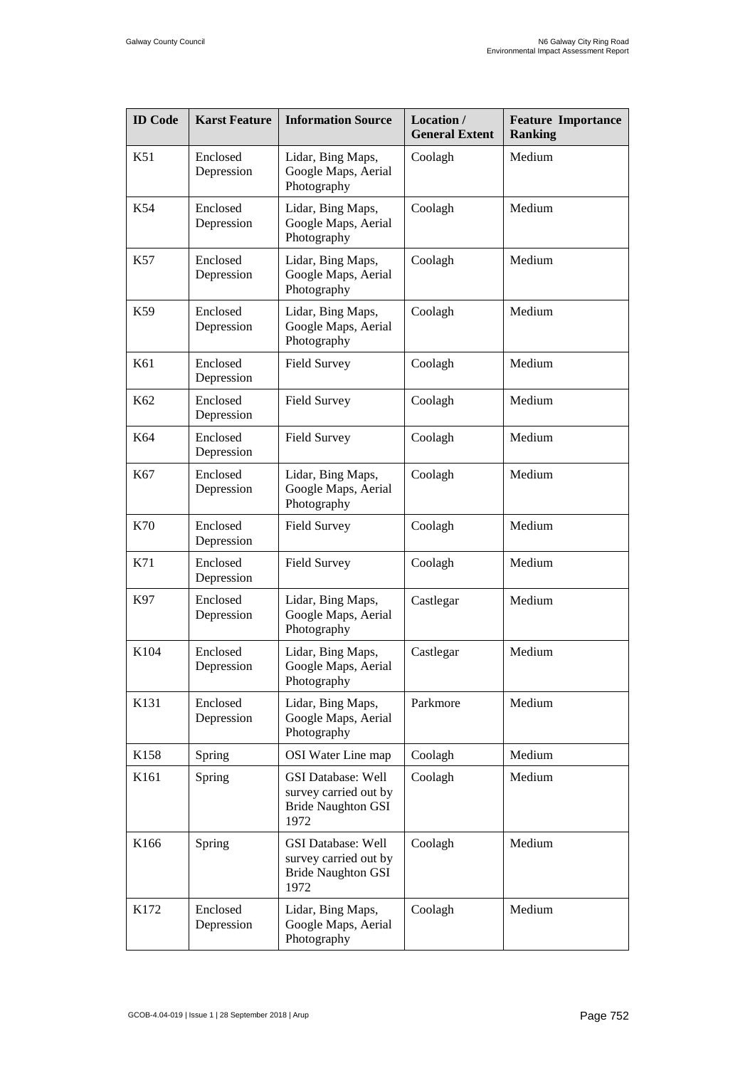| ID Code | Karst Feature | Information Source | Location / General Extent | Feature Importance Ranking |
|---|---|---|---|---|
| K51 | Enclosed Depression | Lidar, Bing Maps, Google Maps, Aerial Photography | Coolagh | Medium |
| K54 | Enclosed Depression | Lidar, Bing Maps, Google Maps, Aerial Photography | Coolagh | Medium |
| K57 | Enclosed Depression | Lidar, Bing Maps, Google Maps, Aerial Photography | Coolagh | Medium |
| K59 | Enclosed Depression | Lidar, Bing Maps, Google Maps, Aerial Photography | Coolagh | Medium |
| K61 | Enclosed Depression | Field Survey | Coolagh | Medium |
| K62 | Enclosed Depression | Field Survey | Coolagh | Medium |
| K64 | Enclosed Depression | Field Survey | Coolagh | Medium |
| K67 | Enclosed Depression | Lidar, Bing Maps, Google Maps, Aerial Photography | Coolagh | Medium |
| K70 | Enclosed Depression | Field Survey | Coolagh | Medium |
| K71 | Enclosed Depression | Field Survey | Coolagh | Medium |
| K97 | Enclosed Depression | Lidar, Bing Maps, Google Maps, Aerial Photography | Castlegar | Medium |
| K104 | Enclosed Depression | Lidar, Bing Maps, Google Maps, Aerial Photography | Castlegar | Medium |
| K131 | Enclosed Depression | Lidar, Bing Maps, Google Maps, Aerial Photography | Parkmore | Medium |
| K158 | Spring | OSI Water Line map | Coolagh | Medium |
| K161 | Spring | GSI Database: Well survey carried out by Bride Naughton GSI 1972 | Coolagh | Medium |
| K166 | Spring | GSI Database: Well survey carried out by Bride Naughton GSI 1972 | Coolagh | Medium |
| K172 | Enclosed Depression | Lidar, Bing Maps, Google Maps, Aerial Photography | Coolagh | Medium |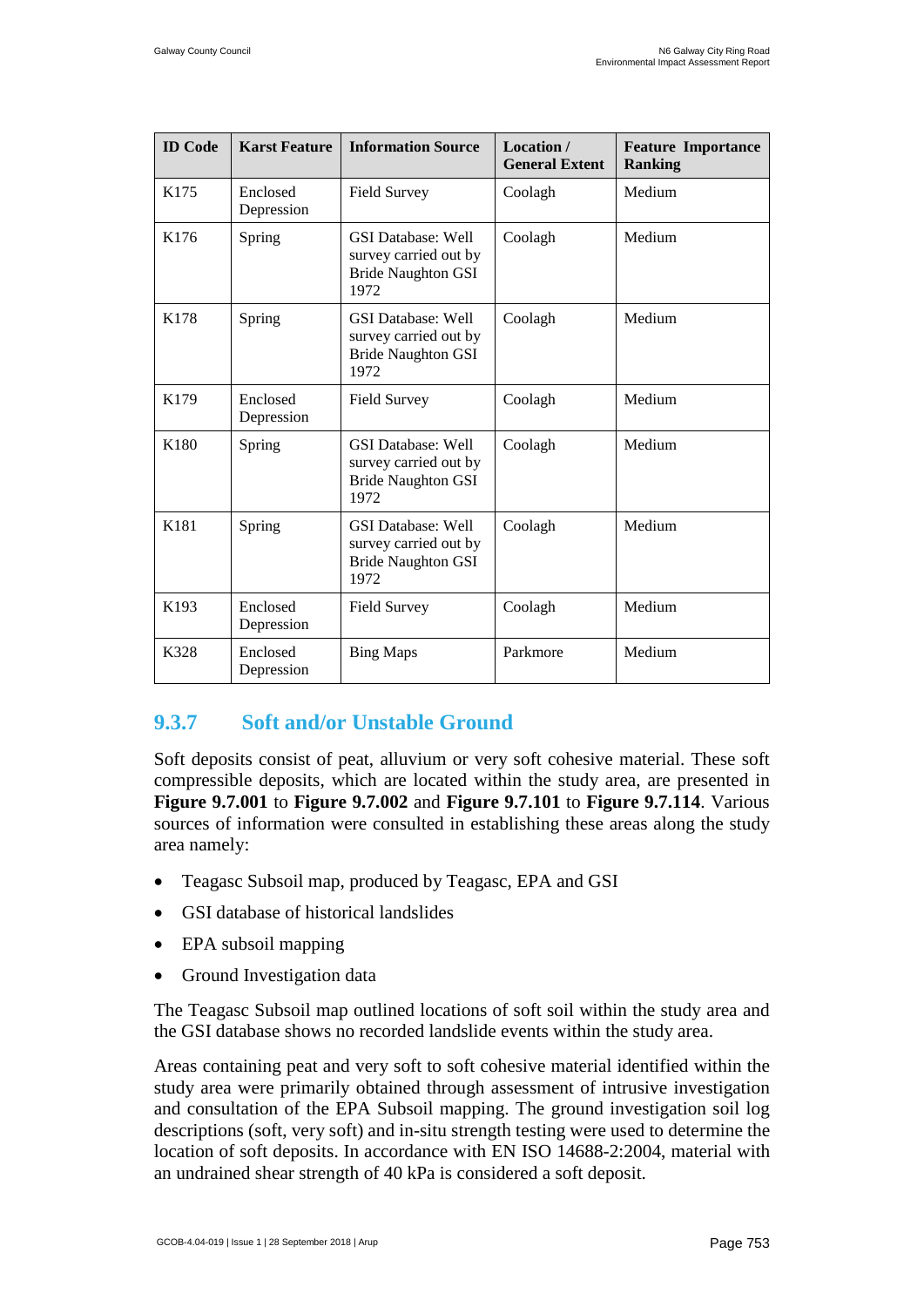| ID Code | Karst Feature | Information Source | Location / General Extent | Feature Importance Ranking |
|---|---|---|---|---|
| K175 | Enclosed Depression | Field Survey | Coolagh | Medium |
| K176 | Spring | GSI Database: Well survey carried out by Bride Naughton GSI 1972 | Coolagh | Medium |
| K178 | Spring | GSI Database: Well survey carried out by Bride Naughton GSI 1972 | Coolagh | Medium |
| K179 | Enclosed Depression | Field Survey | Coolagh | Medium |
| K180 | Spring | GSI Database: Well survey carried out by Bride Naughton GSI 1972 | Coolagh | Medium |
| K181 | Spring | GSI Database: Well survey carried out by Bride Naughton GSI 1972 | Coolagh | Medium |
| K193 | Enclosed Depression | Field Survey | Coolagh | Medium |
| K328 | Enclosed Depression | Bing Maps | Parkmore | Medium |

### 9.3.7 Soft and/or Unstable Ground

Soft deposits consist of peat, alluvium or very soft cohesive material. These soft compressible deposits, which are located within the study area, are presented in **Figure 9.7.001** to **Figure 9.7.002** and **Figure 9.7.101** to **Figure 9.7.114**. Various sources of information were consulted in establishing these areas along the study area namely:

- Teagasc Subsoil map, produced by Teagasc, EPA and GSI
- GSI database of historical landslides
- EPA subsoil mapping
- Ground Investigation data

The Teagasc Subsoil map outlined locations of soft soil within the study area and the GSI database shows no recorded landslide events within the study area.

Areas containing peat and very soft to soft cohesive material identified within the study area were primarily obtained through assessment of intrusive investigation and consultation of the EPA Subsoil mapping. The ground investigation soil log descriptions (soft, very soft) and in-situ strength testing were used to determine the location of soft deposits. In accordance with EN ISO 14688-2:2004, material with an undrained shear strength of 40 kPa is considered a soft deposit.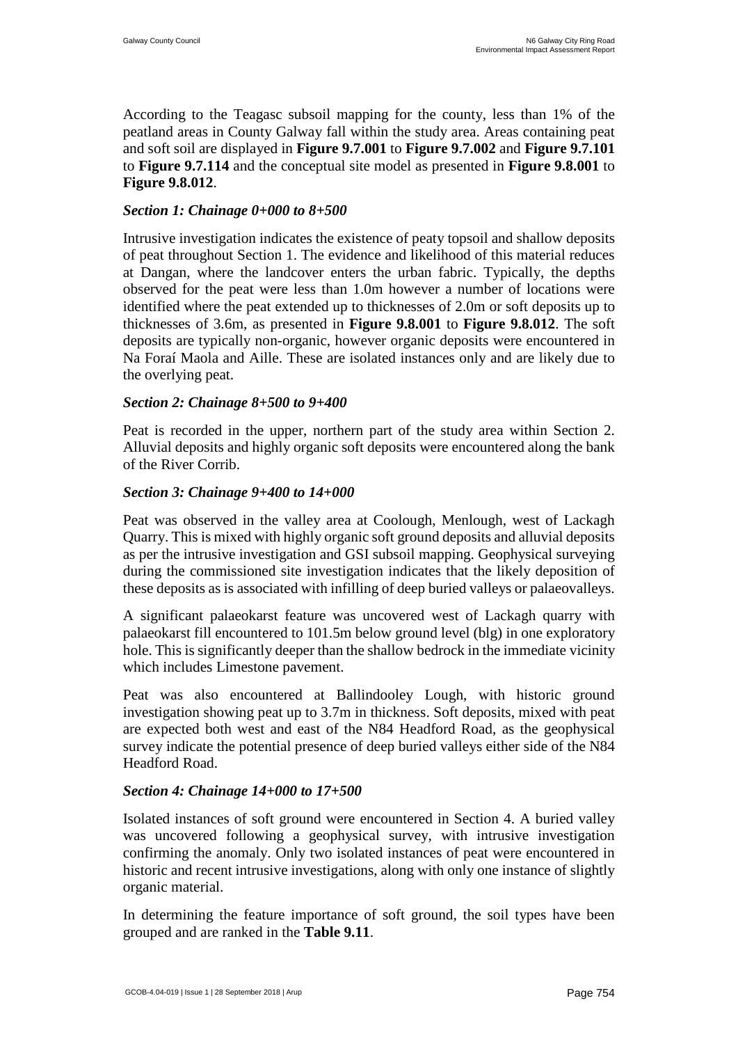According to the Teagasc subsoil mapping for the county, less than 1% of the peatland areas in County Galway fall within the study area. Areas containing peat and soft soil are displayed in **Figure 9.7.001** to **Figure 9.7.002** and **Figure 9.7.101** to **Figure 9.7.114** and the conceptual site model as presented in **Figure 9.8.001** to **Figure 9.8.012**.

### *Section 1: Chainage 0+000 to 8+500*

Intrusive investigation indicates the existence of peaty topsoil and shallow deposits of peat throughout Section 1. The evidence and likelihood of this material reduces at Dangan, where the landcover enters the urban fabric. Typically, the depths observed for the peat were less than 1.0m however a number of locations were identified where the peat extended up to thicknesses of 2.0m or soft deposits up to thicknesses of 3.6m, as presented in **Figure 9.8.001** to **Figure 9.8.012**. The soft deposits are typically non-organic, however organic deposits were encountered in Na Foraí Maola and Aille. These are isolated instances only and are likely due to the overlying peat.

### *Section 2: Chainage 8+500 to 9+400*

Peat is recorded in the upper, northern part of the study area within Section 2. Alluvial deposits and highly organic soft deposits were encountered along the bank of the River Corrib.

### *Section 3: Chainage 9+400 to 14+000*

Peat was observed in the valley area at Coolough, Menlough, west of Lackagh Quarry. This is mixed with highly organic soft ground deposits and alluvial deposits as per the intrusive investigation and GSI subsoil mapping. Geophysical surveying during the commissioned site investigation indicates that the likely deposition of these deposits as is associated with infilling of deep buried valleys or palaeovalleys.

A significant palaeokarst feature was uncovered west of Lackagh quarry with palaeokarst fill encountered to 101.5m below ground level (blg) in one exploratory hole. This is significantly deeper than the shallow bedrock in the immediate vicinity which includes Limestone pavement.

Peat was also encountered at Ballindooley Lough, with historic ground investigation showing peat up to 3.7m in thickness. Soft deposits, mixed with peat are expected both west and east of the N84 Headford Road, as the geophysical survey indicate the potential presence of deep buried valleys either side of the N84 Headford Road.

### *Section 4: Chainage 14+000 to 17+500*

Isolated instances of soft ground were encountered in Section 4. A buried valley was uncovered following a geophysical survey, with intrusive investigation confirming the anomaly. Only two isolated instances of peat were encountered in historic and recent intrusive investigations, along with only one instance of slightly organic material.

In determining the feature importance of soft ground, the soil types have been grouped and are ranked in the **Table 9.11**.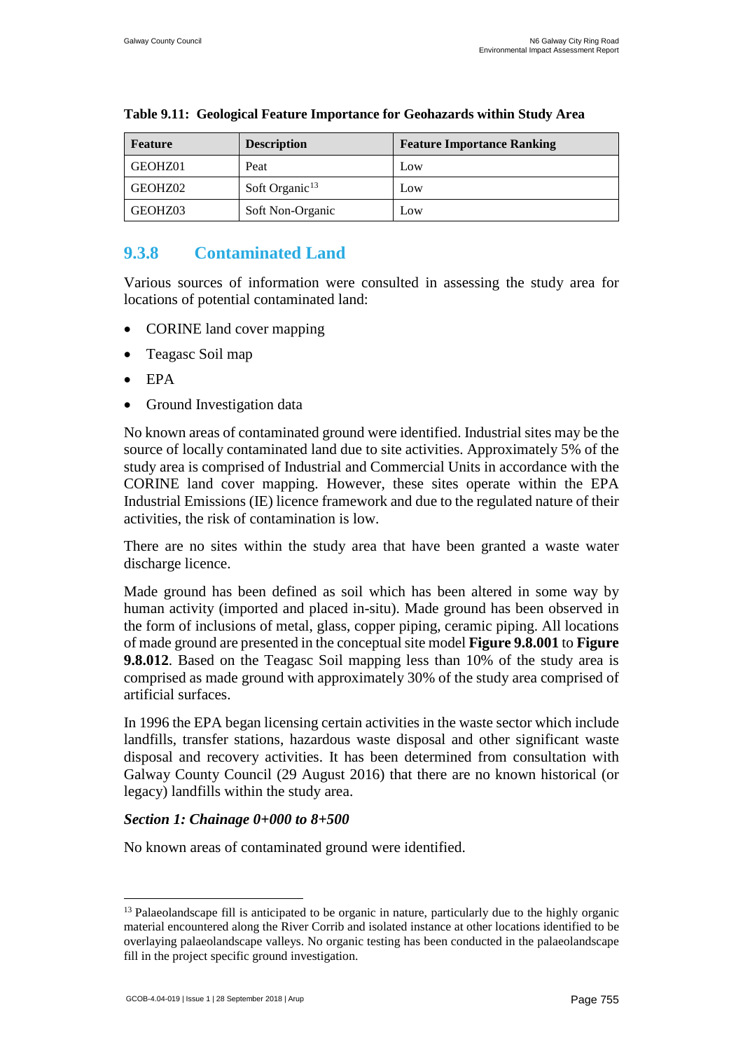**Table 9.11: Geological Feature Importance for Geohazards within Study Area**

| Feature | Description | Feature Importance Ranking |
|---|---|---|
| GEOHZ01 | Peat | Low |
| GEOHZ02 | Soft Organic[13] | Low |
| GEOHZ03 | Soft Non-Organic | Low |

### 9.3.8 Contaminated Land

Various sources of information were consulted in assessing the study area for locations of potential contaminated land:

- CORINE land cover mapping
- Teagasc Soil map
- EPA
- Ground Investigation data

No known areas of contaminated ground were identified. Industrial sites may be the source of locally contaminated land due to site activities. Approximately 5% of the study area is comprised of Industrial and Commercial Units in accordance with the CORINE land cover mapping. However, these sites operate within the EPA Industrial Emissions (IE) licence framework and due to the regulated nature of their activities, the risk of contamination is low.

There are no sites within the study area that have been granted a waste water discharge licence.

Made ground has been defined as soil which has been altered in some way by human activity (imported and placed in-situ). Made ground has been observed in the form of inclusions of metal, glass, copper piping, ceramic piping. All locations of made ground are presented in the conceptual site model **Figure 9.8.001** to **Figure 9.8.012**. Based on the Teagasc Soil mapping less than 10% of the study area is comprised as made ground with approximately 30% of the study area comprised of artificial surfaces.

In 1996 the EPA began licensing certain activities in the waste sector which include landfills, transfer stations, hazardous waste disposal and other significant waste disposal and recovery activities. It has been determined from consultation with Galway County Council (29 August 2016) that there are no known historical (or legacy) landfills within the study area.

***Section 1: Chainage 0+000 to 8+500***

No known areas of contaminated ground were identified.

---

[13] Palaeolandscape fill is anticipated to be organic in nature, particularly due to the highly organic material encountered along the River Corrib and isolated instance at other locations identified to be overlaying palaeolandscape valleys. No organic testing has been conducted in the palaeolandscape fill in the project specific ground investigation.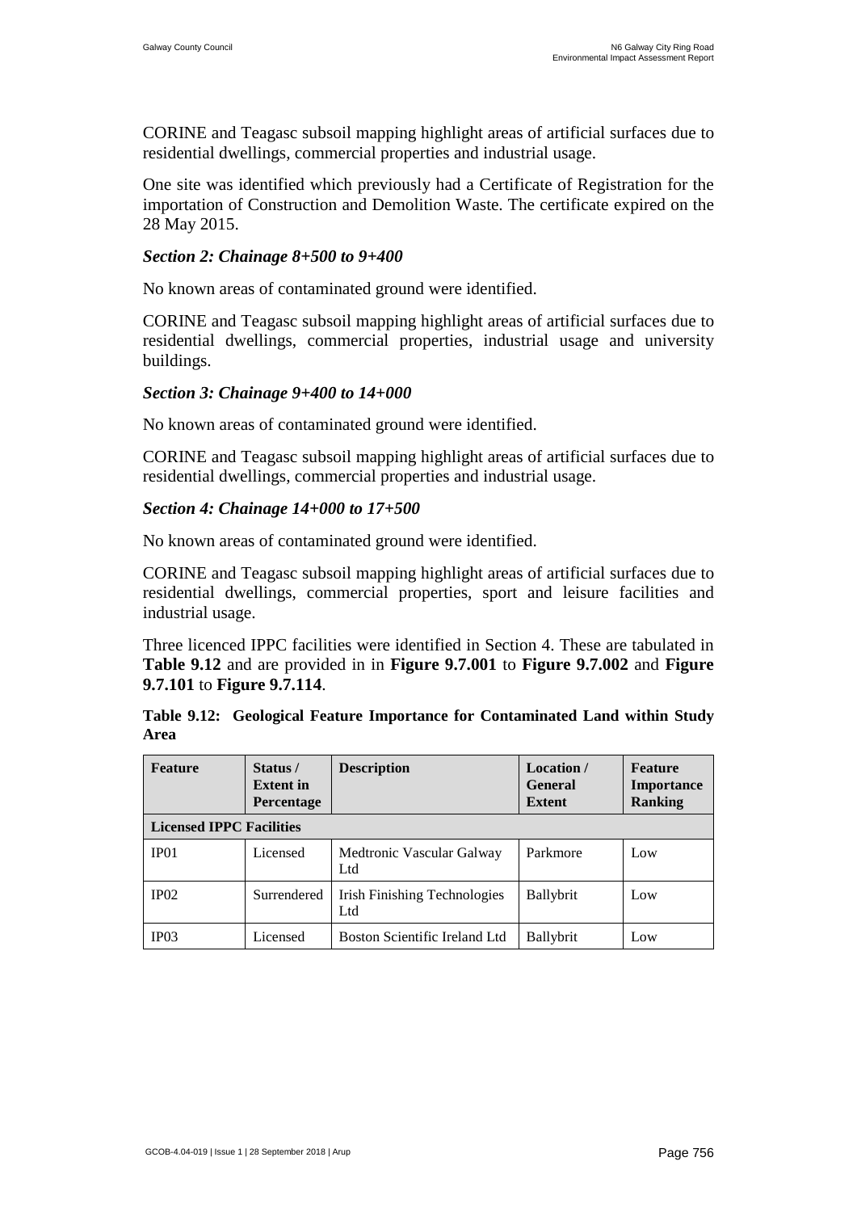CORINE and Teagasc subsoil mapping highlight areas of artificial surfaces due to residential dwellings, commercial properties and industrial usage.

One site was identified which previously had a Certificate of Registration for the importation of Construction and Demolition Waste. The certificate expired on the 28 May 2015.

### *Section 2: Chainage 8+500 to 9+400*

No known areas of contaminated ground were identified.

CORINE and Teagasc subsoil mapping highlight areas of artificial surfaces due to residential dwellings, commercial properties, industrial usage and university buildings.

### *Section 3: Chainage 9+400 to 14+000*

No known areas of contaminated ground were identified.

CORINE and Teagasc subsoil mapping highlight areas of artificial surfaces due to residential dwellings, commercial properties and industrial usage.

### *Section 4: Chainage 14+000 to 17+500*

No known areas of contaminated ground were identified.

CORINE and Teagasc subsoil mapping highlight areas of artificial surfaces due to residential dwellings, commercial properties, sport and leisure facilities and industrial usage.

Three licenced IPPC facilities were identified in Section 4. These are tabulated in **Table 9.12** and are provided in in **Figure 9.7.001** to **Figure 9.7.002** and **Figure 9.7.101** to **Figure 9.7.114**.

**Table 9.12: Geological Feature Importance for Contaminated Land within Study Area**

| Feature | Status / Extent in Percentage | Description | Location / General Extent | Feature Importance Ranking |
|---|---|---|---|---|
| **Licensed IPPC Facilities** | | | | |
| IP01 | Licensed | Medtronic Vascular Galway Ltd | Parkmore | Low |
| IP02 | Surrendered | Irish Finishing Technologies Ltd | Ballybrit | Low |
| IP03 | Licensed | Boston Scientific Ireland Ltd | Ballybrit | Low |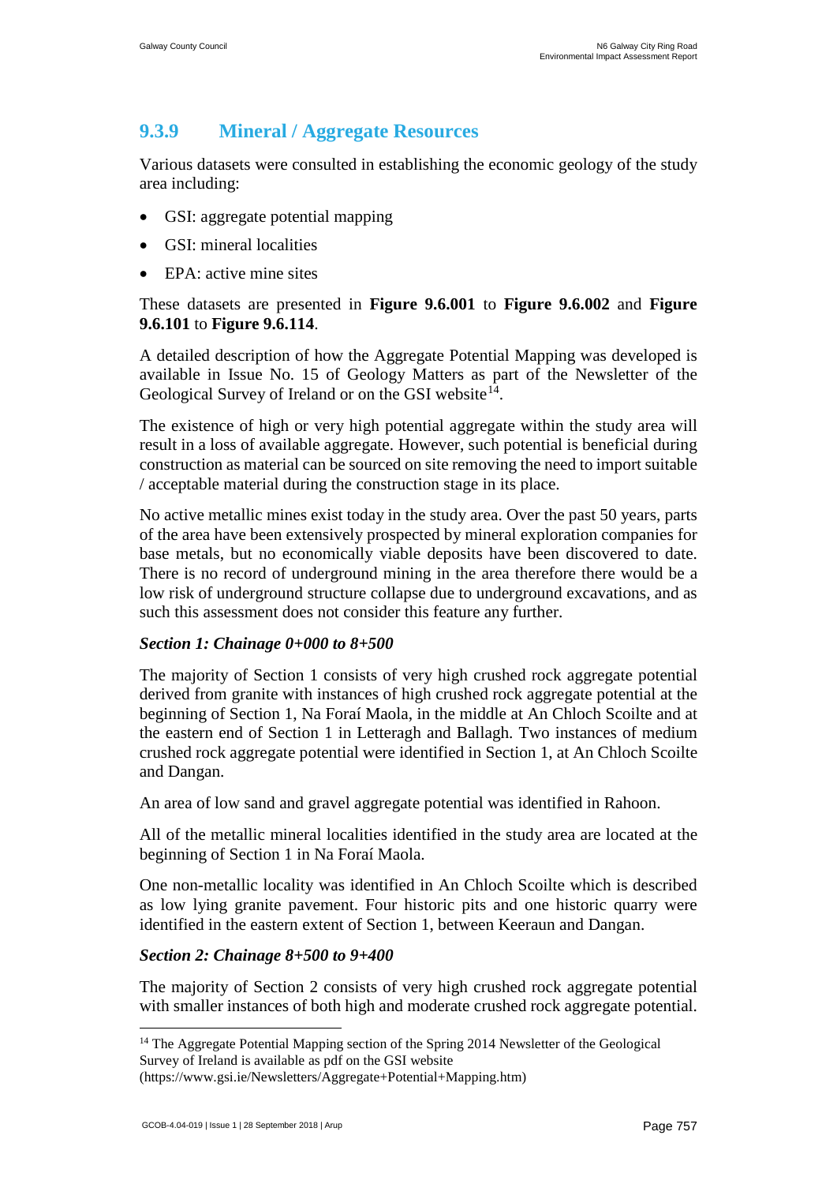### 9.3.9 Mineral / Aggregate Resources

Various datasets were consulted in establishing the economic geology of the study area including:

- GSI: aggregate potential mapping
- GSI: mineral localities
- EPA: active mine sites

These datasets are presented in **Figure 9.6.001** to **Figure 9.6.002** and **Figure 9.6.101** to **Figure 9.6.114**.

A detailed description of how the Aggregate Potential Mapping was developed is available in Issue No. 15 of Geology Matters as part of the Newsletter of the Geological Survey of Ireland or on the GSI website[14].

The existence of high or very high potential aggregate within the study area will result in a loss of available aggregate. However, such potential is beneficial during construction as material can be sourced on site removing the need to import suitable / acceptable material during the construction stage in its place.

No active metallic mines exist today in the study area. Over the past 50 years, parts of the area have been extensively prospected by mineral exploration companies for base metals, but no economically viable deposits have been discovered to date. There is no record of underground mining in the area therefore there would be a low risk of underground structure collapse due to underground excavations, and as such this assessment does not consider this feature any further.

#### *Section 1: Chainage 0+000 to 8+500*

The majority of Section 1 consists of very high crushed rock aggregate potential derived from granite with instances of high crushed rock aggregate potential at the beginning of Section 1, Na Foraí Maola, in the middle at An Chloch Scoilte and at the eastern end of Section 1 in Letteragh and Ballagh. Two instances of medium crushed rock aggregate potential were identified in Section 1, at An Chloch Scoilte and Dangan.

An area of low sand and gravel aggregate potential was identified in Rahoon.

All of the metallic mineral localities identified in the study area are located at the beginning of Section 1 in Na Foraí Maola.

One non-metallic locality was identified in An Chloch Scoilte which is described as low lying granite pavement. Four historic pits and one historic quarry were identified in the eastern extent of Section 1, between Keeraun and Dangan.

#### *Section 2: Chainage 8+500 to 9+400*

The majority of Section 2 consists of very high crushed rock aggregate potential with smaller instances of both high and moderate crushed rock aggregate potential.

---

[14] The Aggregate Potential Mapping section of the Spring 2014 Newsletter of the Geological Survey of Ireland is available as pdf on the GSI website (https://www.gsi.ie/Newsletters/Aggregate+Potential+Mapping.htm)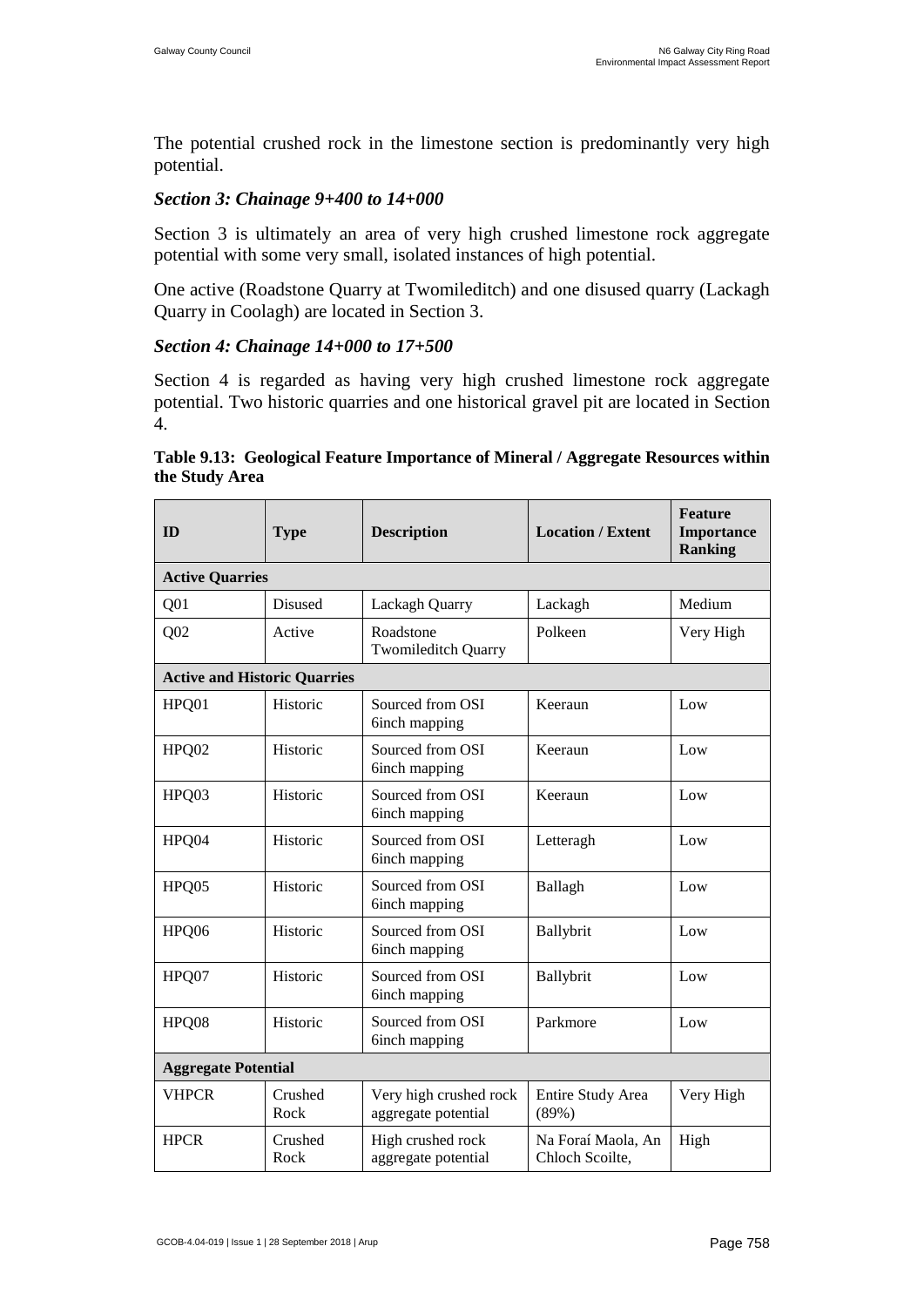The potential crushed rock in the limestone section is predominantly very high potential.

### *Section 3: Chainage 9+400 to 14+000*

Section 3 is ultimately an area of very high crushed limestone rock aggregate potential with some very small, isolated instances of high potential.

One active (Roadstone Quarry at Twomileditch) and one disused quarry (Lackagh Quarry in Coolagh) are located in Section 3.

### *Section 4: Chainage 14+000 to 17+500*

Section 4 is regarded as having very high crushed limestone rock aggregate potential. Two historic quarries and one historical gravel pit are located in Section 4.

**Table 9.13: Geological Feature Importance of Mineral / Aggregate Resources within the Study Area**

| ID | Type | Description | Location / Extent | Feature Importance Ranking |
|---|---|---|---|---|
| **Active Quarries** | | | | |
| Q01 | Disused | Lackagh Quarry | Lackagh | Medium |
| Q02 | Active | Roadstone Twomileditch Quarry | Polkeen | Very High |
| **Active and Historic Quarries** | | | | |
| HPQ01 | Historic | Sourced from OSI 6inch mapping | Keeraun | Low |
| HPQ02 | Historic | Sourced from OSI 6inch mapping | Keeraun | Low |
| HPQ03 | Historic | Sourced from OSI 6inch mapping | Keeraun | Low |
| HPQ04 | Historic | Sourced from OSI 6inch mapping | Letteragh | Low |
| HPQ05 | Historic | Sourced from OSI 6inch mapping | Ballagh | Low |
| HPQ06 | Historic | Sourced from OSI 6inch mapping | Ballybrit | Low |
| HPQ07 | Historic | Sourced from OSI 6inch mapping | Ballybrit | Low |
| HPQ08 | Historic | Sourced from OSI 6inch mapping | Parkmore | Low |
| **Aggregate Potential** | | | | |
| VHPCR | Crushed Rock | Very high crushed rock aggregate potential | Entire Study Area (89%) | Very High |
| HPCR | Crushed Rock | High crushed rock aggregate potential | Na Foraí Maola, An Chloch Scoilte, | High |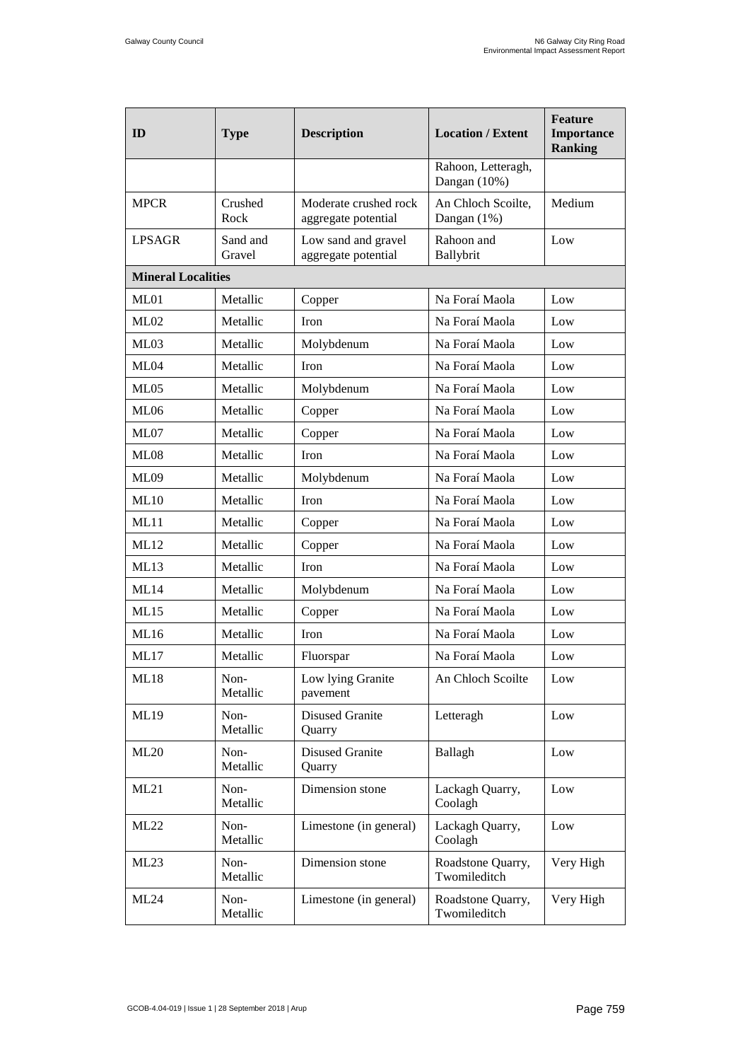| ID | Type | Description | Location / Extent | Feature Importance Ranking |
|---|---|---|---|---|
| | | | Rahoon, Letteragh, Dangan (10%) | |
| MPCR | Crushed Rock | Moderate crushed rock aggregate potential | An Chloch Scoilte, Dangan (1%) | Medium |
| LPSAGR | Sand and Gravel | Low sand and gravel aggregate potential | Rahoon and Ballybrit | Low |
| **Mineral Localities** | | | | |
| ML01 | Metallic | Copper | Na Foraí Maola | Low |
| ML02 | Metallic | Iron | Na Foraí Maola | Low |
| ML03 | Metallic | Molybdenum | Na Foraí Maola | Low |
| ML04 | Metallic | Iron | Na Foraí Maola | Low |
| ML05 | Metallic | Molybdenum | Na Foraí Maola | Low |
| ML06 | Metallic | Copper | Na Foraí Maola | Low |
| ML07 | Metallic | Copper | Na Foraí Maola | Low |
| ML08 | Metallic | Iron | Na Foraí Maola | Low |
| ML09 | Metallic | Molybdenum | Na Foraí Maola | Low |
| ML10 | Metallic | Iron | Na Foraí Maola | Low |
| ML11 | Metallic | Copper | Na Foraí Maola | Low |
| ML12 | Metallic | Copper | Na Foraí Maola | Low |
| ML13 | Metallic | Iron | Na Foraí Maola | Low |
| ML14 | Metallic | Molybdenum | Na Foraí Maola | Low |
| ML15 | Metallic | Copper | Na Foraí Maola | Low |
| ML16 | Metallic | Iron | Na Foraí Maola | Low |
| ML17 | Metallic | Fluorspar | Na Foraí Maola | Low |
| ML18 | Non-Metallic | Low lying Granite pavement | An Chloch Scoilte | Low |
| ML19 | Non-Metallic | Disused Granite Quarry | Letteragh | Low |
| ML20 | Non-Metallic | Disused Granite Quarry | Ballagh | Low |
| ML21 | Non-Metallic | Dimension stone | Lackagh Quarry, Coolagh | Low |
| ML22 | Non-Metallic | Limestone (in general) | Lackagh Quarry, Coolagh | Low |
| ML23 | Non-Metallic | Dimension stone | Roadstone Quarry, Twomileditch | Very High |
| ML24 | Non-Metallic | Limestone (in general) | Roadstone Quarry, Twomileditch | Very High |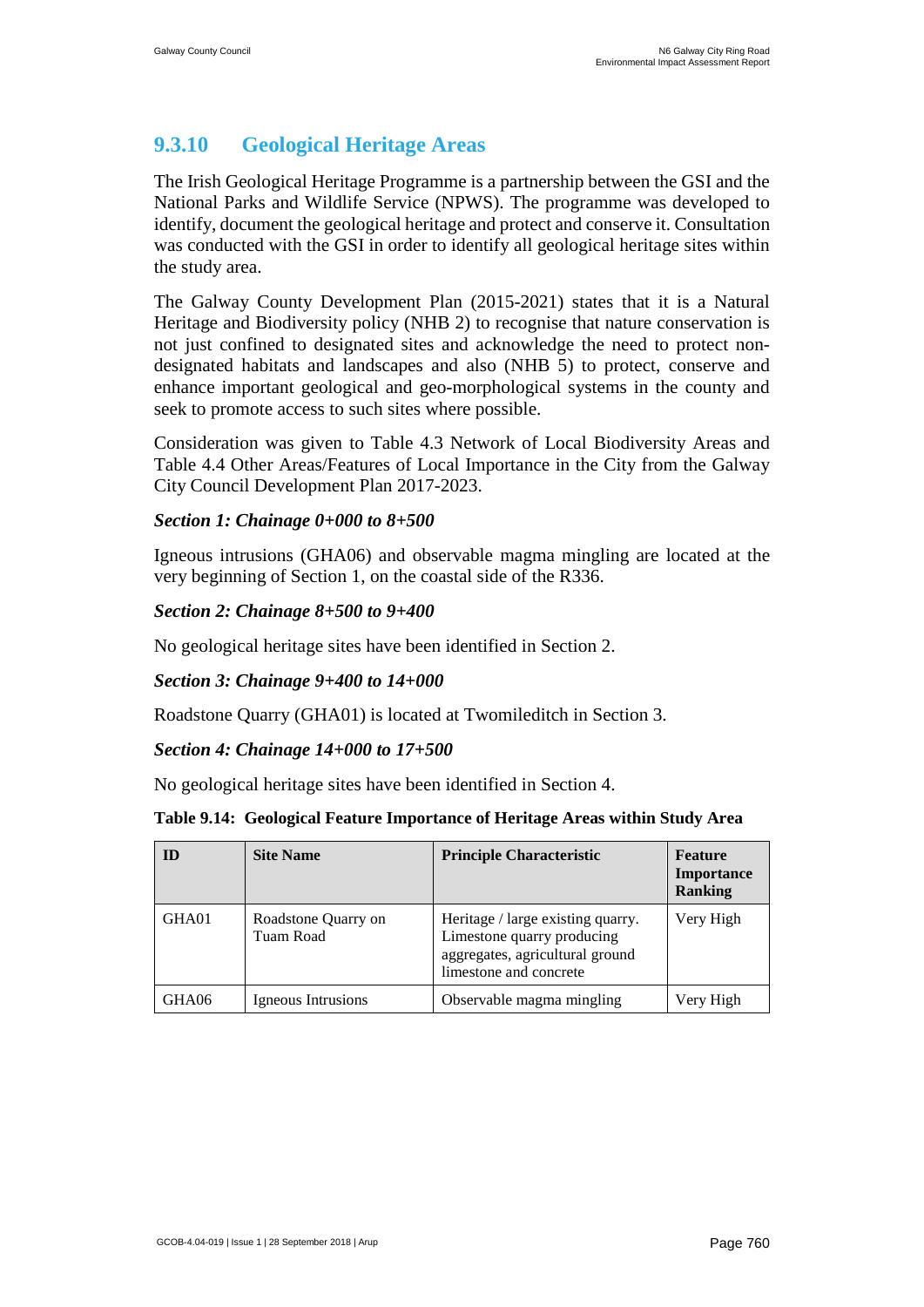### 9.3.10 Geological Heritage Areas

The Irish Geological Heritage Programme is a partnership between the GSI and the National Parks and Wildlife Service (NPWS). The programme was developed to identify, document the geological heritage and protect and conserve it. Consultation was conducted with the GSI in order to identify all geological heritage sites within the study area.

The Galway County Development Plan (2015-2021) states that it is a Natural Heritage and Biodiversity policy (NHB 2) to recognise that nature conservation is not just confined to designated sites and acknowledge the need to protect non-designated habitats and landscapes and also (NHB 5) to protect, conserve and enhance important geological and geo-morphological systems in the county and seek to promote access to such sites where possible.

Consideration was given to Table 4.3 Network of Local Biodiversity Areas and Table 4.4 Other Areas/Features of Local Importance in the City from the Galway City Council Development Plan 2017-2023.

***Section 1: Chainage 0+000 to 8+500***

Igneous intrusions (GHA06) and observable magma mingling are located at the very beginning of Section 1, on the coastal side of the R336.

***Section 2: Chainage 8+500 to 9+400***

No geological heritage sites have been identified in Section 2.

***Section 3: Chainage 9+400 to 14+000***

Roadstone Quarry (GHA01) is located at Twomileditch in Section 3.

***Section 4: Chainage 14+000 to 17+500***

No geological heritage sites have been identified in Section 4.

**Table 9.14: Geological Feature Importance of Heritage Areas within Study Area**

| ID | Site Name | Principle Characteristic | Feature Importance Ranking |
|---|---|---|---|
| GHA01 | Roadstone Quarry on Tuam Road | Heritage / large existing quarry. Limestone quarry producing aggregates, agricultural ground limestone and concrete | Very High |
| GHA06 | Igneous Intrusions | Observable magma mingling | Very High |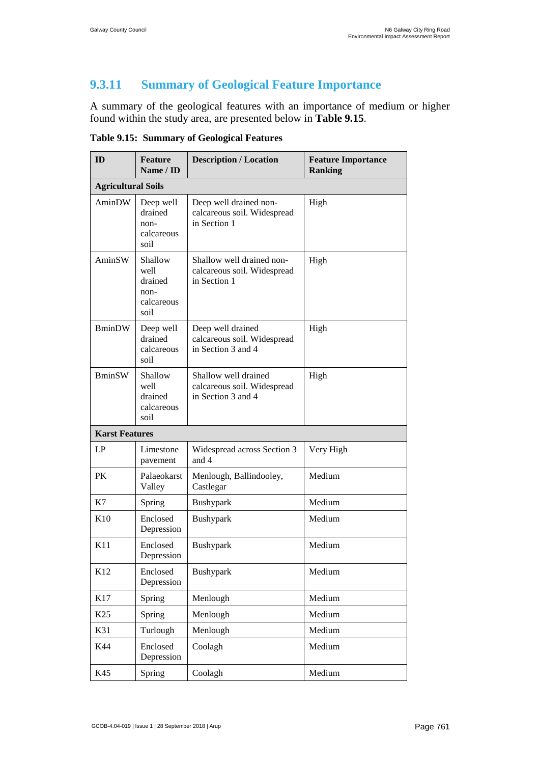### 9.3.11 Summary of Geological Feature Importance

A summary of the geological features with an importance of medium or higher found within the study area, are presented below in **Table 9.15**.

**Table 9.15: Summary of Geological Features**

| ID | Feature Name / ID | Description / Location | Feature Importance Ranking |
|---|---|---|---|
| **Agricultural Soils** | | | |
| AminDW | Deep well drained non-calcareous soil | Deep well drained non-calcareous soil. Widespread in Section 1 | High |
| AminSW | Shallow well drained non-calcareous soil | Shallow well drained non-calcareous soil. Widespread in Section 1 | High |
| BminDW | Deep well drained calcareous soil | Deep well drained calcareous soil. Widespread in Section 3 and 4 | High |
| BminSW | Shallow well drained calcareous soil | Shallow well drained calcareous soil. Widespread in Section 3 and 4 | High |
| **Karst Features** | | | |
| LP | Limestone pavement | Widespread across Section 3 and 4 | Very High |
| PK | Palaeokarst Valley | Menlough, Ballindooley, Castlegar | Medium |
| K7 | Spring | Bushypark | Medium |
| K10 | Enclosed Depression | Bushypark | Medium |
| K11 | Enclosed Depression | Bushypark | Medium |
| K12 | Enclosed Depression | Bushypark | Medium |
| K17 | Spring | Menlough | Medium |
| K25 | Spring | Menlough | Medium |
| K31 | Turlough | Menlough | Medium |
| K44 | Enclosed Depression | Coolagh | Medium |
| K45 | Spring | Coolagh | Medium |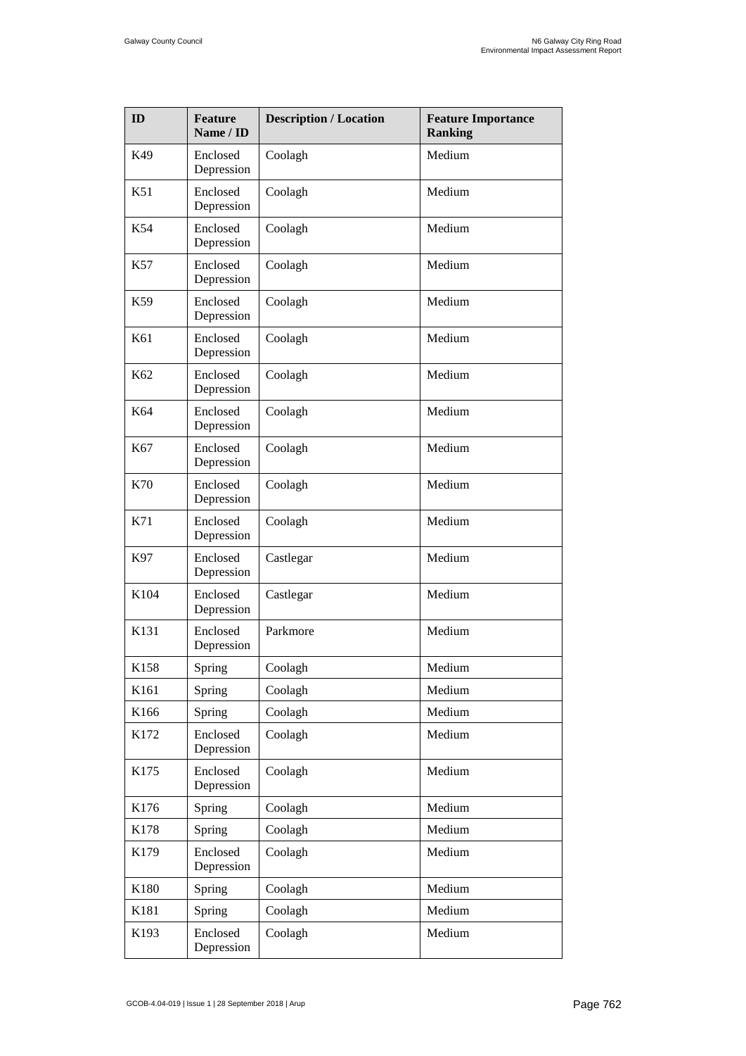| ID | Feature Name / ID | Description / Location | Feature Importance Ranking |
| --- | --- | --- | --- |
| K49 | Enclosed Depression | Coolagh | Medium |
| K51 | Enclosed Depression | Coolagh | Medium |
| K54 | Enclosed Depression | Coolagh | Medium |
| K57 | Enclosed Depression | Coolagh | Medium |
| K59 | Enclosed Depression | Coolagh | Medium |
| K61 | Enclosed Depression | Coolagh | Medium |
| K62 | Enclosed Depression | Coolagh | Medium |
| K64 | Enclosed Depression | Coolagh | Medium |
| K67 | Enclosed Depression | Coolagh | Medium |
| K70 | Enclosed Depression | Coolagh | Medium |
| K71 | Enclosed Depression | Coolagh | Medium |
| K97 | Enclosed Depression | Castlegar | Medium |
| K104 | Enclosed Depression | Castlegar | Medium |
| K131 | Enclosed Depression | Parkmore | Medium |
| K158 | Spring | Coolagh | Medium |
| K161 | Spring | Coolagh | Medium |
| K166 | Spring | Coolagh | Medium |
| K172 | Enclosed Depression | Coolagh | Medium |
| K175 | Enclosed Depression | Coolagh | Medium |
| K176 | Spring | Coolagh | Medium |
| K178 | Spring | Coolagh | Medium |
| K179 | Enclosed Depression | Coolagh | Medium |
| K180 | Spring | Coolagh | Medium |
| K181 | Spring | Coolagh | Medium |
| K193 | Enclosed Depression | Coolagh | Medium |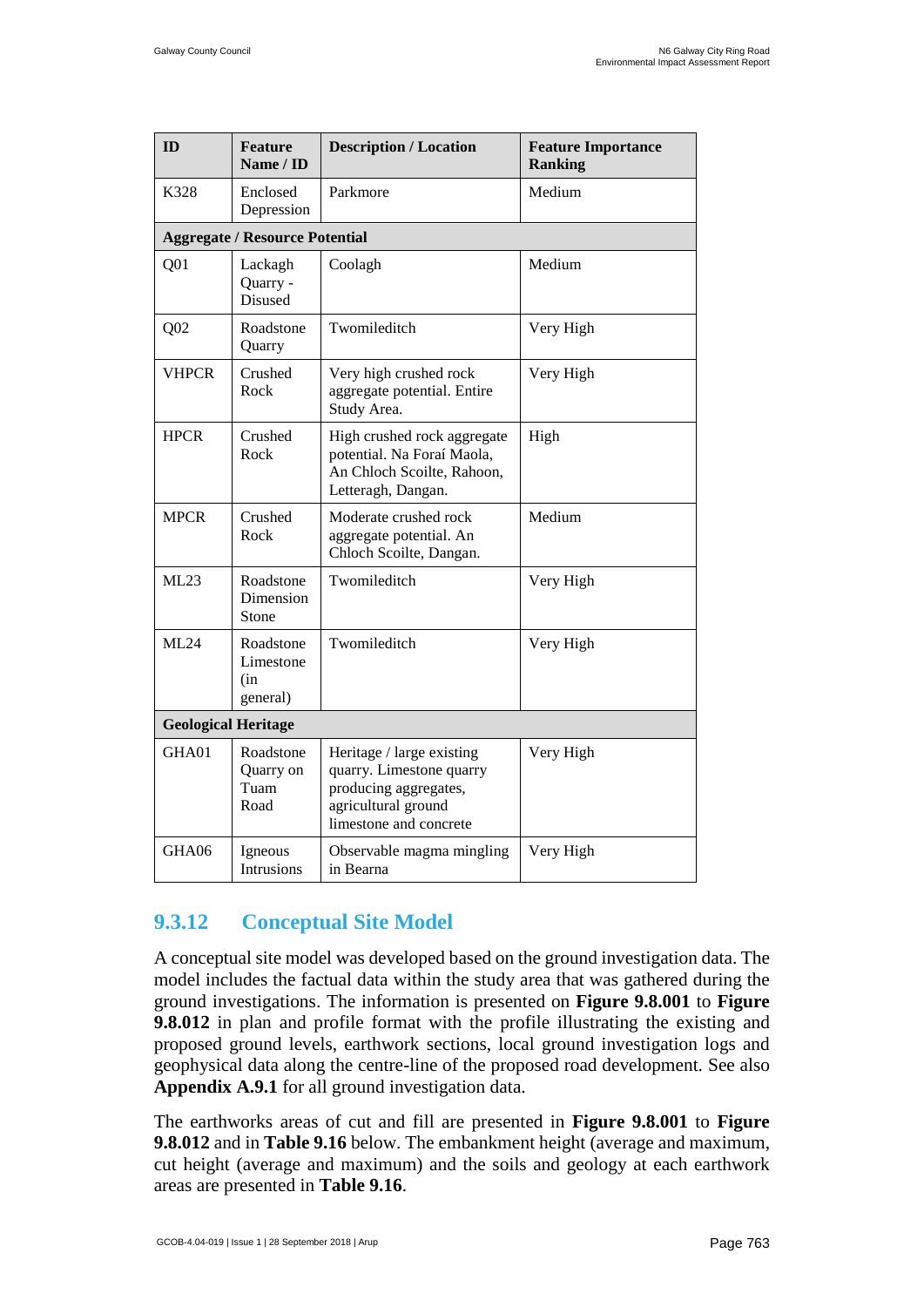| ID | Feature Name / ID | Description / Location | Feature Importance Ranking |
|---|---|---|---|
| K328 | Enclosed Depression | Parkmore | Medium |
| **Aggregate / Resource Potential** | | | |
| Q01 | Lackagh Quarry - Disused | Coolagh | Medium |
| Q02 | Roadstone Quarry | Twomileditch | Very High |
| VHPCR | Crushed Rock | Very high crushed rock aggregate potential. Entire Study Area. | Very High |
| HPCR | Crushed Rock | High crushed rock aggregate potential. Na Foraí Maola, An Chloch Scoilte, Rahoon, Letteragh, Dangan. | High |
| MPCR | Crushed Rock | Moderate crushed rock aggregate potential. An Chloch Scoilte, Dangan. | Medium |
| ML23 | Roadstone Dimension Stone | Twomileditch | Very High |
| ML24 | Roadstone Limestone (in general) | Twomileditch | Very High |
| **Geological Heritage** | | | |
| GHA01 | Roadstone Quarry on Tuam Road | Heritage / large existing quarry. Limestone quarry producing aggregates, agricultural ground limestone and concrete | Very High |
| GHA06 | Igneous Intrusions | Observable magma mingling in Bearna | Very High |

### 9.3.12 Conceptual Site Model

A conceptual site model was developed based on the ground investigation data. The model includes the factual data within the study area that was gathered during the ground investigations. The information is presented on **Figure 9.8.001** to **Figure 9.8.012** in plan and profile format with the profile illustrating the existing and proposed ground levels, earthwork sections, local ground investigation logs and geophysical data along the centre-line of the proposed road development. See also **Appendix A.9.1** for all ground investigation data.

The earthworks areas of cut and fill are presented in **Figure 9.8.001** to **Figure 9.8.012** and in **Table 9.16** below. The embankment height (average and maximum, cut height (average and maximum) and the soils and geology at each earthwork areas are presented in **Table 9.16**.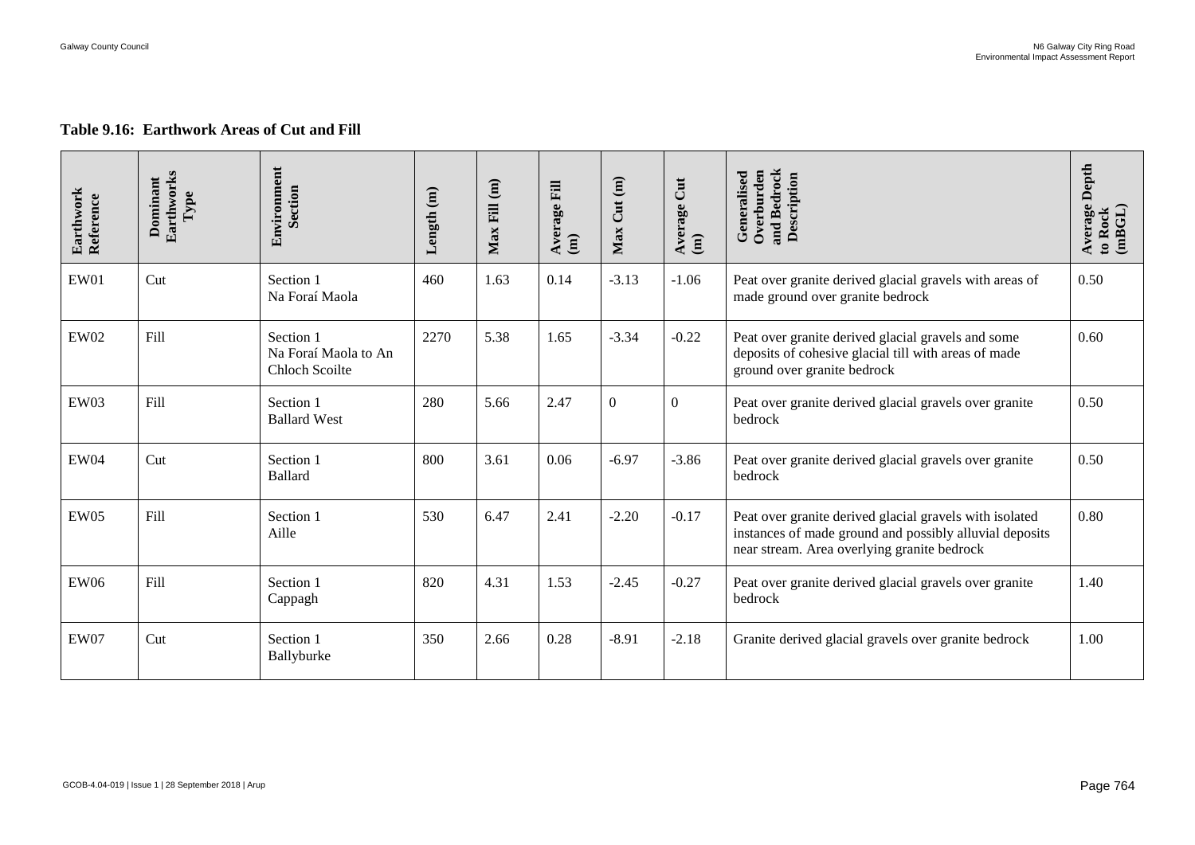**Table 9.16: Earthwork Areas of Cut and Fill**

| Earthwork Reference | Dominant Earthworks Type | Environment Section | Length (m) | Max Fill (m) | Average Fill (m) | Max Cut (m) | Average Cut (m) | Generalised Overburden and Bedrock Description | Average Depth to Rock (mBGL) |
|---|---|---|---|---|---|---|---|---|---|
| EW01 | Cut | Section 1 Na Foraí Maola | 460 | 1.63 | 0.14 | -3.13 | -1.06 | Peat over granite derived glacial gravels with areas of made ground over granite bedrock | 0.50 |
| EW02 | Fill | Section 1 Na Foraí Maola to An Chloch Scoilte | 2270 | 5.38 | 1.65 | -3.34 | -0.22 | Peat over granite derived glacial gravels and some deposits of cohesive glacial till with areas of made ground over granite bedrock | 0.60 |
| EW03 | Fill | Section 1 Ballard West | 280 | 5.66 | 2.47 | 0 | 0 | Peat over granite derived glacial gravels over granite bedrock | 0.50 |
| EW04 | Cut | Section 1 Ballard | 800 | 3.61 | 0.06 | -6.97 | -3.86 | Peat over granite derived glacial gravels over granite bedrock | 0.50 |
| EW05 | Fill | Section 1 Aille | 530 | 6.47 | 2.41 | -2.20 | -0.17 | Peat over granite derived glacial gravels with isolated instances of made ground and possibly alluvial deposits near stream. Area overlying granite bedrock | 0.80 |
| EW06 | Fill | Section 1 Cappagh | 820 | 4.31 | 1.53 | -2.45 | -0.27 | Peat over granite derived glacial gravels over granite bedrock | 1.40 |
| EW07 | Cut | Section 1 Ballyburke | 350 | 2.66 | 0.28 | -8.91 | -2.18 | Granite derived glacial gravels over granite bedrock | 1.00 |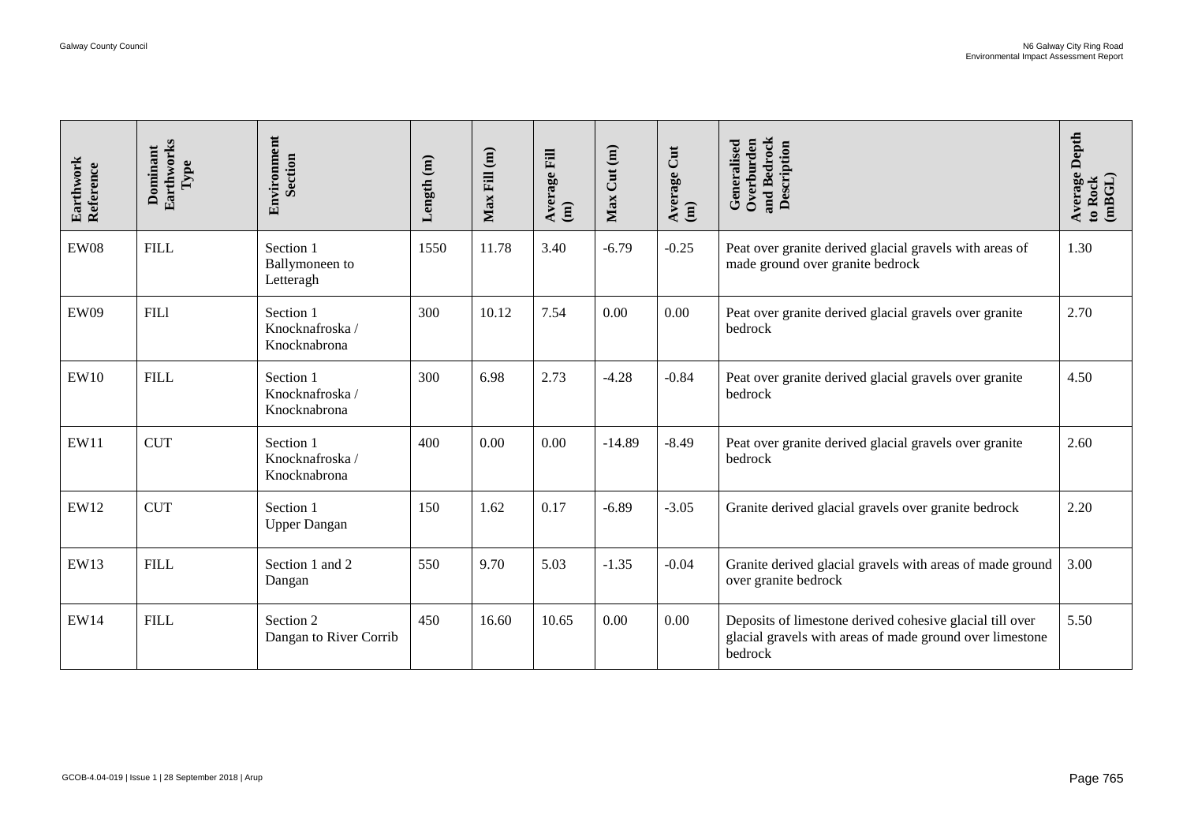| Earthwork Reference | Dominant Earthworks Type | Environment Section | Length (m) | Max Fill (m) | Average Fill (m) | Max Cut (m) | Average Cut (m) | Generalised Overburden and Bedrock Description | Average Depth to Rock (mBGL) |
|---|---|---|---|---|---|---|---|---|---|
| EW08 | FILL | Section 1 Ballymoneen to Letteragh | 1550 | 11.78 | 3.40 | -6.79 | -0.25 | Peat over granite derived glacial gravels with areas of made ground over granite bedrock | 1.30 |
| EW09 | FILl | Section 1 Knocknafroska / Knocknabrona | 300 | 10.12 | 7.54 | 0.00 | 0.00 | Peat over granite derived glacial gravels over granite bedrock | 2.70 |
| EW10 | FILL | Section 1 Knocknafroska / Knocknabrona | 300 | 6.98 | 2.73 | -4.28 | -0.84 | Peat over granite derived glacial gravels over granite bedrock | 4.50 |
| EW11 | CUT | Section 1 Knocknafroska / Knocknabrona | 400 | 0.00 | 0.00 | -14.89 | -8.49 | Peat over granite derived glacial gravels over granite bedrock | 2.60 |
| EW12 | CUT | Section 1 Upper Dangan | 150 | 1.62 | 0.17 | -6.89 | -3.05 | Granite derived glacial gravels over granite bedrock | 2.20 |
| EW13 | FILL | Section 1 and 2 Dangan | 550 | 9.70 | 5.03 | -1.35 | -0.04 | Granite derived glacial gravels with areas of made ground over granite bedrock | 3.00 |
| EW14 | FILL | Section 2 Dangan to River Corrib | 450 | 16.60 | 10.65 | 0.00 | 0.00 | Deposits of limestone derived cohesive glacial till over glacial gravels with areas of made ground over limestone bedrock | 5.50 |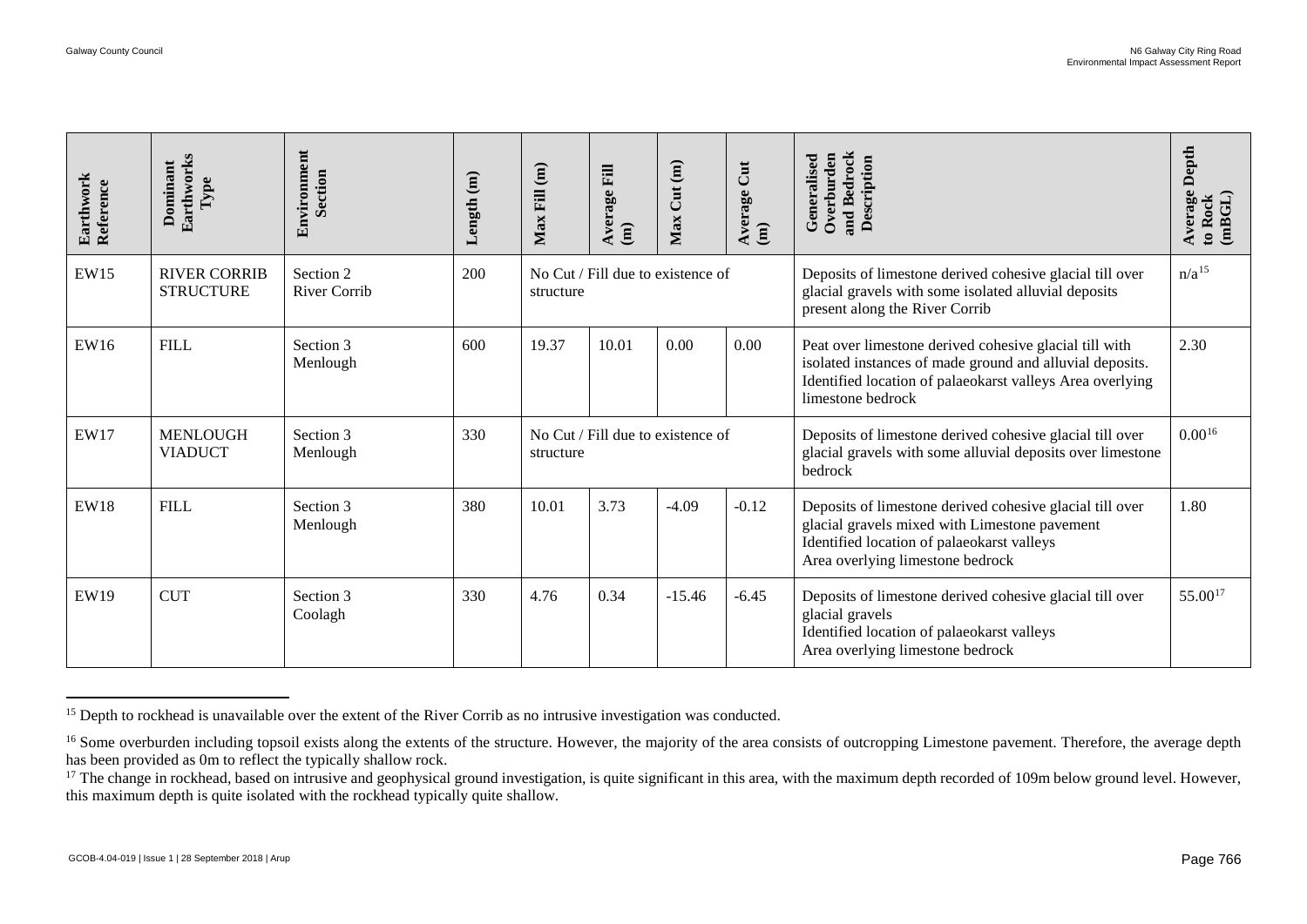| Earthwork Reference | Dominant Earthworks Type | Environment Section | Length (m) | Max Fill (m) | Average Fill (m) | Max Cut (m) | Average Cut (m) | Generalised Overburden and Bedrock Description | Average Depth to Rock (mBGL) |
|---|---|---|---|---|---|---|---|---|---|
| EW15 | RIVER CORRIB STRUCTURE | Section 2 River Corrib | 200 | No Cut / Fill due to existence of structure | | | | Deposits of limestone derived cohesive glacial till over glacial gravels with some isolated alluvial deposits present along the River Corrib | n/a[15] |
| EW16 | FILL | Section 3 Menlough | 600 | 19.37 | 10.01 | 0.00 | 0.00 | Peat over limestone derived cohesive glacial till with isolated instances of made ground and alluvial deposits. Identified location of palaeokarst valleys Area overlying limestone bedrock | 2.30 |
| EW17 | MENLOUGH VIADUCT | Section 3 Menlough | 330 | No Cut / Fill due to existence of structure | | | | Deposits of limestone derived cohesive glacial till over glacial gravels with some alluvial deposits over limestone bedrock | 0.00[16] |
| EW18 | FILL | Section 3 Menlough | 380 | 10.01 | 3.73 | -4.09 | -0.12 | Deposits of limestone derived cohesive glacial till over glacial gravels mixed with Limestone pavement Identified location of palaeokarst valleys Area overlying limestone bedrock | 1.80 |
| EW19 | CUT | Section 3 Coolagh | 330 | 4.76 | 0.34 | -15.46 | -6.45 | Deposits of limestone derived cohesive glacial till over glacial gravels Identified location of palaeokarst valleys Area overlying limestone bedrock | 55.00[17] |

[15] Depth to rockhead is unavailable over the extent of the River Corrib as no intrusive investigation was conducted.

[16] Some overburden including topsoil exists along the extents of the structure. However, the majority of the area consists of outcropping Limestone pavement. Therefore, the average depth has been provided as 0m to reflect the typically shallow rock.

[17] The change in rockhead, based on intrusive and geophysical ground investigation, is quite significant in this area, with the maximum depth recorded of 109m below ground level. However, this maximum depth is quite isolated with the rockhead typically quite shallow.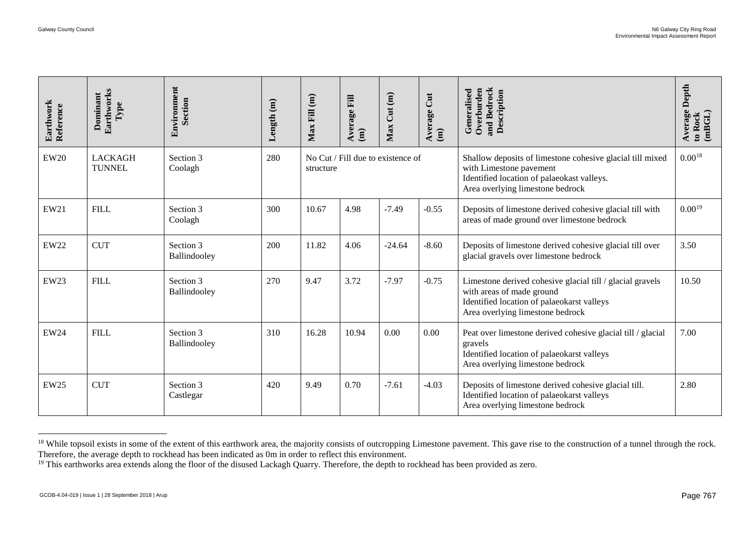| Earthwork Reference | Dominant Earthworks Type | Environment Section | Length (m) | Max Fill (m) | Average Fill (m) | Max Cut (m) | Average Cut (m) | Generalised Overburden and Bedrock Description | Average Depth to Rock (mBGL) |
|---|---|---|---|---|---|---|---|---|---|
| EW20 | LACKAGH TUNNEL | Section 3 Coolagh | 280 | No Cut / Fill due to existence of structure | | | | Shallow deposits of limestone cohesive glacial till mixed with Limestone pavement<br>Identified location of palaeokast valleys.<br>Area overlying limestone bedrock | 0.00[18] |
| EW21 | FILL | Section 3 Coolagh | 300 | 10.67 | 4.98 | -7.49 | -0.55 | Deposits of limestone derived cohesive glacial till with areas of made ground over limestone bedrock | 0.00[19] |
| EW22 | CUT | Section 3 Ballindooley | 200 | 11.82 | 4.06 | -24.64 | -8.60 | Deposits of limestone derived cohesive glacial till over glacial gravels over limestone bedrock | 3.50 |
| EW23 | FILL | Section 3 Ballindooley | 270 | 9.47 | 3.72 | -7.97 | -0.75 | Limestone derived cohesive glacial till / glacial gravels with areas of made ground<br>Identified location of palaeokarst valleys<br>Area overlying limestone bedrock | 10.50 |
| EW24 | FILL | Section 3 Ballindooley | 310 | 16.28 | 10.94 | 0.00 | 0.00 | Peat over limestone derived cohesive glacial till / glacial gravels<br>Identified location of palaeokarst valleys<br>Area overlying limestone bedrock | 7.00 |
| EW25 | CUT | Section 3 Castlegar | 420 | 9.49 | 0.70 | -7.61 | -4.03 | Deposits of limestone derived cohesive glacial till.<br>Identified location of palaeokarst valleys<br>Area overlying limestone bedrock | 2.80 |

[18] While topsoil exists in some of the extent of this earthwork area, the majority consists of outcropping Limestone pavement. This gave rise to the construction of a tunnel through the rock. Therefore, the average depth to rockhead has been indicated as 0m in order to reflect this environment.

[19] This earthworks area extends along the floor of the disused Lackagh Quarry. Therefore, the depth to rockhead has been provided as zero.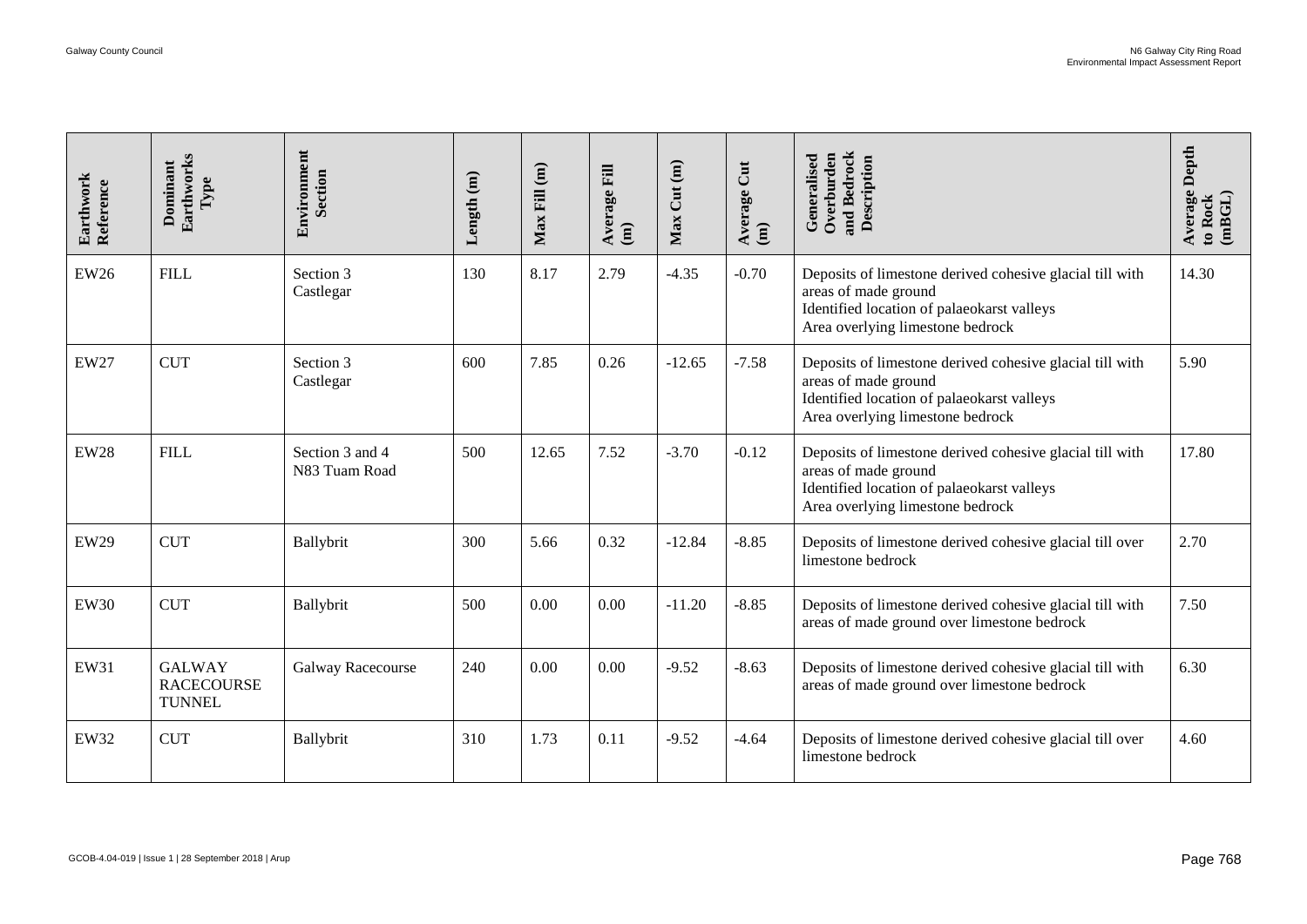| Earthwork Reference | Dominant Earthworks Type | Environment Section | Length (m) | Max Fill (m) | Average Fill (m) | Max Cut (m) | Average Cut (m) | Generalised Overburden and Bedrock Description | Average Depth to Rock (mBGL) |
|---|---|---|---|---|---|---|---|---|---|
| EW26 | FILL | Section 3 Castlegar | 130 | 8.17 | 2.79 | -4.35 | -0.70 | Deposits of limestone derived cohesive glacial till with areas of made ground<br>Identified location of palaeokarst valleys<br>Area overlying limestone bedrock | 14.30 |
| EW27 | CUT | Section 3 Castlegar | 600 | 7.85 | 0.26 | -12.65 | -7.58 | Deposits of limestone derived cohesive glacial till with areas of made ground<br>Identified location of palaeokarst valleys<br>Area overlying limestone bedrock | 5.90 |
| EW28 | FILL | Section 3 and 4 N83 Tuam Road | 500 | 12.65 | 7.52 | -3.70 | -0.12 | Deposits of limestone derived cohesive glacial till with areas of made ground<br>Identified location of palaeokarst valleys<br>Area overlying limestone bedrock | 17.80 |
| EW29 | CUT | Ballybrit | 300 | 5.66 | 0.32 | -12.84 | -8.85 | Deposits of limestone derived cohesive glacial till over limestone bedrock | 2.70 |
| EW30 | CUT | Ballybrit | 500 | 0.00 | 0.00 | -11.20 | -8.85 | Deposits of limestone derived cohesive glacial till with areas of made ground over limestone bedrock | 7.50 |
| EW31 | GALWAY RACECOURSE TUNNEL | Galway Racecourse | 240 | 0.00 | 0.00 | -9.52 | -8.63 | Deposits of limestone derived cohesive glacial till with areas of made ground over limestone bedrock | 6.30 |
| EW32 | CUT | Ballybrit | 310 | 1.73 | 0.11 | -9.52 | -4.64 | Deposits of limestone derived cohesive glacial till over limestone bedrock | 4.60 |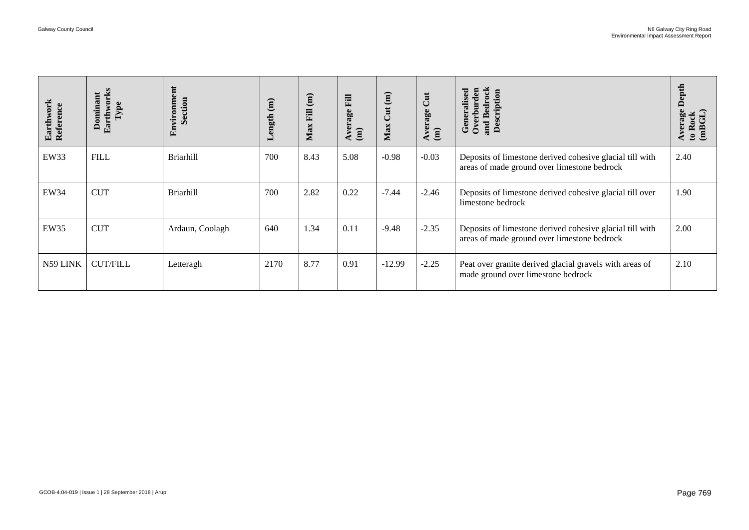| Earthwork Reference | Dominant Earthworks Type | Environment Section | Length (m) | Max Fill (m) | Average Fill (m) | Max Cut (m) | Average Cut (m) | Generalised Overburden and Bedrock Description | Average Depth to Rock (mBGL) |
|---|---|---|---|---|---|---|---|---|---|
| EW33 | FILL | Briarhill | 700 | 8.43 | 5.08 | -0.98 | -0.03 | Deposits of limestone derived cohesive glacial till with areas of made ground over limestone bedrock | 2.40 |
| EW34 | CUT | Briarhill | 700 | 2.82 | 0.22 | -7.44 | -2.46 | Deposits of limestone derived cohesive glacial till over limestone bedrock | 1.90 |
| EW35 | CUT | Ardaun, Coolagh | 640 | 1.34 | 0.11 | -9.48 | -2.35 | Deposits of limestone derived cohesive glacial till with areas of made ground over limestone bedrock | 2.00 |
| N59 LINK | CUT/FILL | Letteragh | 2170 | 8.77 | 0.91 | -12.99 | -2.25 | Peat over granite derived glacial gravels with areas of made ground over limestone bedrock | 2.10 |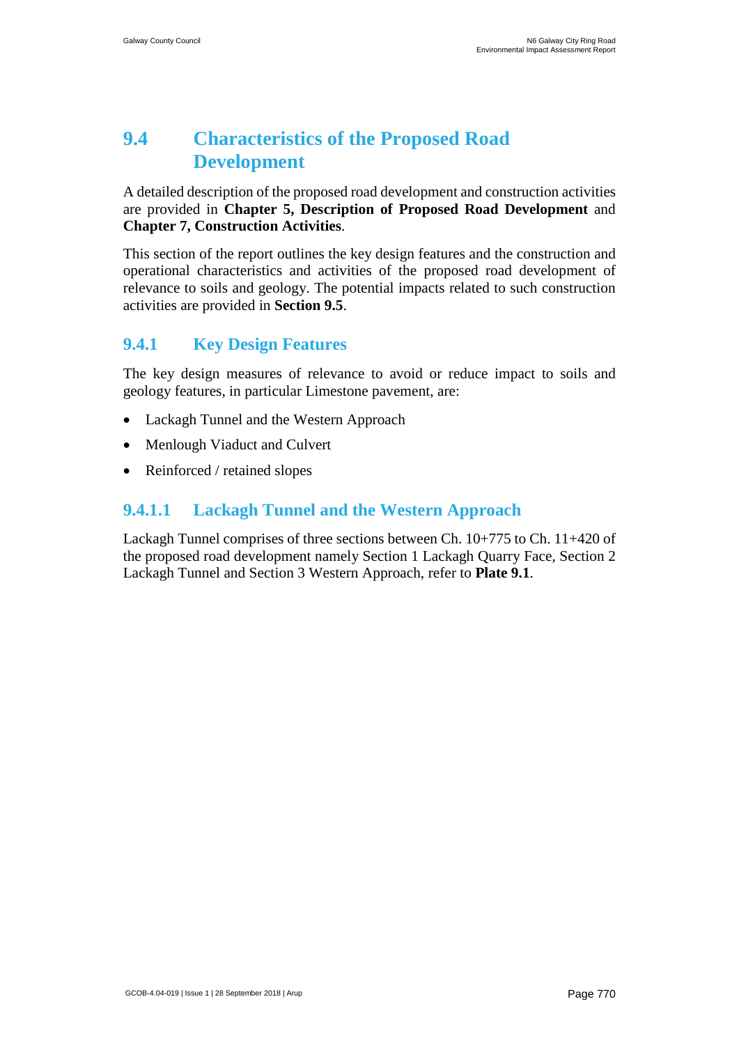## 9.4 Characteristics of the Proposed Road Development

A detailed description of the proposed road development and construction activities are provided in **Chapter 5, Description of Proposed Road Development** and **Chapter 7, Construction Activities**.

This section of the report outlines the key design features and the construction and operational characteristics and activities of the proposed road development of relevance to soils and geology. The potential impacts related to such construction activities are provided in **Section 9.5**.

### 9.4.1 Key Design Features

The key design measures of relevance to avoid or reduce impact to soils and geology features, in particular Limestone pavement, are:

- Lackagh Tunnel and the Western Approach
- Menlough Viaduct and Culvert
- Reinforced / retained slopes

#### 9.4.1.1 Lackagh Tunnel and the Western Approach

Lackagh Tunnel comprises of three sections between Ch. 10+775 to Ch. 11+420 of the proposed road development namely Section 1 Lackagh Quarry Face, Section 2 Lackagh Tunnel and Section 3 Western Approach, refer to **Plate 9.1**.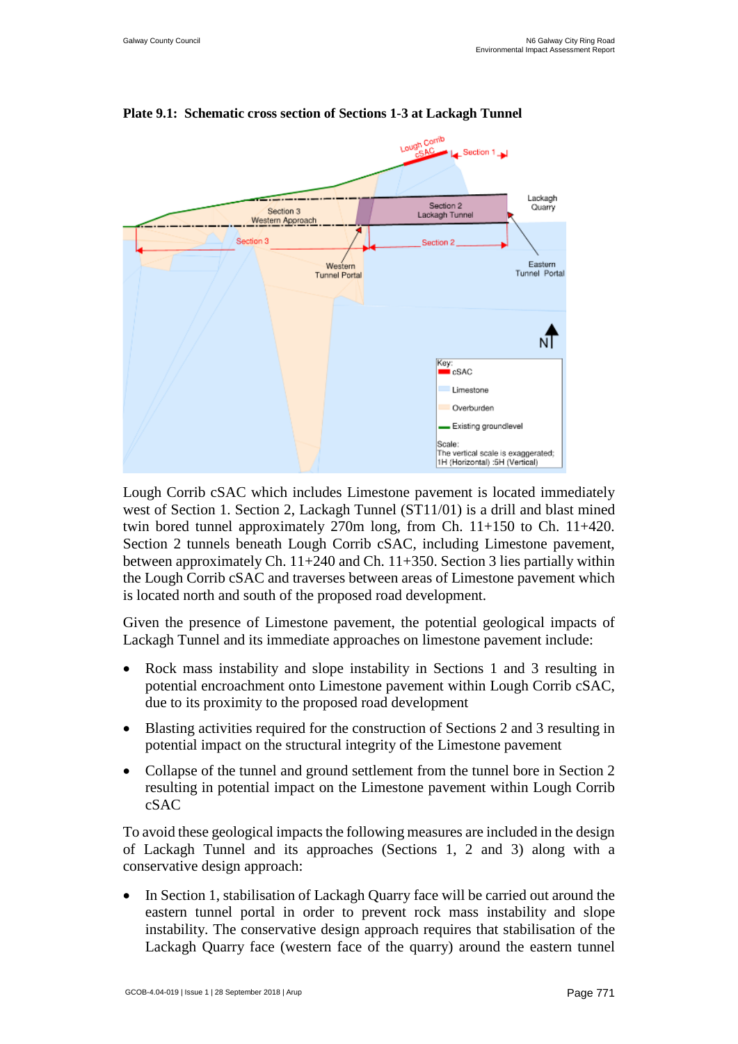**Plate 9.1: Schematic cross section of Sections 1-3 at Lackagh Tunnel**

Lough Corrib cSAC which includes Limestone pavement is located immediately west of Section 1. Section 2, Lackagh Tunnel (ST11/01) is a drill and blast mined twin bored tunnel approximately 270m long, from Ch. 11+150 to Ch. 11+420. Section 2 tunnels beneath Lough Corrib cSAC, including Limestone pavement, between approximately Ch. 11+240 and Ch. 11+350. Section 3 lies partially within the Lough Corrib cSAC and traverses between areas of Limestone pavement which is located north and south of the proposed road development.

Given the presence of Limestone pavement, the potential geological impacts of Lackagh Tunnel and its immediate approaches on limestone pavement include:

- Rock mass instability and slope instability in Sections 1 and 3 resulting in potential encroachment onto Limestone pavement within Lough Corrib cSAC, due to its proximity to the proposed road development
- Blasting activities required for the construction of Sections 2 and 3 resulting in potential impact on the structural integrity of the Limestone pavement
- Collapse of the tunnel and ground settlement from the tunnel bore in Section 2 resulting in potential impact on the Limestone pavement within Lough Corrib cSAC

To avoid these geological impacts the following measures are included in the design of Lackagh Tunnel and its approaches (Sections 1, 2 and 3) along with a conservative design approach:

- In Section 1, stabilisation of Lackagh Quarry face will be carried out around the eastern tunnel portal in order to prevent rock mass instability and slope instability. The conservative design approach requires that stabilisation of the Lackagh Quarry face (western face of the quarry) around the eastern tunnel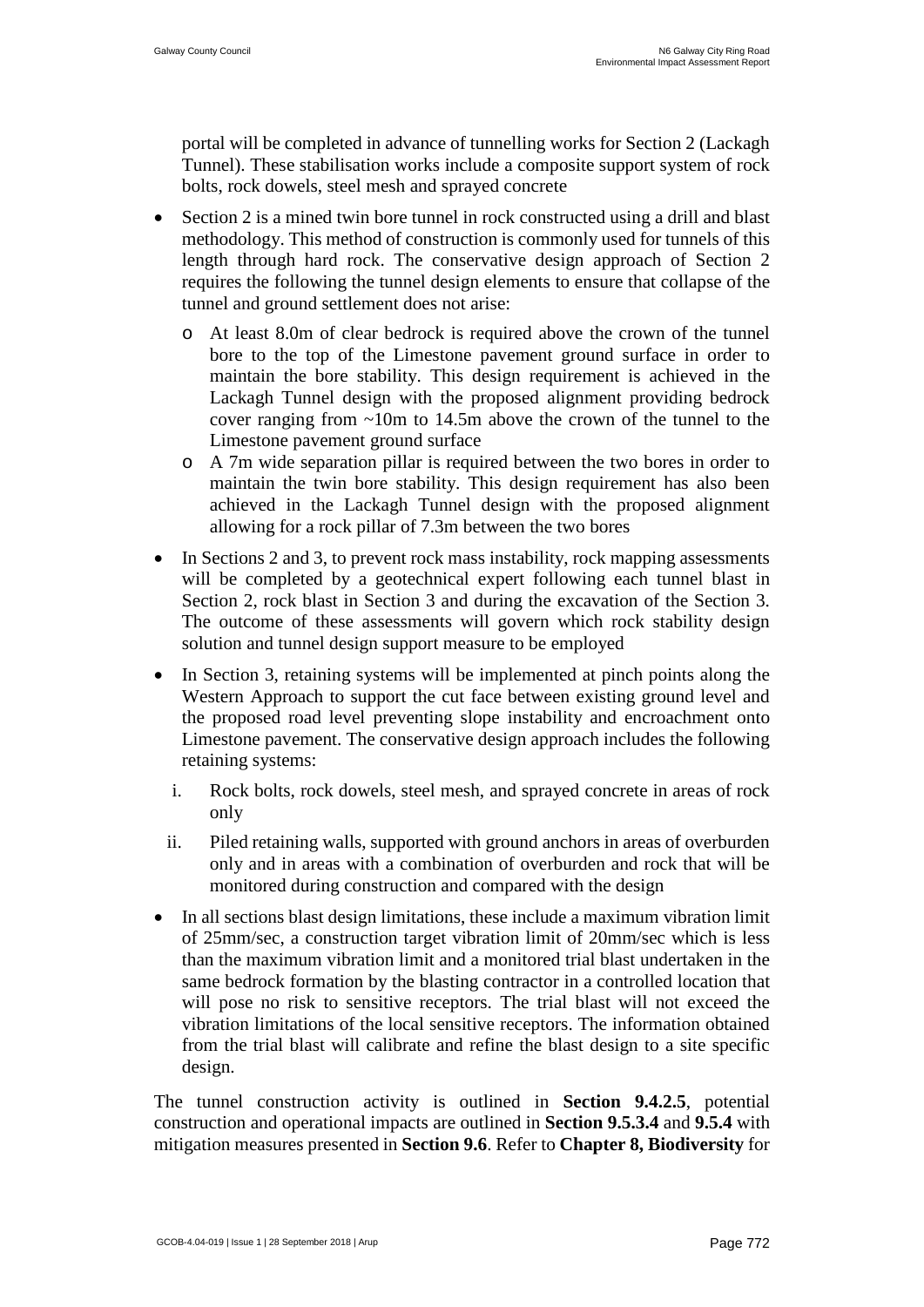portal will be completed in advance of tunnelling works for Section 2 (Lackagh Tunnel). These stabilisation works include a composite support system of rock bolts, rock dowels, steel mesh and sprayed concrete

- Section 2 is a mined twin bore tunnel in rock constructed using a drill and blast methodology. This method of construction is commonly used for tunnels of this length through hard rock. The conservative design approach of Section 2 requires the following the tunnel design elements to ensure that collapse of the tunnel and ground settlement does not arise:
  - At least 8.0m of clear bedrock is required above the crown of the tunnel bore to the top of the Limestone pavement ground surface in order to maintain the bore stability. This design requirement is achieved in the Lackagh Tunnel design with the proposed alignment providing bedrock cover ranging from ~10m to 14.5m above the crown of the tunnel to the Limestone pavement ground surface
  - A 7m wide separation pillar is required between the two bores in order to maintain the twin bore stability. This design requirement has also been achieved in the Lackagh Tunnel design with the proposed alignment allowing for a rock pillar of 7.3m between the two bores
- In Sections 2 and 3, to prevent rock mass instability, rock mapping assessments will be completed by a geotechnical expert following each tunnel blast in Section 2, rock blast in Section 3 and during the excavation of the Section 3. The outcome of these assessments will govern which rock stability design solution and tunnel design support measure to be employed
- In Section 3, retaining systems will be implemented at pinch points along the Western Approach to support the cut face between existing ground level and the proposed road level preventing slope instability and encroachment onto Limestone pavement. The conservative design approach includes the following retaining systems:
  1. Rock bolts, rock dowels, steel mesh, and sprayed concrete in areas of rock only
  2. Piled retaining walls, supported with ground anchors in areas of overburden only and in areas with a combination of overburden and rock that will be monitored during construction and compared with the design
- In all sections blast design limitations, these include a maximum vibration limit of 25mm/sec, a construction target vibration limit of 20mm/sec which is less than the maximum vibration limit and a monitored trial blast undertaken in the same bedrock formation by the blasting contractor in a controlled location that will pose no risk to sensitive receptors. The trial blast will not exceed the vibration limitations of the local sensitive receptors. The information obtained from the trial blast will calibrate and refine the blast design to a site specific design.

The tunnel construction activity is outlined in **Section 9.4.2.5**, potential construction and operational impacts are outlined in **Section 9.5.3.4** and **9.5.4** with mitigation measures presented in **Section 9.6**. Refer to **Chapter 8, Biodiversity** for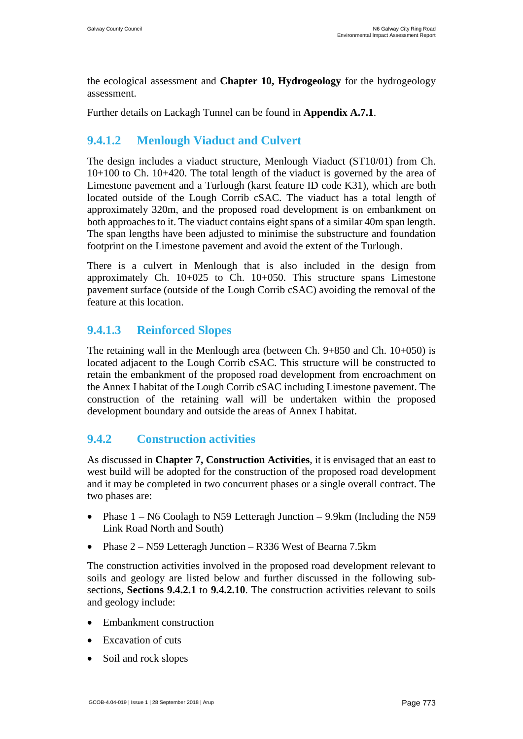the ecological assessment and **Chapter 10, Hydrogeology** for the hydrogeology assessment.

Further details on Lackagh Tunnel can be found in **Appendix A.7.1**.

#### 9.4.1.2 Menlough Viaduct and Culvert

The design includes a viaduct structure, Menlough Viaduct (ST10/01) from Ch. 10+100 to Ch. 10+420. The total length of the viaduct is governed by the area of Limestone pavement and a Turlough (karst feature ID code K31), which are both located outside of the Lough Corrib cSAC. The viaduct has a total length of approximately 320m, and the proposed road development is on embankment on both approaches to it. The viaduct contains eight spans of a similar 40m span length. The span lengths have been adjusted to minimise the substructure and foundation footprint on the Limestone pavement and avoid the extent of the Turlough.

There is a culvert in Menlough that is also included in the design from approximately Ch. 10+025 to Ch. 10+050. This structure spans Limestone pavement surface (outside of the Lough Corrib cSAC) avoiding the removal of the feature at this location.

#### 9.4.1.3 Reinforced Slopes

The retaining wall in the Menlough area (between Ch. 9+850 and Ch. 10+050) is located adjacent to the Lough Corrib cSAC. This structure will be constructed to retain the embankment of the proposed road development from encroachment on the Annex I habitat of the Lough Corrib cSAC including Limestone pavement. The construction of the retaining wall will be undertaken within the proposed development boundary and outside the areas of Annex I habitat.

### 9.4.2 Construction activities

As discussed in **Chapter 7, Construction Activities**, it is envisaged that an east to west build will be adopted for the construction of the proposed road development and it may be completed in two concurrent phases or a single overall contract. The two phases are:

- Phase 1 – N6 Coolagh to N59 Letteragh Junction – 9.9km (Including the N59 Link Road North and South)
- Phase 2 – N59 Letteragh Junction – R336 West of Bearna 7.5km

The construction activities involved in the proposed road development relevant to soils and geology are listed below and further discussed in the following sub-sections, **Sections 9.4.2.1** to **9.4.2.10**. The construction activities relevant to soils and geology include:

- Embankment construction
- Excavation of cuts
- Soil and rock slopes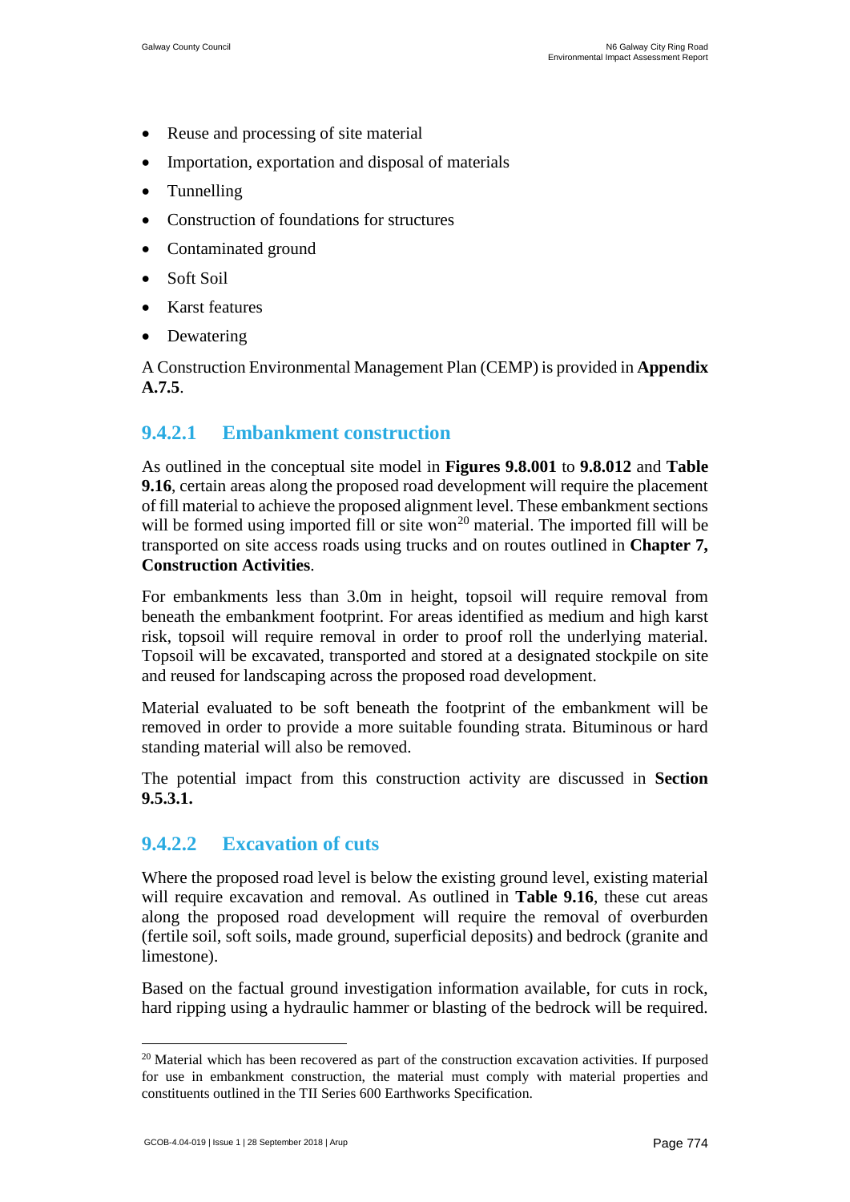- Reuse and processing of site material
- Importation, exportation and disposal of materials
- Tunnelling
- Construction of foundations for structures
- Contaminated ground
- Soft Soil
- Karst features
- Dewatering

A Construction Environmental Management Plan (CEMP) is provided in **Appendix A.7.5**.

#### 9.4.2.1 Embankment construction

As outlined in the conceptual site model in **Figures 9.8.001** to **9.8.012** and **Table 9.16**, certain areas along the proposed road development will require the placement of fill material to achieve the proposed alignment level. These embankment sections will be formed using imported fill or site won[20] material. The imported fill will be transported on site access roads using trucks and on routes outlined in **Chapter 7, Construction Activities**.

For embankments less than 3.0m in height, topsoil will require removal from beneath the embankment footprint. For areas identified as medium and high karst risk, topsoil will require removal in order to proof roll the underlying material. Topsoil will be excavated, transported and stored at a designated stockpile on site and reused for landscaping across the proposed road development.

Material evaluated to be soft beneath the footprint of the embankment will be removed in order to provide a more suitable founding strata. Bituminous or hard standing material will also be removed.

The potential impact from this construction activity are discussed in **Section 9.5.3.1.**

#### 9.4.2.2 Excavation of cuts

Where the proposed road level is below the existing ground level, existing material will require excavation and removal. As outlined in **Table 9.16**, these cut areas along the proposed road development will require the removal of overburden (fertile soil, soft soils, made ground, superficial deposits) and bedrock (granite and limestone).

Based on the factual ground investigation information available, for cuts in rock, hard ripping using a hydraulic hammer or blasting of the bedrock will be required.

[20] Material which has been recovered as part of the construction excavation activities. If purposed for use in embankment construction, the material must comply with material properties and constituents outlined in the TII Series 600 Earthworks Specification.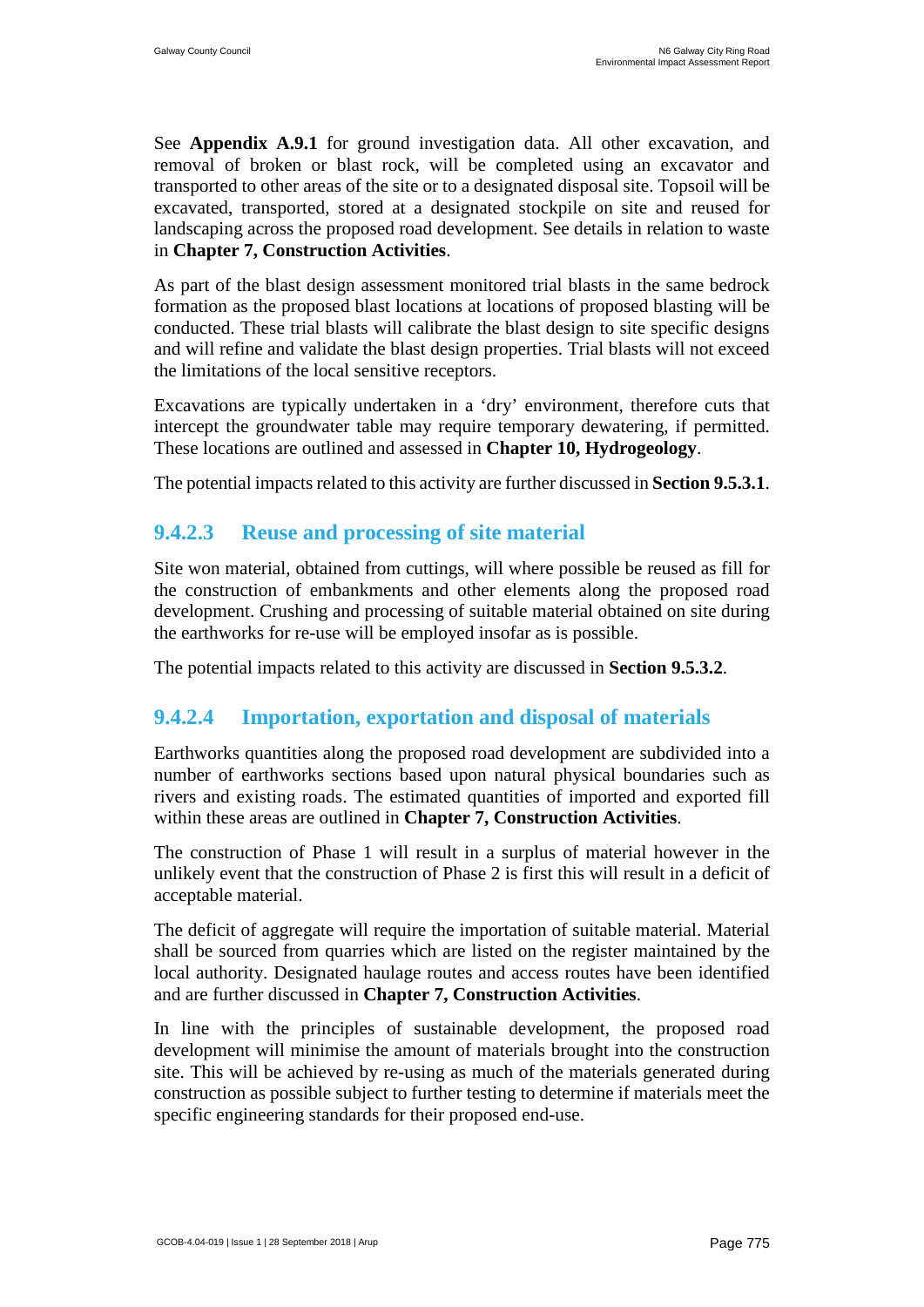See **Appendix A.9.1** for ground investigation data. All other excavation, and removal of broken or blast rock, will be completed using an excavator and transported to other areas of the site or to a designated disposal site. Topsoil will be excavated, transported, stored at a designated stockpile on site and reused for landscaping across the proposed road development. See details in relation to waste in **Chapter 7, Construction Activities**.

As part of the blast design assessment monitored trial blasts in the same bedrock formation as the proposed blast locations at locations of proposed blasting will be conducted. These trial blasts will calibrate the blast design to site specific designs and will refine and validate the blast design properties. Trial blasts will not exceed the limitations of the local sensitive receptors.

Excavations are typically undertaken in a 'dry' environment, therefore cuts that intercept the groundwater table may require temporary dewatering, if permitted. These locations are outlined and assessed in **Chapter 10, Hydrogeology**.

The potential impacts related to this activity are further discussed in **Section 9.5.3.1**.

### 9.4.2.3 Reuse and processing of site material

Site won material, obtained from cuttings, will where possible be reused as fill for the construction of embankments and other elements along the proposed road development. Crushing and processing of suitable material obtained on site during the earthworks for re-use will be employed insofar as is possible.

The potential impacts related to this activity are discussed in **Section 9.5.3.2**.

### 9.4.2.4 Importation, exportation and disposal of materials

Earthworks quantities along the proposed road development are subdivided into a number of earthworks sections based upon natural physical boundaries such as rivers and existing roads. The estimated quantities of imported and exported fill within these areas are outlined in **Chapter 7, Construction Activities**.

The construction of Phase 1 will result in a surplus of material however in the unlikely event that the construction of Phase 2 is first this will result in a deficit of acceptable material.

The deficit of aggregate will require the importation of suitable material. Material shall be sourced from quarries which are listed on the register maintained by the local authority. Designated haulage routes and access routes have been identified and are further discussed in **Chapter 7, Construction Activities**.

In line with the principles of sustainable development, the proposed road development will minimise the amount of materials brought into the construction site. This will be achieved by re-using as much of the materials generated during construction as possible subject to further testing to determine if materials meet the specific engineering standards for their proposed end-use.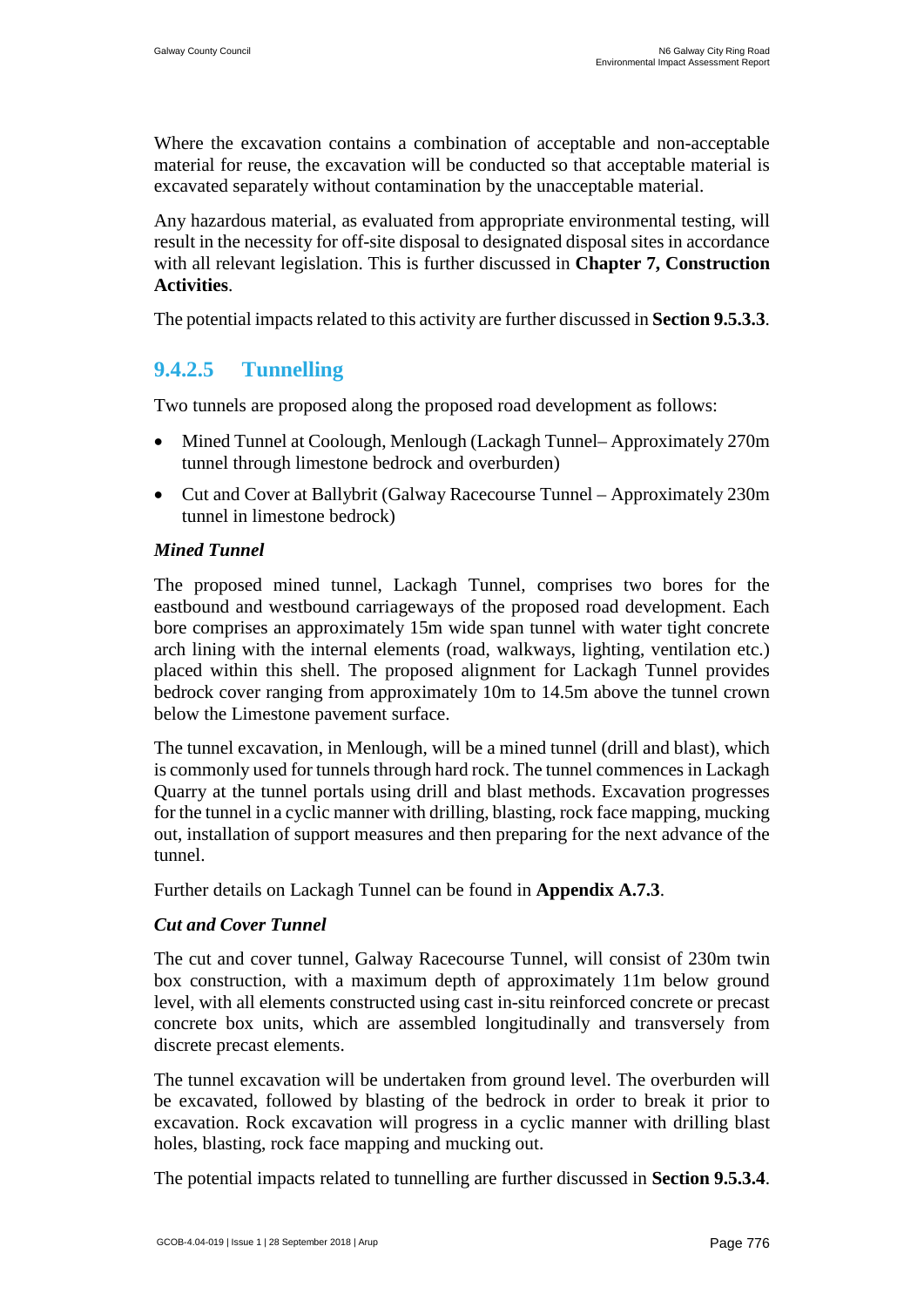Where the excavation contains a combination of acceptable and non-acceptable material for reuse, the excavation will be conducted so that acceptable material is excavated separately without contamination by the unacceptable material.

Any hazardous material, as evaluated from appropriate environmental testing, will result in the necessity for off-site disposal to designated disposal sites in accordance with all relevant legislation. This is further discussed in **Chapter 7, Construction Activities**.

The potential impacts related to this activity are further discussed in **Section 9.5.3.3**.

### 9.4.2.5 Tunnelling

Two tunnels are proposed along the proposed road development as follows:

- Mined Tunnel at Coolough, Menlough (Lackagh Tunnel– Approximately 270m tunnel through limestone bedrock and overburden)
- Cut and Cover at Ballybrit (Galway Racecourse Tunnel – Approximately 230m tunnel in limestone bedrock)

***Mined Tunnel***

The proposed mined tunnel, Lackagh Tunnel, comprises two bores for the eastbound and westbound carriageways of the proposed road development. Each bore comprises an approximately 15m wide span tunnel with water tight concrete arch lining with the internal elements (road, walkways, lighting, ventilation etc.) placed within this shell. The proposed alignment for Lackagh Tunnel provides bedrock cover ranging from approximately 10m to 14.5m above the tunnel crown below the Limestone pavement surface.

The tunnel excavation, in Menlough, will be a mined tunnel (drill and blast), which is commonly used for tunnels through hard rock. The tunnel commences in Lackagh Quarry at the tunnel portals using drill and blast methods. Excavation progresses for the tunnel in a cyclic manner with drilling, blasting, rock face mapping, mucking out, installation of support measures and then preparing for the next advance of the tunnel.

Further details on Lackagh Tunnel can be found in **Appendix A.7.3**.

***Cut and Cover Tunnel***

The cut and cover tunnel, Galway Racecourse Tunnel, will consist of 230m twin box construction, with a maximum depth of approximately 11m below ground level, with all elements constructed using cast in-situ reinforced concrete or precast concrete box units, which are assembled longitudinally and transversely from discrete precast elements.

The tunnel excavation will be undertaken from ground level. The overburden will be excavated, followed by blasting of the bedrock in order to break it prior to excavation. Rock excavation will progress in a cyclic manner with drilling blast holes, blasting, rock face mapping and mucking out.

The potential impacts related to tunnelling are further discussed in **Section 9.5.3.4**.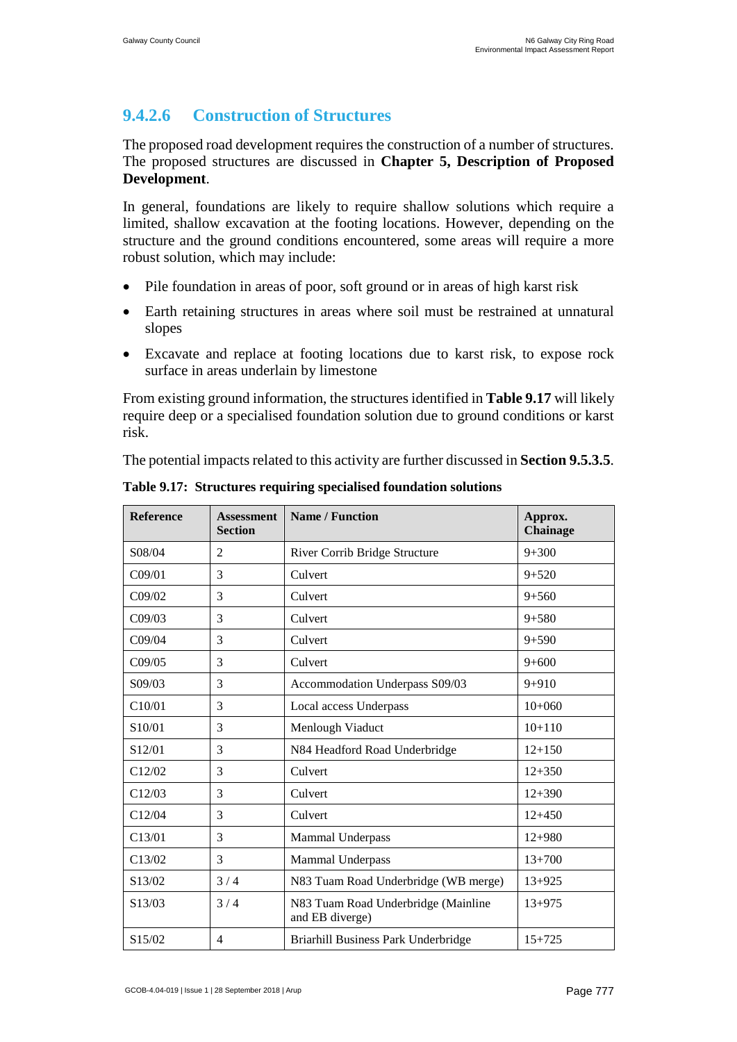### 9.4.2.6 Construction of Structures

The proposed road development requires the construction of a number of structures. The proposed structures are discussed in **Chapter 5, Description of Proposed Development**.

In general, foundations are likely to require shallow solutions which require a limited, shallow excavation at the footing locations. However, depending on the structure and the ground conditions encountered, some areas will require a more robust solution, which may include:

- Pile foundation in areas of poor, soft ground or in areas of high karst risk
- Earth retaining structures in areas where soil must be restrained at unnatural slopes
- Excavate and replace at footing locations due to karst risk, to expose rock surface in areas underlain by limestone

From existing ground information, the structures identified in **Table 9.17** will likely require deep or a specialised foundation solution due to ground conditions or karst risk.

The potential impacts related to this activity are further discussed in **Section 9.5.3.5**.

**Table 9.17: Structures requiring specialised foundation solutions**

| Reference | Assessment Section | Name / Function | Approx. Chainage |
|---|---|---|---|
| S08/04 | 2 | River Corrib Bridge Structure | 9+300 |
| C09/01 | 3 | Culvert | 9+520 |
| C09/02 | 3 | Culvert | 9+560 |
| C09/03 | 3 | Culvert | 9+580 |
| C09/04 | 3 | Culvert | 9+590 |
| C09/05 | 3 | Culvert | 9+600 |
| S09/03 | 3 | Accommodation Underpass S09/03 | 9+910 |
| C10/01 | 3 | Local access Underpass | 10+060 |
| S10/01 | 3 | Menlough Viaduct | 10+110 |
| S12/01 | 3 | N84 Headford Road Underbridge | 12+150 |
| C12/02 | 3 | Culvert | 12+350 |
| C12/03 | 3 | Culvert | 12+390 |
| C12/04 | 3 | Culvert | 12+450 |
| C13/01 | 3 | Mammal Underpass | 12+980 |
| C13/02 | 3 | Mammal Underpass | 13+700 |
| S13/02 | 3 / 4 | N83 Tuam Road Underbridge (WB merge) | 13+925 |
| S13/03 | 3 / 4 | N83 Tuam Road Underbridge (Mainline and EB diverge) | 13+975 |
| S15/02 | 4 | Briarhill Business Park Underbridge | 15+725 |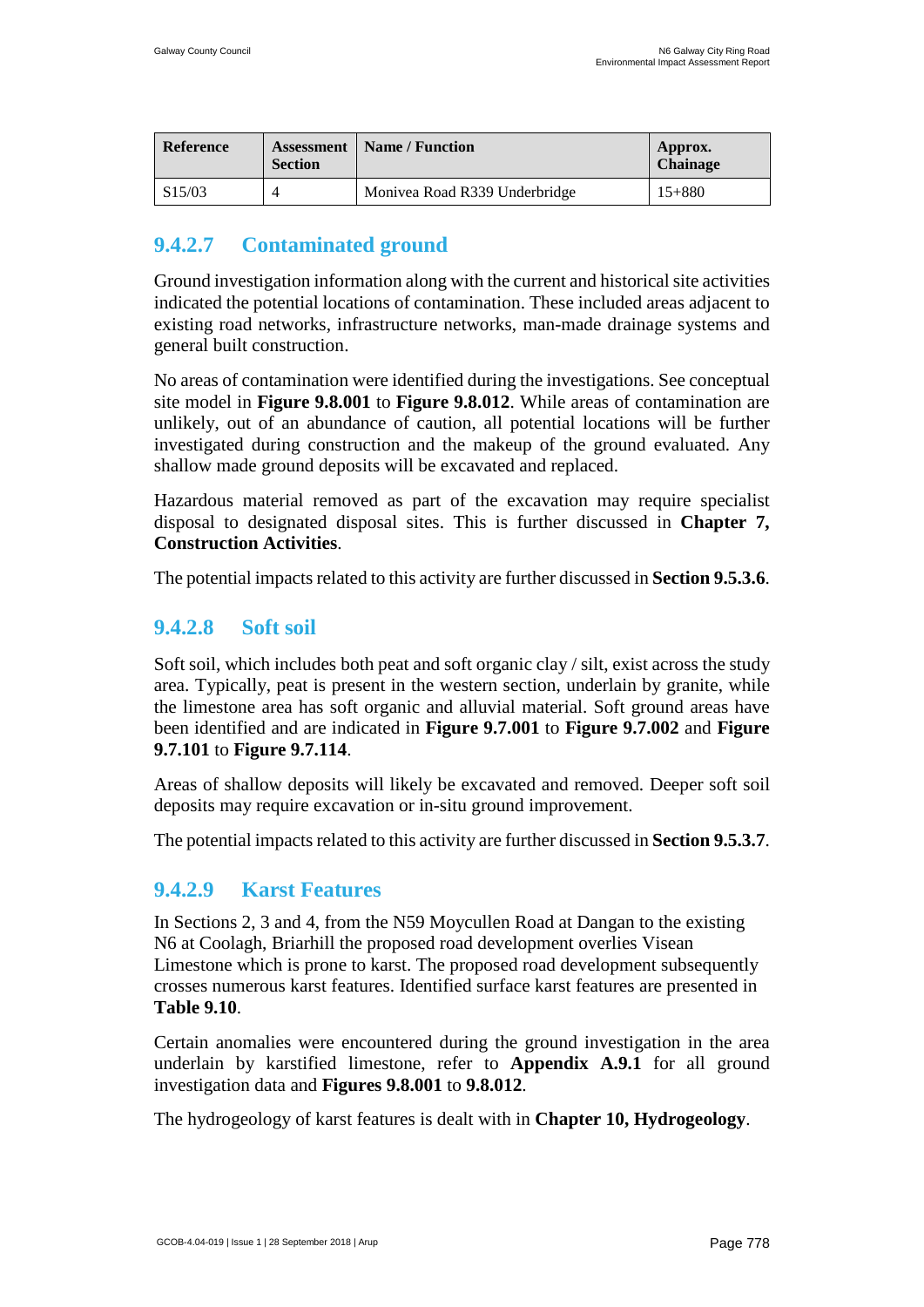| Reference | Assessment Section | Name / Function | Approx. Chainage |
| --- | --- | --- | --- |
| S15/03 | 4 | Monivea Road R339 Underbridge | 15+880 |

#### 9.4.2.7 Contaminated ground

Ground investigation information along with the current and historical site activities indicated the potential locations of contamination. These included areas adjacent to existing road networks, infrastructure networks, man-made drainage systems and general built construction.

No areas of contamination were identified during the investigations. See conceptual site model in **Figure 9.8.001** to **Figure 9.8.012**. While areas of contamination are unlikely, out of an abundance of caution, all potential locations will be further investigated during construction and the makeup of the ground evaluated. Any shallow made ground deposits will be excavated and replaced.

Hazardous material removed as part of the excavation may require specialist disposal to designated disposal sites. This is further discussed in **Chapter 7, Construction Activities**.

The potential impacts related to this activity are further discussed in **Section 9.5.3.6**.

#### 9.4.2.8 Soft soil

Soft soil, which includes both peat and soft organic clay / silt, exist across the study area. Typically, peat is present in the western section, underlain by granite, while the limestone area has soft organic and alluvial material. Soft ground areas have been identified and are indicated in **Figure 9.7.001** to **Figure 9.7.002** and **Figure 9.7.101** to **Figure 9.7.114**.

Areas of shallow deposits will likely be excavated and removed. Deeper soft soil deposits may require excavation or in-situ ground improvement.

The potential impacts related to this activity are further discussed in **Section 9.5.3.7**.

#### 9.4.2.9 Karst Features

In Sections 2, 3 and 4, from the N59 Moycullen Road at Dangan to the existing N6 at Coolagh, Briarhill the proposed road development overlies Visean Limestone which is prone to karst. The proposed road development subsequently crosses numerous karst features. Identified surface karst features are presented in **Table 9.10**.

Certain anomalies were encountered during the ground investigation in the area underlain by karstified limestone, refer to **Appendix A.9.1** for all ground investigation data and **Figures 9.8.001** to **9.8.012**.

The hydrogeology of karst features is dealt with in **Chapter 10, Hydrogeology**.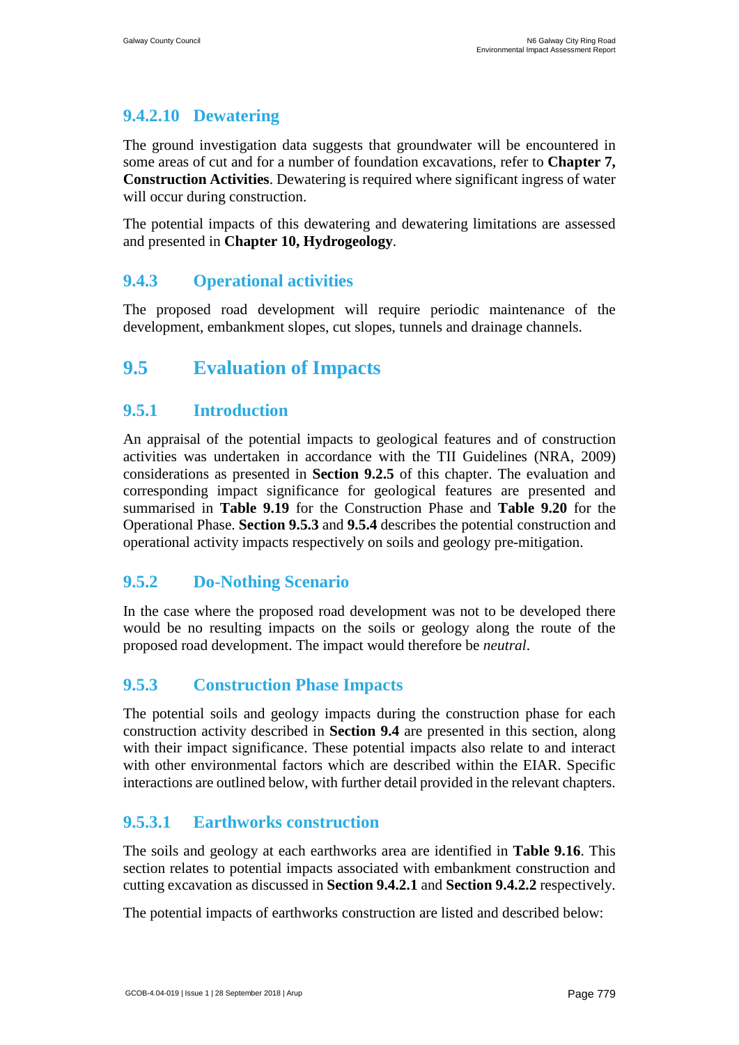#### 9.4.2.10 Dewatering

The ground investigation data suggests that groundwater will be encountered in some areas of cut and for a number of foundation excavations, refer to **Chapter 7, Construction Activities**. Dewatering is required where significant ingress of water will occur during construction.

The potential impacts of this dewatering and dewatering limitations are assessed and presented in **Chapter 10, Hydrogeology**.

### 9.4.3 Operational activities

The proposed road development will require periodic maintenance of the development, embankment slopes, cut slopes, tunnels and drainage channels.

## 9.5 Evaluation of Impacts

### 9.5.1 Introduction

An appraisal of the potential impacts to geological features and of construction activities was undertaken in accordance with the TII Guidelines (NRA, 2009) considerations as presented in **Section 9.2.5** of this chapter. The evaluation and corresponding impact significance for geological features are presented and summarised in **Table 9.19** for the Construction Phase and **Table 9.20** for the Operational Phase. **Section 9.5.3** and **9.5.4** describes the potential construction and operational activity impacts respectively on soils and geology pre-mitigation.

### 9.5.2 Do-Nothing Scenario

In the case where the proposed road development was not to be developed there would be no resulting impacts on the soils or geology along the route of the proposed road development. The impact would therefore be *neutral*.

### 9.5.3 Construction Phase Impacts

The potential soils and geology impacts during the construction phase for each construction activity described in **Section 9.4** are presented in this section, along with their impact significance. These potential impacts also relate to and interact with other environmental factors which are described within the EIAR. Specific interactions are outlined below, with further detail provided in the relevant chapters.

#### 9.5.3.1 Earthworks construction

The soils and geology at each earthworks area are identified in **Table 9.16**. This section relates to potential impacts associated with embankment construction and cutting excavation as discussed in **Section 9.4.2.1** and **Section 9.4.2.2** respectively.

The potential impacts of earthworks construction are listed and described below: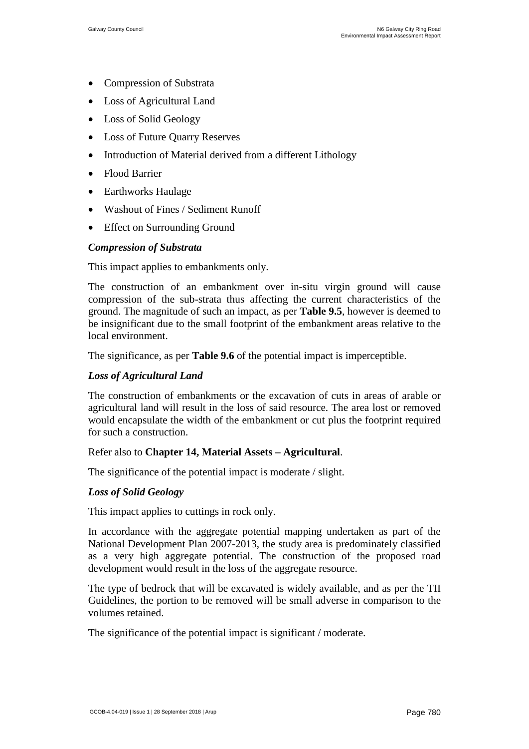- Compression of Substrata
- Loss of Agricultural Land
- Loss of Solid Geology
- Loss of Future Quarry Reserves
- Introduction of Material derived from a different Lithology
- Flood Barrier
- Earthworks Haulage
- Washout of Fines / Sediment Runoff
- Effect on Surrounding Ground

***Compression of Substrata***

This impact applies to embankments only.

The construction of an embankment over in-situ virgin ground will cause compression of the sub-strata thus affecting the current characteristics of the ground. The magnitude of such an impact, as per **Table 9.5**, however is deemed to be insignificant due to the small footprint of the embankment areas relative to the local environment.

The significance, as per **Table 9.6** of the potential impact is imperceptible.

***Loss of Agricultural Land***

The construction of embankments or the excavation of cuts in areas of arable or agricultural land will result in the loss of said resource. The area lost or removed would encapsulate the width of the embankment or cut plus the footprint required for such a construction.

Refer also to **Chapter 14, Material Assets – Agricultural**.

The significance of the potential impact is moderate / slight.

***Loss of Solid Geology***

This impact applies to cuttings in rock only.

In accordance with the aggregate potential mapping undertaken as part of the National Development Plan 2007-2013, the study area is predominately classified as a very high aggregate potential. The construction of the proposed road development would result in the loss of the aggregate resource.

The type of bedrock that will be excavated is widely available, and as per the TII Guidelines, the portion to be removed will be small adverse in comparison to the volumes retained.

The significance of the potential impact is significant / moderate.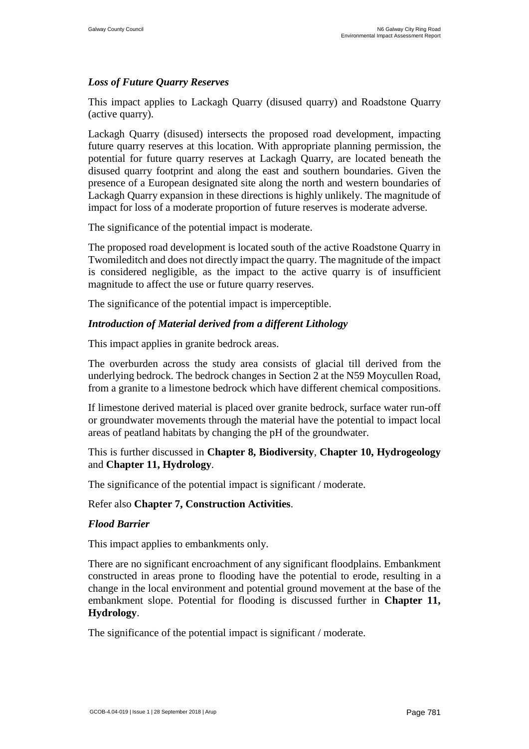#### *Loss of Future Quarry Reserves*

This impact applies to Lackagh Quarry (disused quarry) and Roadstone Quarry (active quarry).

Lackagh Quarry (disused) intersects the proposed road development, impacting future quarry reserves at this location. With appropriate planning permission, the potential for future quarry reserves at Lackagh Quarry, are located beneath the disused quarry footprint and along the east and southern boundaries. Given the presence of a European designated site along the north and western boundaries of Lackagh Quarry expansion in these directions is highly unlikely. The magnitude of impact for loss of a moderate proportion of future reserves is moderate adverse.

The significance of the potential impact is moderate.

The proposed road development is located south of the active Roadstone Quarry in Twomileditch and does not directly impact the quarry. The magnitude of the impact is considered negligible, as the impact to the active quarry is of insufficient magnitude to affect the use or future quarry reserves.

The significance of the potential impact is imperceptible.

#### *Introduction of Material derived from a different Lithology*

This impact applies in granite bedrock areas.

The overburden across the study area consists of glacial till derived from the underlying bedrock. The bedrock changes in Section 2 at the N59 Moycullen Road, from a granite to a limestone bedrock which have different chemical compositions.

If limestone derived material is placed over granite bedrock, surface water run-off or groundwater movements through the material have the potential to impact local areas of peatland habitats by changing the pH of the groundwater.

This is further discussed in **Chapter 8, Biodiversity**, **Chapter 10, Hydrogeology** and **Chapter 11, Hydrology**.

The significance of the potential impact is significant / moderate.

Refer also **Chapter 7, Construction Activities**.

#### *Flood Barrier*

This impact applies to embankments only.

There are no significant encroachment of any significant floodplains. Embankment constructed in areas prone to flooding have the potential to erode, resulting in a change in the local environment and potential ground movement at the base of the embankment slope. Potential for flooding is discussed further in **Chapter 11, Hydrology**.

The significance of the potential impact is significant / moderate.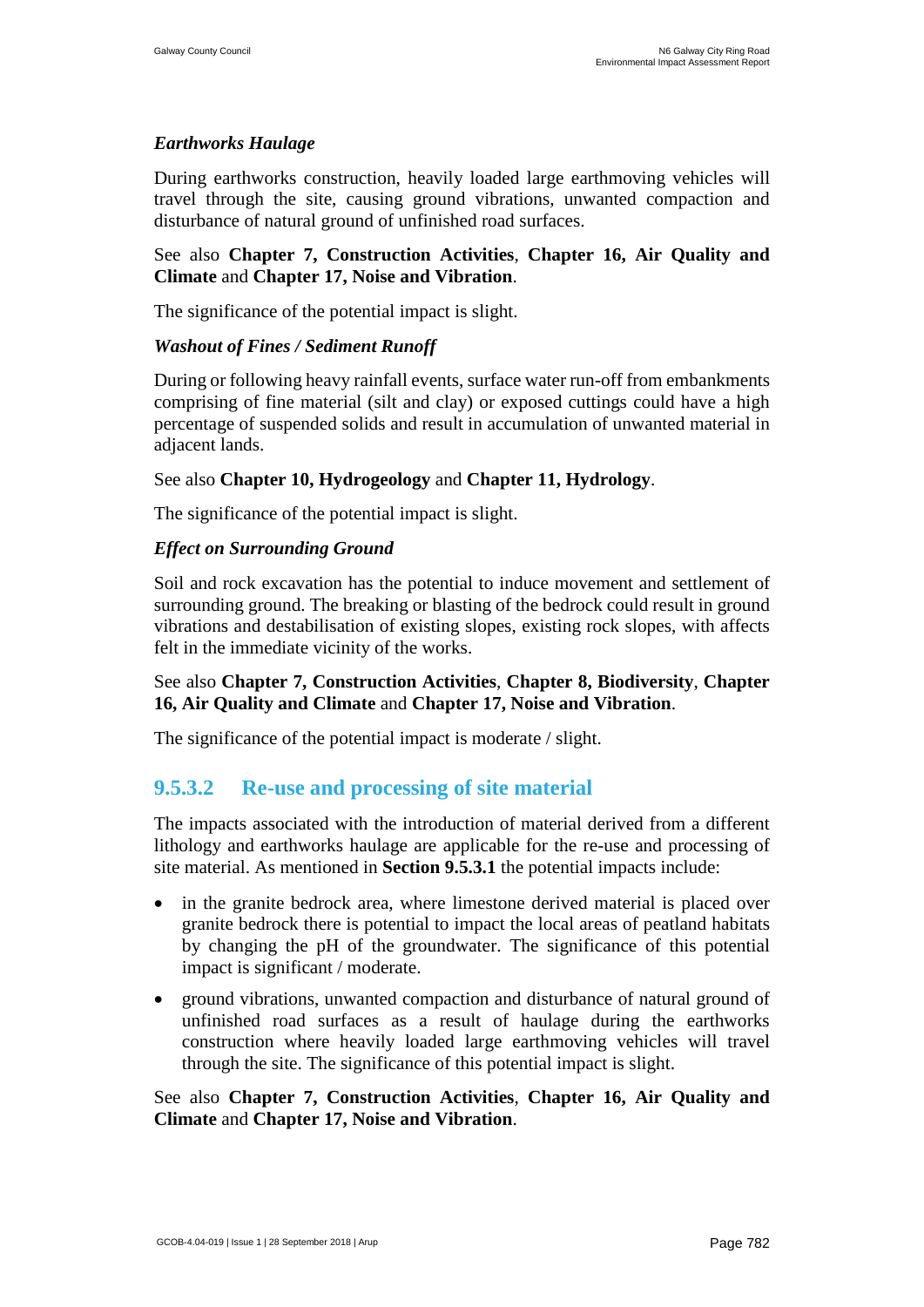*Earthworks Haulage*

During earthworks construction, heavily loaded large earthmoving vehicles will travel through the site, causing ground vibrations, unwanted compaction and disturbance of natural ground of unfinished road surfaces.

See also **Chapter 7, Construction Activities**, **Chapter 16, Air Quality and Climate** and **Chapter 17, Noise and Vibration**.

The significance of the potential impact is slight.

*Washout of Fines / Sediment Runoff*

During or following heavy rainfall events, surface water run-off from embankments comprising of fine material (silt and clay) or exposed cuttings could have a high percentage of suspended solids and result in accumulation of unwanted material in adjacent lands.

See also **Chapter 10, Hydrogeology** and **Chapter 11, Hydrology**.

The significance of the potential impact is slight.

*Effect on Surrounding Ground*

Soil and rock excavation has the potential to induce movement and settlement of surrounding ground. The breaking or blasting of the bedrock could result in ground vibrations and destabilisation of existing slopes, existing rock slopes, with affects felt in the immediate vicinity of the works.

See also **Chapter 7, Construction Activities**, **Chapter 8, Biodiversity**, **Chapter 16, Air Quality and Climate** and **Chapter 17, Noise and Vibration**.

The significance of the potential impact is moderate / slight.

### 9.5.3.2 Re-use and processing of site material

The impacts associated with the introduction of material derived from a different lithology and earthworks haulage are applicable for the re-use and processing of site material. As mentioned in **Section 9.5.3.1** the potential impacts include:

- in the granite bedrock area, where limestone derived material is placed over granite bedrock there is potential to impact the local areas of peatland habitats by changing the pH of the groundwater. The significance of this potential impact is significant / moderate.
- ground vibrations, unwanted compaction and disturbance of natural ground of unfinished road surfaces as a result of haulage during the earthworks construction where heavily loaded large earthmoving vehicles will travel through the site. The significance of this potential impact is slight.

See also **Chapter 7, Construction Activities**, **Chapter 16, Air Quality and Climate** and **Chapter 17, Noise and Vibration**.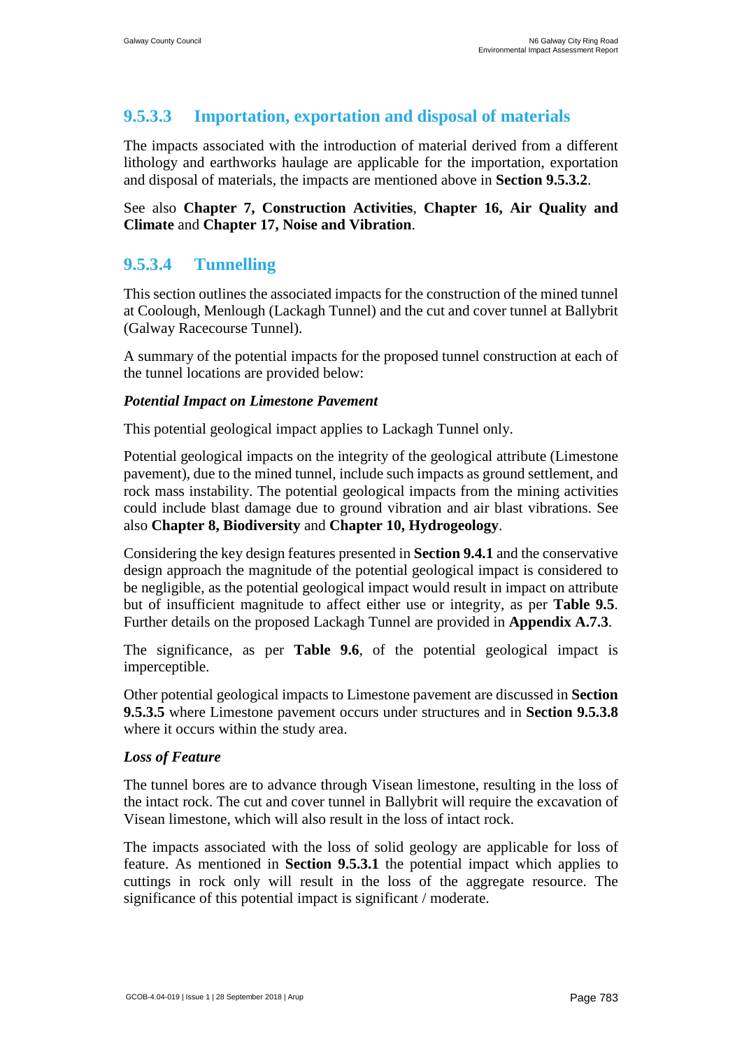#### 9.5.3.3 Importation, exportation and disposal of materials

The impacts associated with the introduction of material derived from a different lithology and earthworks haulage are applicable for the importation, exportation and disposal of materials, the impacts are mentioned above in **Section 9.5.3.2**.

See also **Chapter 7, Construction Activities**, **Chapter 16, Air Quality and Climate** and **Chapter 17, Noise and Vibration**.

#### 9.5.3.4 Tunnelling

This section outlines the associated impacts for the construction of the mined tunnel at Coolough, Menlough (Lackagh Tunnel) and the cut and cover tunnel at Ballybrit (Galway Racecourse Tunnel).

A summary of the potential impacts for the proposed tunnel construction at each of the tunnel locations are provided below:

***Potential Impact on Limestone Pavement***

This potential geological impact applies to Lackagh Tunnel only.

Potential geological impacts on the integrity of the geological attribute (Limestone pavement), due to the mined tunnel, include such impacts as ground settlement, and rock mass instability. The potential geological impacts from the mining activities could include blast damage due to ground vibration and air blast vibrations. See also **Chapter 8, Biodiversity** and **Chapter 10, Hydrogeology**.

Considering the key design features presented in **Section 9.4.1** and the conservative design approach the magnitude of the potential geological impact is considered to be negligible, as the potential geological impact would result in impact on attribute but of insufficient magnitude to affect either use or integrity, as per **Table 9.5**. Further details on the proposed Lackagh Tunnel are provided in **Appendix A.7.3**.

The significance, as per **Table 9.6**, of the potential geological impact is imperceptible.

Other potential geological impacts to Limestone pavement are discussed in **Section 9.5.3.5** where Limestone pavement occurs under structures and in **Section 9.5.3.8** where it occurs within the study area.

***Loss of Feature***

The tunnel bores are to advance through Visean limestone, resulting in the loss of the intact rock. The cut and cover tunnel in Ballybrit will require the excavation of Visean limestone, which will also result in the loss of intact rock.

The impacts associated with the loss of solid geology are applicable for loss of feature. As mentioned in **Section 9.5.3.1** the potential impact which applies to cuttings in rock only will result in the loss of the aggregate resource. The significance of this potential impact is significant / moderate.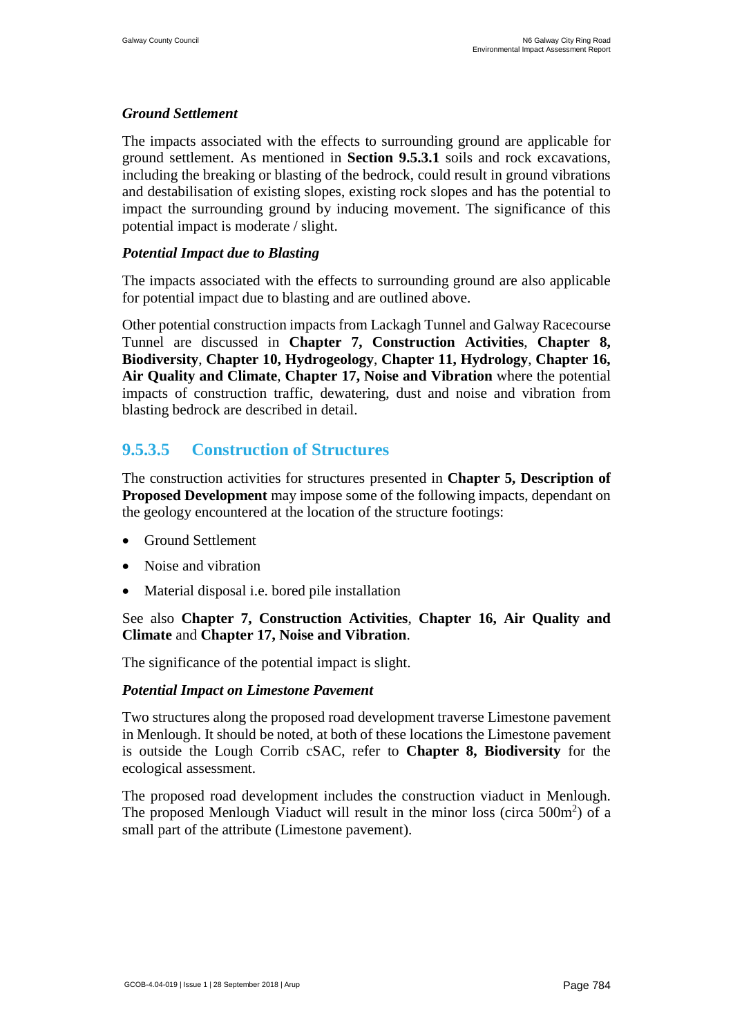*Ground Settlement*

The impacts associated with the effects to surrounding ground are applicable for ground settlement. As mentioned in **Section 9.5.3.1** soils and rock excavations, including the breaking or blasting of the bedrock, could result in ground vibrations and destabilisation of existing slopes, existing rock slopes and has the potential to impact the surrounding ground by inducing movement. The significance of this potential impact is moderate / slight.

*Potential Impact due to Blasting*

The impacts associated with the effects to surrounding ground are also applicable for potential impact due to blasting and are outlined above.

Other potential construction impacts from Lackagh Tunnel and Galway Racecourse Tunnel are discussed in **Chapter 7, Construction Activities**, **Chapter 8, Biodiversity**, **Chapter 10, Hydrogeology**, **Chapter 11, Hydrology**, **Chapter 16, Air Quality and Climate**, **Chapter 17, Noise and Vibration** where the potential impacts of construction traffic, dewatering, dust and noise and vibration from blasting bedrock are described in detail.

### 9.5.3.5 Construction of Structures

The construction activities for structures presented in **Chapter 5, Description of Proposed Development** may impose some of the following impacts, dependant on the geology encountered at the location of the structure footings:

- Ground Settlement
- Noise and vibration
- Material disposal i.e. bored pile installation

See also **Chapter 7, Construction Activities**, **Chapter 16, Air Quality and Climate** and **Chapter 17, Noise and Vibration**.

The significance of the potential impact is slight.

*Potential Impact on Limestone Pavement*

Two structures along the proposed road development traverse Limestone pavement in Menlough. It should be noted, at both of these locations the Limestone pavement is outside the Lough Corrib cSAC, refer to **Chapter 8, Biodiversity** for the ecological assessment.

The proposed road development includes the construction viaduct in Menlough. The proposed Menlough Viaduct will result in the minor loss (circa 500m$^2$) of a small part of the attribute (Limestone pavement).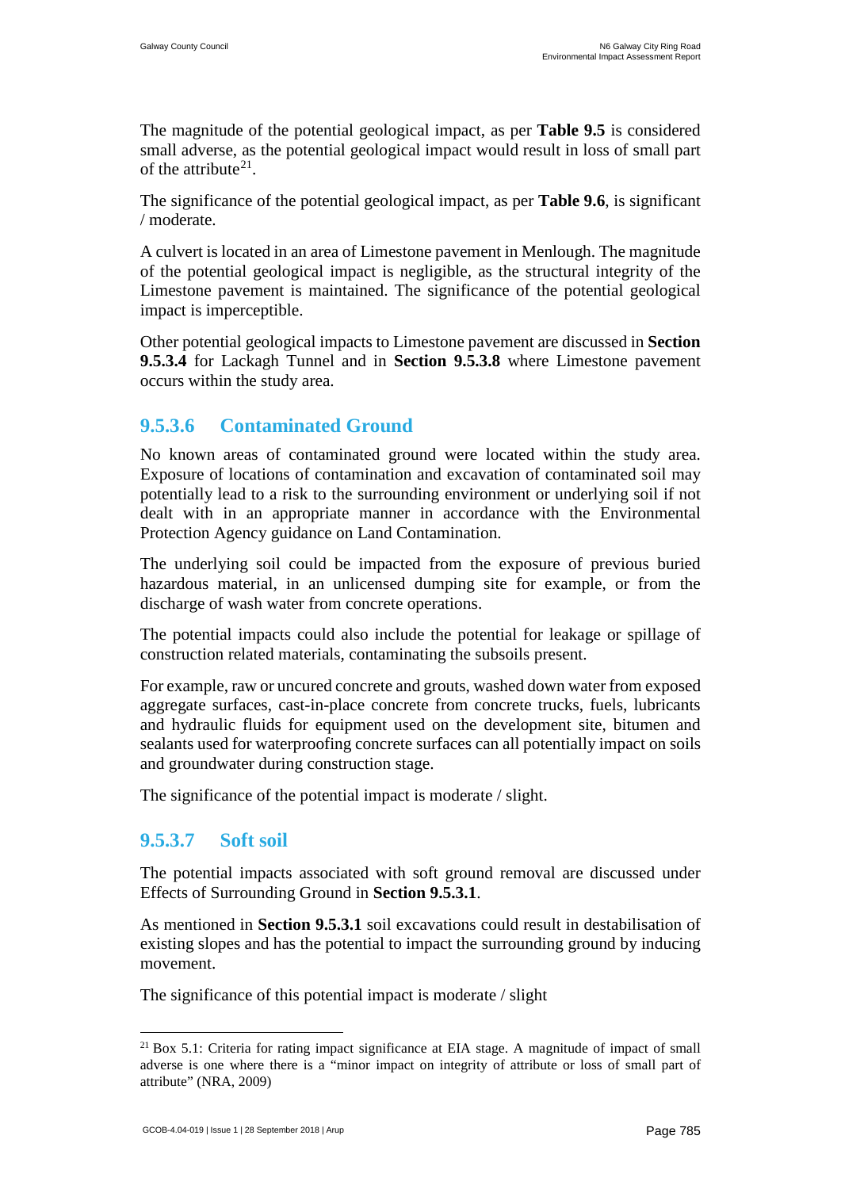The magnitude of the potential geological impact, as per **Table 9.5** is considered small adverse, as the potential geological impact would result in loss of small part of the attribute[21].

The significance of the potential geological impact, as per **Table 9.6**, is significant / moderate.

A culvert is located in an area of Limestone pavement in Menlough. The magnitude of the potential geological impact is negligible, as the structural integrity of the Limestone pavement is maintained. The significance of the potential geological impact is imperceptible.

Other potential geological impacts to Limestone pavement are discussed in **Section 9.5.3.4** for Lackagh Tunnel and in **Section 9.5.3.8** where Limestone pavement occurs within the study area.

### 9.5.3.6 Contaminated Ground

No known areas of contaminated ground were located within the study area. Exposure of locations of contamination and excavation of contaminated soil may potentially lead to a risk to the surrounding environment or underlying soil if not dealt with in an appropriate manner in accordance with the Environmental Protection Agency guidance on Land Contamination.

The underlying soil could be impacted from the exposure of previous buried hazardous material, in an unlicensed dumping site for example, or from the discharge of wash water from concrete operations.

The potential impacts could also include the potential for leakage or spillage of construction related materials, contaminating the subsoils present.

For example, raw or uncured concrete and grouts, washed down water from exposed aggregate surfaces, cast-in-place concrete from concrete trucks, fuels, lubricants and hydraulic fluids for equipment used on the development site, bitumen and sealants used for waterproofing concrete surfaces can all potentially impact on soils and groundwater during construction stage.

The significance of the potential impact is moderate / slight.

### 9.5.3.7 Soft soil

The potential impacts associated with soft ground removal are discussed under Effects of Surrounding Ground in **Section 9.5.3.1**.

As mentioned in **Section 9.5.3.1** soil excavations could result in destabilisation of existing slopes and has the potential to impact the surrounding ground by inducing movement.

The significance of this potential impact is moderate / slight

---

[21] Box 5.1: Criteria for rating impact significance at EIA stage. A magnitude of impact of small adverse is one where there is a "minor impact on integrity of attribute or loss of small part of attribute" (NRA, 2009)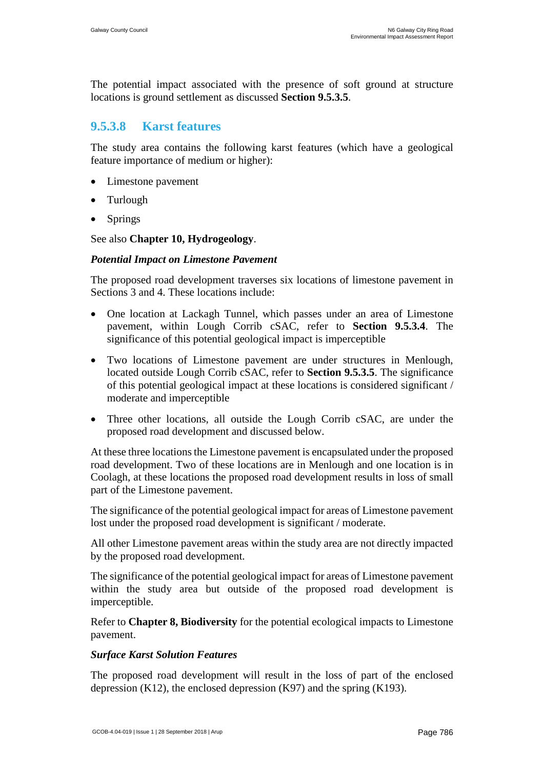The potential impact associated with the presence of soft ground at structure locations is ground settlement as discussed **Section 9.5.3.5**.

### 9.5.3.8 Karst features

The study area contains the following karst features (which have a geological feature importance of medium or higher):

- Limestone pavement
- Turlough
- Springs

See also **Chapter 10, Hydrogeology**.

***Potential Impact on Limestone Pavement***

The proposed road development traverses six locations of limestone pavement in Sections 3 and 4. These locations include:

- One location at Lackagh Tunnel, which passes under an area of Limestone pavement, within Lough Corrib cSAC, refer to **Section 9.5.3.4**. The significance of this potential geological impact is imperceptible
- Two locations of Limestone pavement are under structures in Menlough, located outside Lough Corrib cSAC, refer to **Section 9.5.3.5**. The significance of this potential geological impact at these locations is considered significant / moderate and imperceptible
- Three other locations, all outside the Lough Corrib cSAC, are under the proposed road development and discussed below.

At these three locations the Limestone pavement is encapsulated under the proposed road development. Two of these locations are in Menlough and one location is in Coolagh, at these locations the proposed road development results in loss of small part of the Limestone pavement.

The significance of the potential geological impact for areas of Limestone pavement lost under the proposed road development is significant / moderate.

All other Limestone pavement areas within the study area are not directly impacted by the proposed road development.

The significance of the potential geological impact for areas of Limestone pavement within the study area but outside of the proposed road development is imperceptible.

Refer to **Chapter 8, Biodiversity** for the potential ecological impacts to Limestone pavement.

***Surface Karst Solution Features***

The proposed road development will result in the loss of part of the enclosed depression (K12), the enclosed depression (K97) and the spring (K193).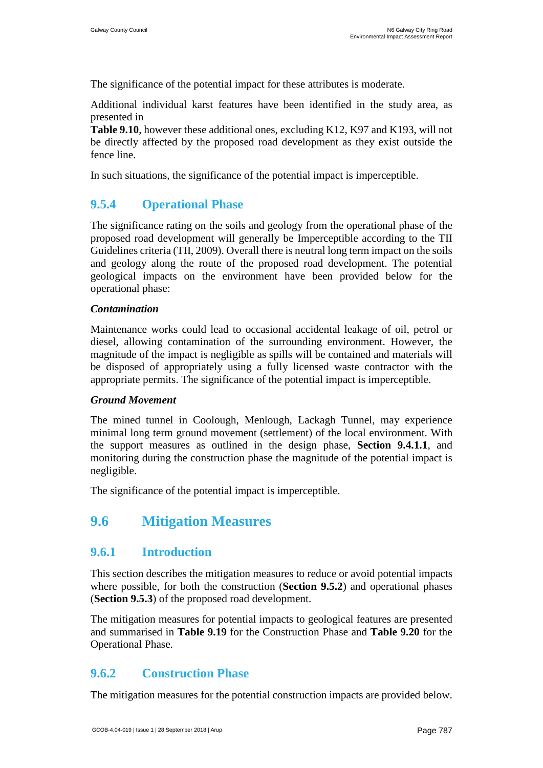The significance of the potential impact for these attributes is moderate.

Additional individual karst features have been identified in the study area, as presented in **Table 9.10**, however these additional ones, excluding K12, K97 and K193, will not be directly affected by the proposed road development as they exist outside the fence line.

In such situations, the significance of the potential impact is imperceptible.

### 9.5.4 Operational Phase

The significance rating on the soils and geology from the operational phase of the proposed road development will generally be Imperceptible according to the TII Guidelines criteria (TII, 2009). Overall there is neutral long term impact on the soils and geology along the route of the proposed road development. The potential geological impacts on the environment have been provided below for the operational phase:

***Contamination***

Maintenance works could lead to occasional accidental leakage of oil, petrol or diesel, allowing contamination of the surrounding environment. However, the magnitude of the impact is negligible as spills will be contained and materials will be disposed of appropriately using a fully licensed waste contractor with the appropriate permits. The significance of the potential impact is imperceptible.

***Ground Movement***

The mined tunnel in Coolough, Menlough, Lackagh Tunnel, may experience minimal long term ground movement (settlement) of the local environment. With the support measures as outlined in the design phase, **Section 9.4.1.1**, and monitoring during the construction phase the magnitude of the potential impact is negligible.

The significance of the potential impact is imperceptible.

## 9.6 Mitigation Measures

### 9.6.1 Introduction

This section describes the mitigation measures to reduce or avoid potential impacts where possible, for both the construction (**Section 9.5.2**) and operational phases (**Section 9.5.3**) of the proposed road development.

The mitigation measures for potential impacts to geological features are presented and summarised in **Table 9.19** for the Construction Phase and **Table 9.20** for the Operational Phase.

### 9.6.2 Construction Phase

The mitigation measures for the potential construction impacts are provided below.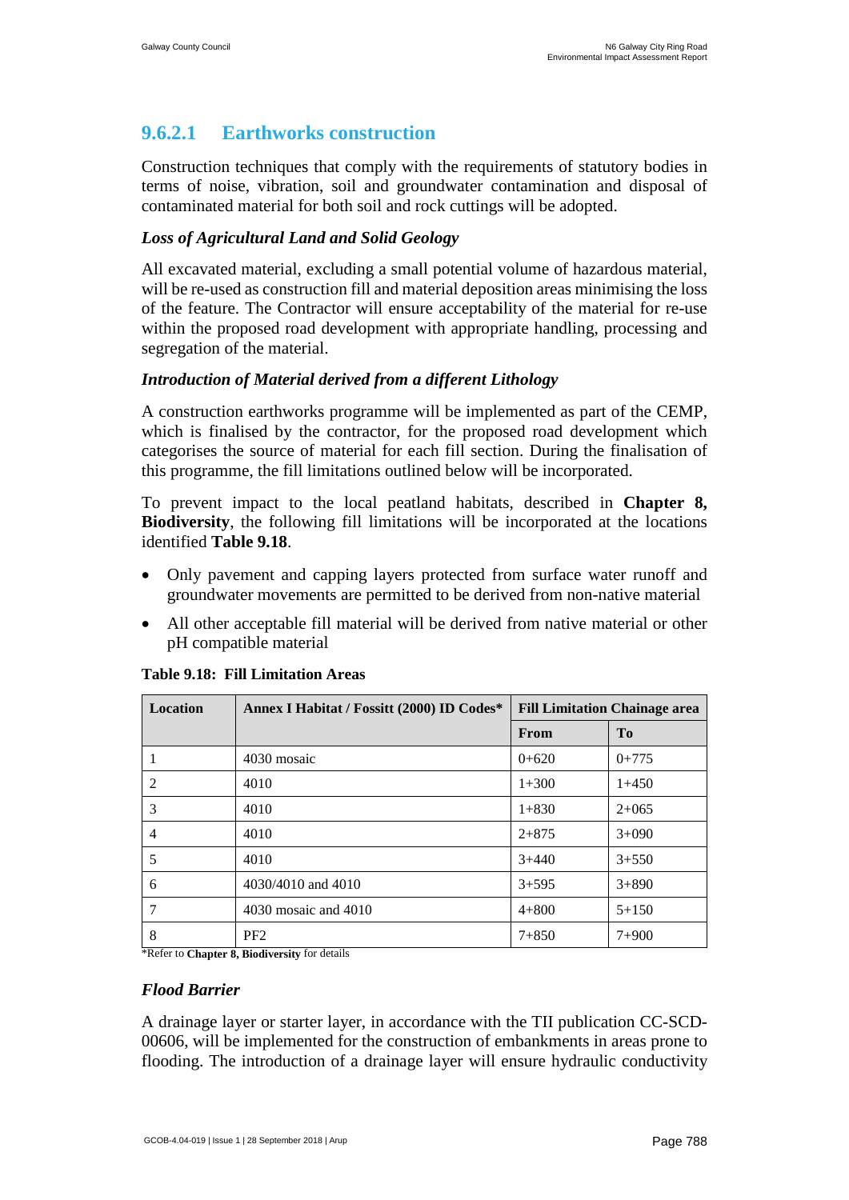### 9.6.2.1 Earthworks construction

Construction techniques that comply with the requirements of statutory bodies in terms of noise, vibration, soil and groundwater contamination and disposal of contaminated material for both soil and rock cuttings will be adopted.

#### *Loss of Agricultural Land and Solid Geology*

All excavated material, excluding a small potential volume of hazardous material, will be re-used as construction fill and material deposition areas minimising the loss of the feature. The Contractor will ensure acceptability of the material for re-use within the proposed road development with appropriate handling, processing and segregation of the material.

#### *Introduction of Material derived from a different Lithology*

A construction earthworks programme will be implemented as part of the CEMP, which is finalised by the contractor, for the proposed road development which categorises the source of material for each fill section. During the finalisation of this programme, the fill limitations outlined below will be incorporated.

To prevent impact to the local peatland habitats, described in **Chapter 8, Biodiversity**, the following fill limitations will be incorporated at the locations identified **Table 9.18**.

- Only pavement and capping layers protected from surface water runoff and groundwater movements are permitted to be derived from non-native material
- All other acceptable fill material will be derived from native material or other pH compatible material

**Table 9.18: Fill Limitation Areas**

| Location | Annex I Habitat / Fossitt (2000) ID Codes* | Fill Limitation Chainage area | |
|---|---|---|---|
| | | From | To |
| 1 | 4030 mosaic | 0+620 | 0+775 |
| 2 | 4010 | 1+300 | 1+450 |
| 3 | 4010 | 1+830 | 2+065 |
| 4 | 4010 | 2+875 | 3+090 |
| 5 | 4010 | 3+440 | 3+550 |
| 6 | 4030/4010 and 4010 | 3+595 | 3+890 |
| 7 | 4030 mosaic and 4010 | 4+800 | 5+150 |
| 8 | PF2 | 7+850 | 7+900 |

*Refer to **Chapter 8, Biodiversity** for details

#### *Flood Barrier*

A drainage layer or starter layer, in accordance with the TII publication CC-SCD-00606, will be implemented for the construction of embankments in areas prone to flooding. The introduction of a drainage layer will ensure hydraulic conductivity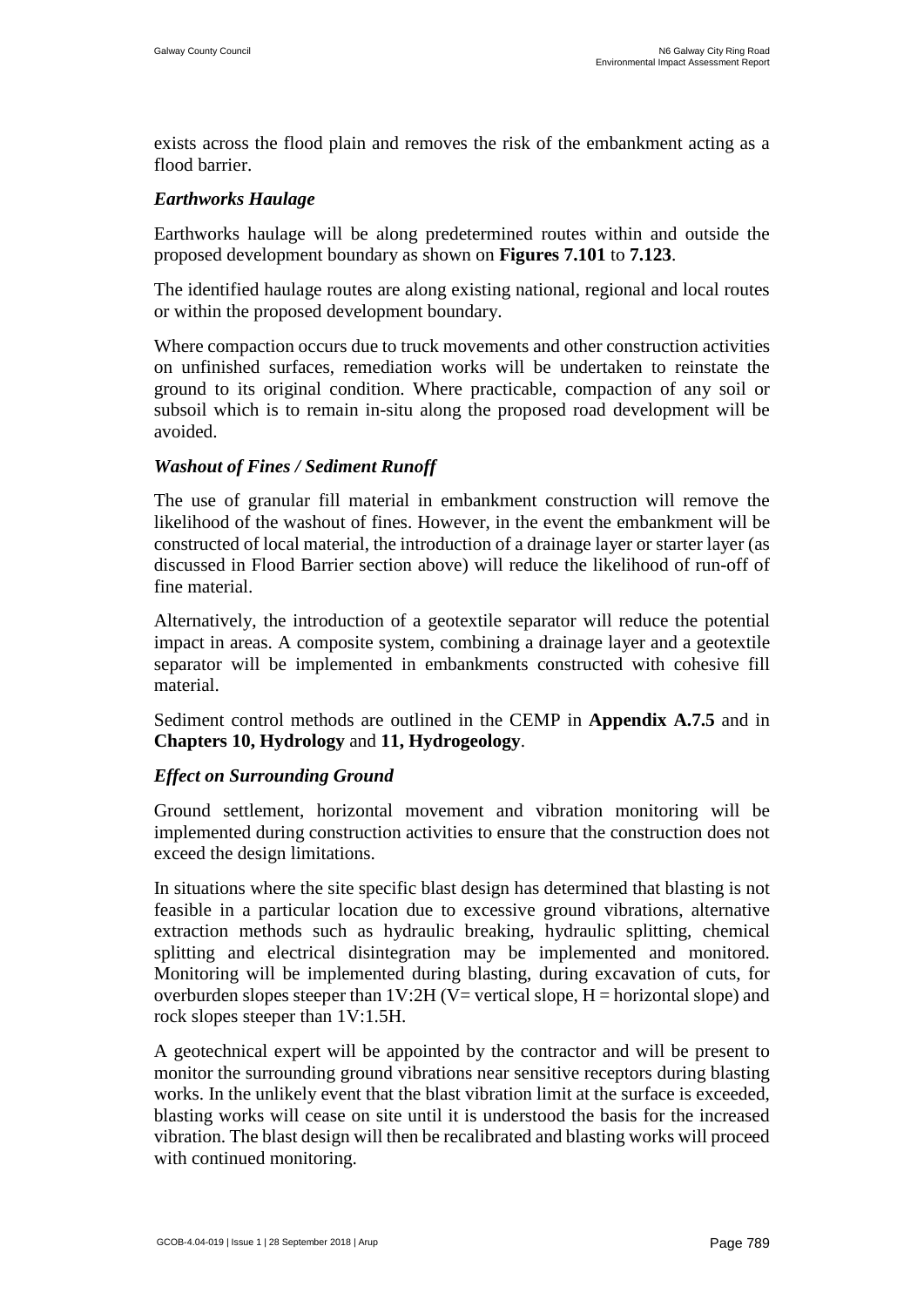exists across the flood plain and removes the risk of the embankment acting as a flood barrier.

*Earthworks Haulage*

Earthworks haulage will be along predetermined routes within and outside the proposed development boundary as shown on **Figures 7.101** to **7.123**.

The identified haulage routes are along existing national, regional and local routes or within the proposed development boundary.

Where compaction occurs due to truck movements and other construction activities on unfinished surfaces, remediation works will be undertaken to reinstate the ground to its original condition. Where practicable, compaction of any soil or subsoil which is to remain in-situ along the proposed road development will be avoided.

*Washout of Fines / Sediment Runoff*

The use of granular fill material in embankment construction will remove the likelihood of the washout of fines. However, in the event the embankment will be constructed of local material, the introduction of a drainage layer or starter layer (as discussed in Flood Barrier section above) will reduce the likelihood of run-off of fine material.

Alternatively, the introduction of a geotextile separator will reduce the potential impact in areas. A composite system, combining a drainage layer and a geotextile separator will be implemented in embankments constructed with cohesive fill material.

Sediment control methods are outlined in the CEMP in **Appendix A.7.5** and in **Chapters 10, Hydrology** and **11, Hydrogeology**.

*Effect on Surrounding Ground*

Ground settlement, horizontal movement and vibration monitoring will be implemented during construction activities to ensure that the construction does not exceed the design limitations.

In situations where the site specific blast design has determined that blasting is not feasible in a particular location due to excessive ground vibrations, alternative extraction methods such as hydraulic breaking, hydraulic splitting, chemical splitting and electrical disintegration may be implemented and monitored. Monitoring will be implemented during blasting, during excavation of cuts, for overburden slopes steeper than 1V:2H (V= vertical slope, H = horizontal slope) and rock slopes steeper than 1V:1.5H.

A geotechnical expert will be appointed by the contractor and will be present to monitor the surrounding ground vibrations near sensitive receptors during blasting works. In the unlikely event that the blast vibration limit at the surface is exceeded, blasting works will cease on site until it is understood the basis for the increased vibration. The blast design will then be recalibrated and blasting works will proceed with continued monitoring.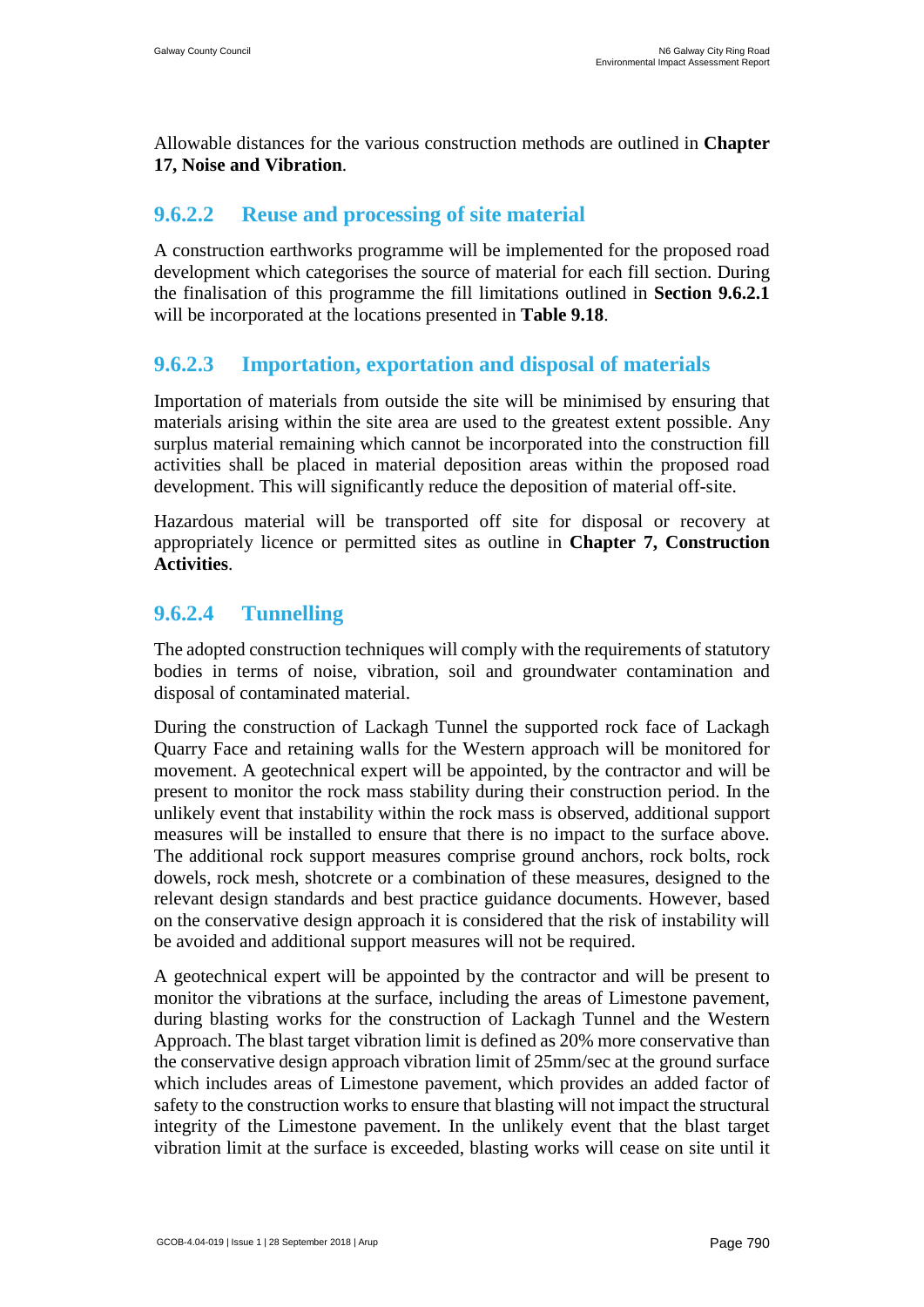Allowable distances for the various construction methods are outlined in **Chapter 17, Noise and Vibration**.

#### 9.6.2.2 Reuse and processing of site material

A construction earthworks programme will be implemented for the proposed road development which categorises the source of material for each fill section. During the finalisation of this programme the fill limitations outlined in **Section 9.6.2.1** will be incorporated at the locations presented in **Table 9.18**.

#### 9.6.2.3 Importation, exportation and disposal of materials

Importation of materials from outside the site will be minimised by ensuring that materials arising within the site area are used to the greatest extent possible. Any surplus material remaining which cannot be incorporated into the construction fill activities shall be placed in material deposition areas within the proposed road development. This will significantly reduce the deposition of material off-site.

Hazardous material will be transported off site for disposal or recovery at appropriately licence or permitted sites as outline in **Chapter 7, Construction Activities**.

#### 9.6.2.4 Tunnelling

The adopted construction techniques will comply with the requirements of statutory bodies in terms of noise, vibration, soil and groundwater contamination and disposal of contaminated material.

During the construction of Lackagh Tunnel the supported rock face of Lackagh Quarry Face and retaining walls for the Western approach will be monitored for movement. A geotechnical expert will be appointed, by the contractor and will be present to monitor the rock mass stability during their construction period. In the unlikely event that instability within the rock mass is observed, additional support measures will be installed to ensure that there is no impact to the surface above. The additional rock support measures comprise ground anchors, rock bolts, rock dowels, rock mesh, shotcrete or a combination of these measures, designed to the relevant design standards and best practice guidance documents. However, based on the conservative design approach it is considered that the risk of instability will be avoided and additional support measures will not be required.

A geotechnical expert will be appointed by the contractor and will be present to monitor the vibrations at the surface, including the areas of Limestone pavement, during blasting works for the construction of Lackagh Tunnel and the Western Approach. The blast target vibration limit is defined as 20% more conservative than the conservative design approach vibration limit of 25mm/sec at the ground surface which includes areas of Limestone pavement, which provides an added factor of safety to the construction works to ensure that blasting will not impact the structural integrity of the Limestone pavement. In the unlikely event that the blast target vibration limit at the surface is exceeded, blasting works will cease on site until it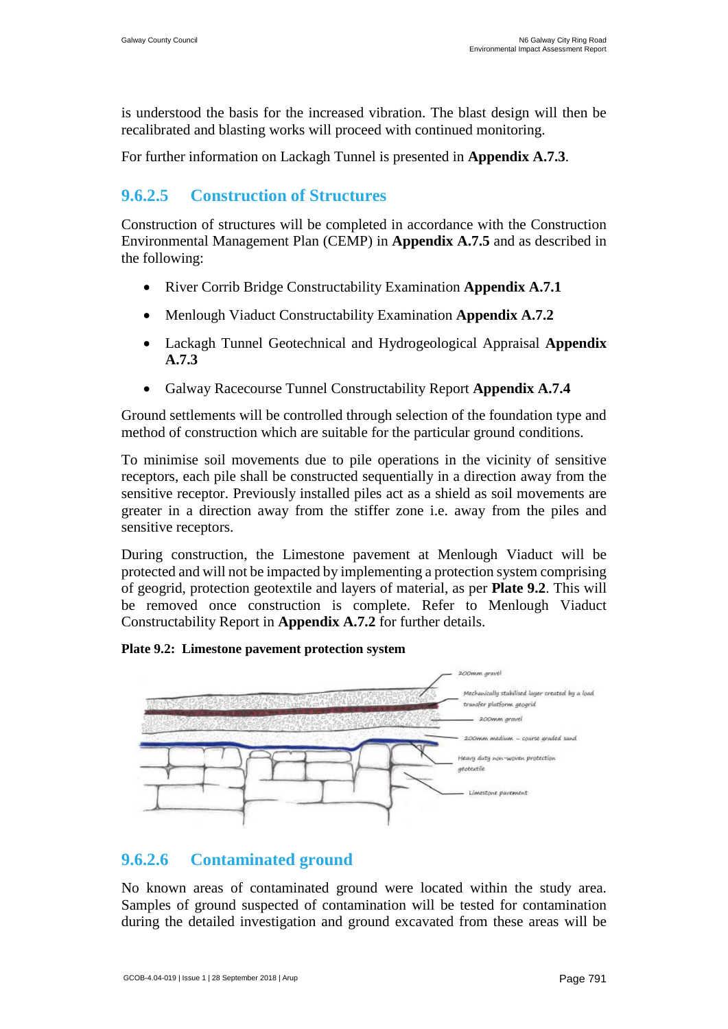is understood the basis for the increased vibration. The blast design will then be recalibrated and blasting works will proceed with continued monitoring.

For further information on Lackagh Tunnel is presented in **Appendix A.7.3**.

### 9.6.2.5 Construction of Structures

Construction of structures will be completed in accordance with the Construction Environmental Management Plan (CEMP) in **Appendix A.7.5** and as described in the following:

- River Corrib Bridge Constructability Examination **Appendix A.7.1**
- Menlough Viaduct Constructability Examination **Appendix A.7.2**
- Lackagh Tunnel Geotechnical and Hydrogeological Appraisal **Appendix A.7.3**
- Galway Racecourse Tunnel Constructability Report **Appendix A.7.4**

Ground settlements will be controlled through selection of the foundation type and method of construction which are suitable for the particular ground conditions.

To minimise soil movements due to pile operations in the vicinity of sensitive receptors, each pile shall be constructed sequentially in a direction away from the sensitive receptor. Previously installed piles act as a shield as soil movements are greater in a direction away from the stiffer zone i.e. away from the piles and sensitive receptors.

During construction, the Limestone pavement at Menlough Viaduct will be protected and will not be impacted by implementing a protection system comprising of geogrid, protection geotextile and layers of material, as per **Plate 9.2**. This will be removed once construction is complete. Refer to Menlough Viaduct Constructability Report in **Appendix A.7.2** for further details.

**Plate 9.2: Limestone pavement protection system**

200mm gravel

Mechanically stabilised layer created by a load transfer platform geogrid

200mm gravel

200mm medium – course graded sand

Heavy duty non-woven protection geotextile

Limestone pavement

### 9.6.2.6 Contaminated ground

No known areas of contaminated ground were located within the study area. Samples of ground suspected of contamination will be tested for contamination during the detailed investigation and ground excavated from these areas will be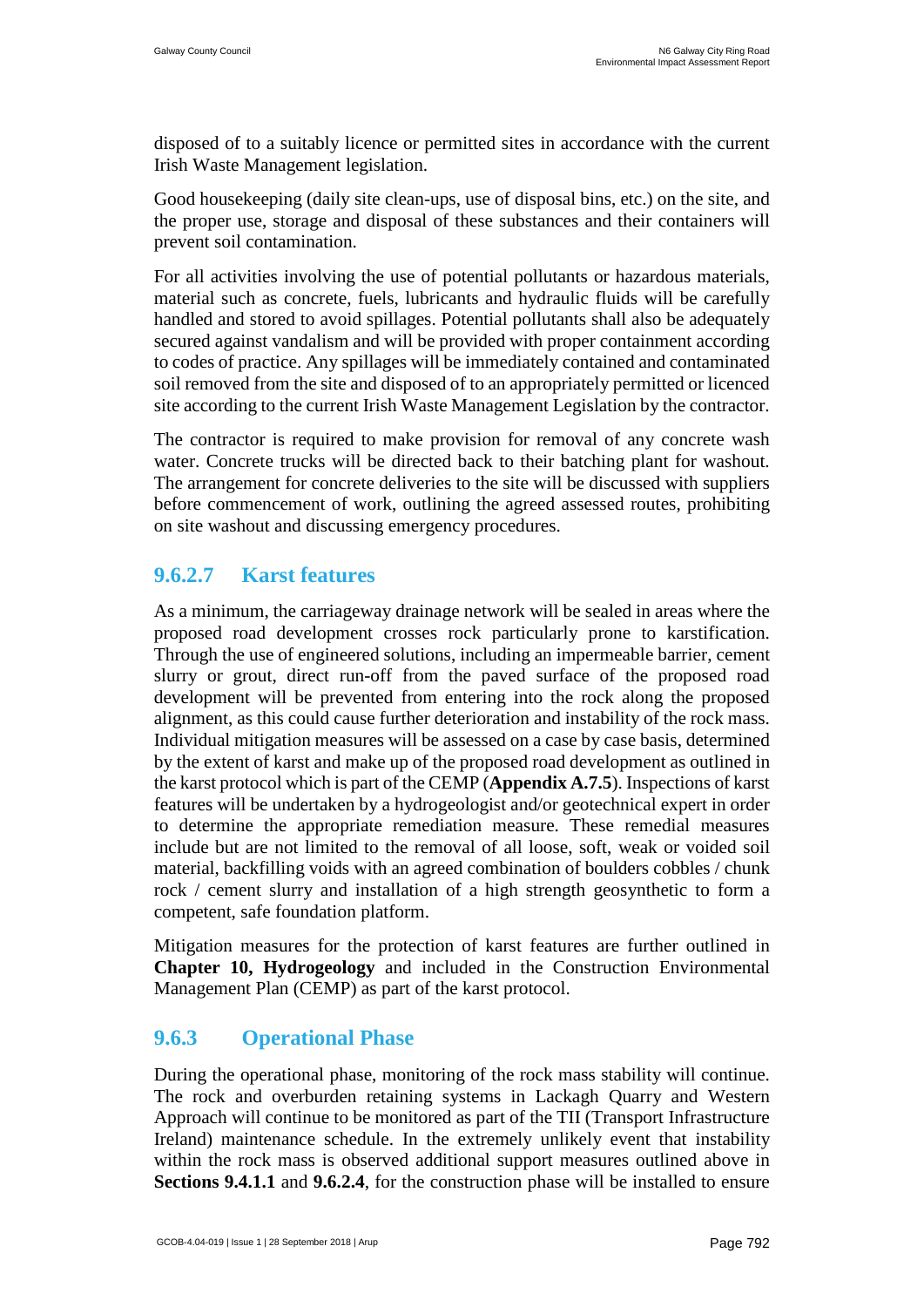disposed of to a suitably licence or permitted sites in accordance with the current Irish Waste Management legislation.

Good housekeeping (daily site clean-ups, use of disposal bins, etc.) on the site, and the proper use, storage and disposal of these substances and their containers will prevent soil contamination.

For all activities involving the use of potential pollutants or hazardous materials, material such as concrete, fuels, lubricants and hydraulic fluids will be carefully handled and stored to avoid spillages. Potential pollutants shall also be adequately secured against vandalism and will be provided with proper containment according to codes of practice. Any spillages will be immediately contained and contaminated soil removed from the site and disposed of to an appropriately permitted or licenced site according to the current Irish Waste Management Legislation by the contractor.

The contractor is required to make provision for removal of any concrete wash water. Concrete trucks will be directed back to their batching plant for washout. The arrangement for concrete deliveries to the site will be discussed with suppliers before commencement of work, outlining the agreed assessed routes, prohibiting on site washout and discussing emergency procedures.

### 9.6.2.7 Karst features

As a minimum, the carriageway drainage network will be sealed in areas where the proposed road development crosses rock particularly prone to karstification. Through the use of engineered solutions, including an impermeable barrier, cement slurry or grout, direct run-off from the paved surface of the proposed road development will be prevented from entering into the rock along the proposed alignment, as this could cause further deterioration and instability of the rock mass. Individual mitigation measures will be assessed on a case by case basis, determined by the extent of karst and make up of the proposed road development as outlined in the karst protocol which is part of the CEMP (**Appendix A.7.5**). Inspections of karst features will be undertaken by a hydrogeologist and/or geotechnical expert in order to determine the appropriate remediation measure. These remedial measures include but are not limited to the removal of all loose, soft, weak or voided soil material, backfilling voids with an agreed combination of boulders cobbles / chunk rock / cement slurry and installation of a high strength geosynthetic to form a competent, safe foundation platform.

Mitigation measures for the protection of karst features are further outlined in **Chapter 10, Hydrogeology** and included in the Construction Environmental Management Plan (CEMP) as part of the karst protocol.

## 9.6.3 Operational Phase

During the operational phase, monitoring of the rock mass stability will continue. The rock and overburden retaining systems in Lackagh Quarry and Western Approach will continue to be monitored as part of the TII (Transport Infrastructure Ireland) maintenance schedule. In the extremely unlikely event that instability within the rock mass is observed additional support measures outlined above in **Sections 9.4.1.1** and **9.6.2.4**, for the construction phase will be installed to ensure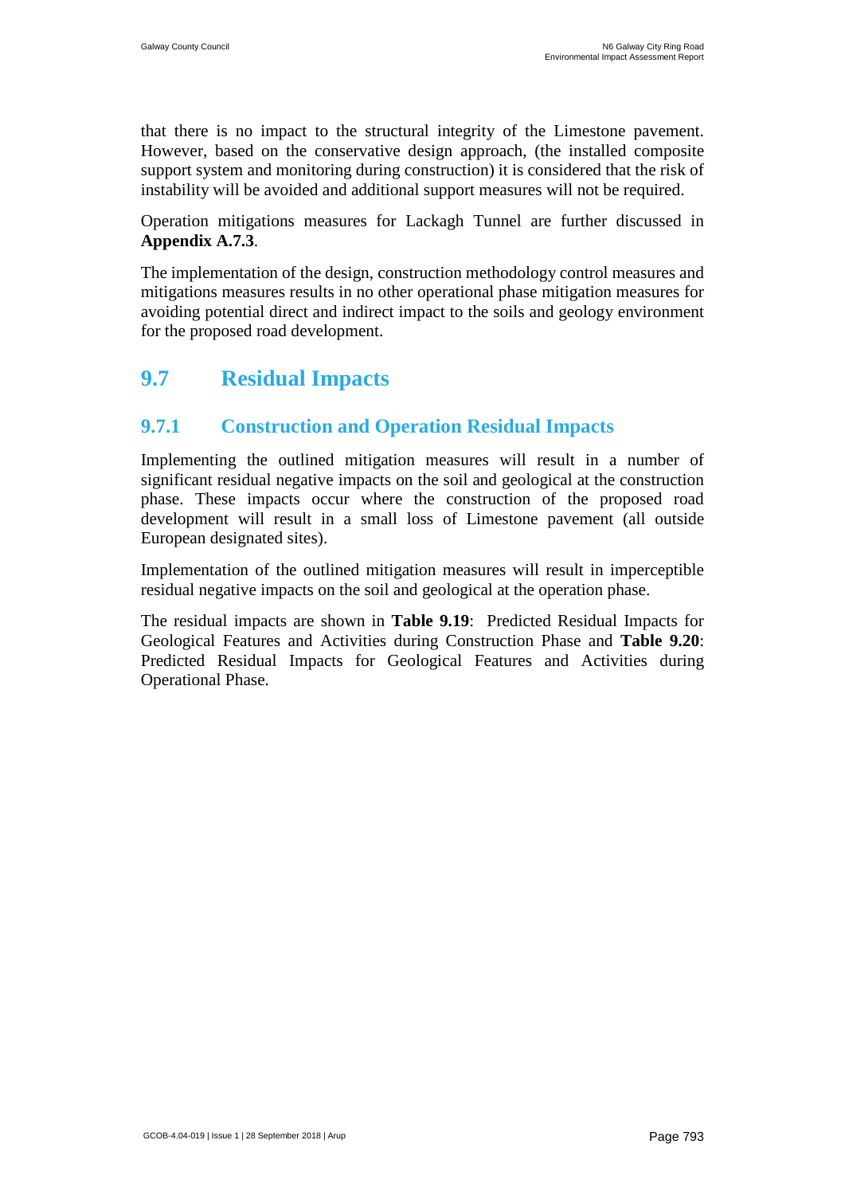that there is no impact to the structural integrity of the Limestone pavement. However, based on the conservative design approach, (the installed composite support system and monitoring during construction) it is considered that the risk of instability will be avoided and additional support measures will not be required.

Operation mitigations measures for Lackagh Tunnel are further discussed in **Appendix A.7.3**.

The implementation of the design, construction methodology control measures and mitigations measures results in no other operational phase mitigation measures for avoiding potential direct and indirect impact to the soils and geology environment for the proposed road development.

## 9.7 Residual Impacts

### 9.7.1 Construction and Operation Residual Impacts

Implementing the outlined mitigation measures will result in a number of significant residual negative impacts on the soil and geological at the construction phase. These impacts occur where the construction of the proposed road development will result in a small loss of Limestone pavement (all outside European designated sites).

Implementation of the outlined mitigation measures will result in imperceptible residual negative impacts on the soil and geological at the operation phase.

The residual impacts are shown in **Table 9.19**: Predicted Residual Impacts for Geological Features and Activities during Construction Phase and **Table 9.20**: Predicted Residual Impacts for Geological Features and Activities during Operational Phase.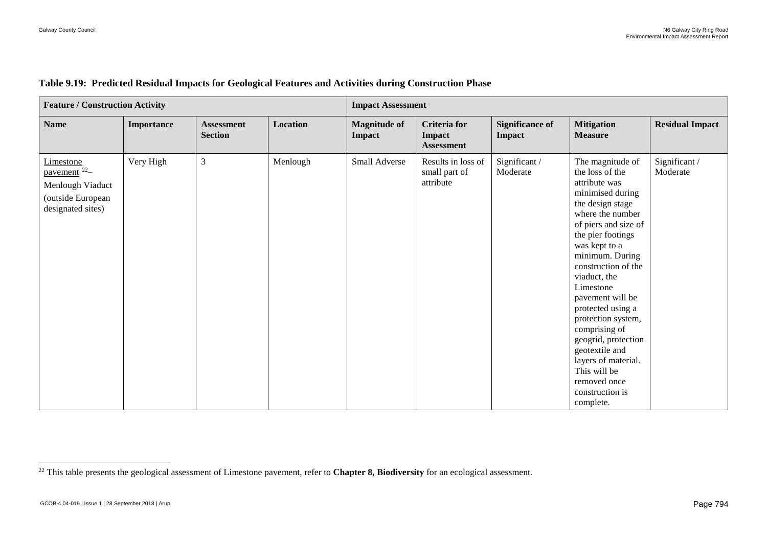**Table 9.19: Predicted Residual Impacts for Geological Features and Activities during Construction Phase**

| Feature / Construction Activity | | | | Impact Assessment | | | | |
|---|---|---|---|---|---|---|---|---|
| **Name** | **Importance** | **Assessment Section** | **Location** | **Magnitude of Impact** | **Criteria for Impact Assessment** | **Significance of Impact** | **Mitigation Measure** | **Residual Impact** |
| Limestone pavement [22]– Menlough Viaduct (outside European designated sites) | Very High | 3 | Menlough | Small Adverse | Results in loss of small part of attribute | Significant / Moderate | The magnitude of the loss of the attribute was minimised during the design stage where the number of piers and size of the pier footings was kept to a minimum. During construction of the viaduct, the Limestone pavement will be protected using a protection system, comprising of geogrid, protection geotextile and layers of material. This will be removed once construction is complete. | Significant / Moderate |

[22] This table presents the geological assessment of Limestone pavement, refer to **Chapter 8, Biodiversity** for an ecological assessment.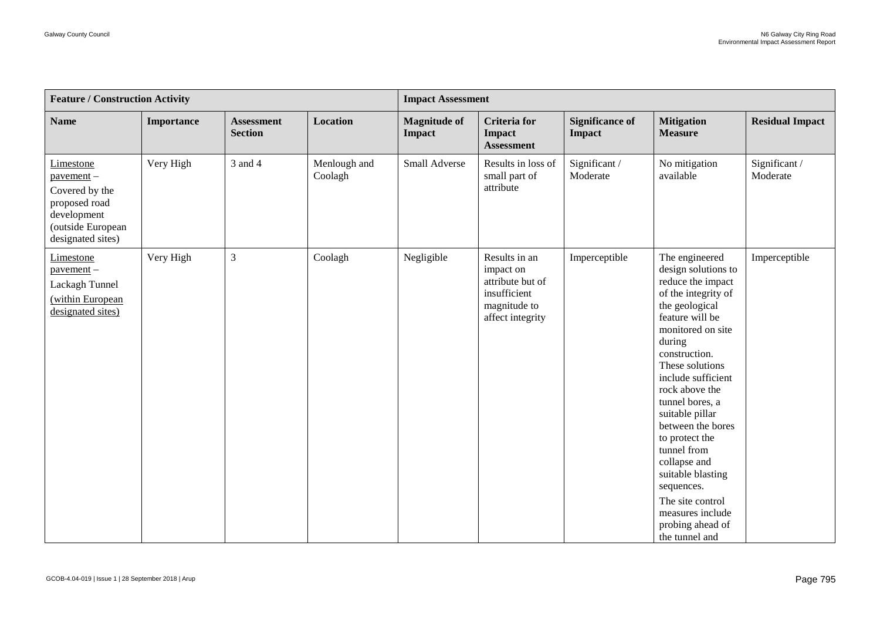| Feature / Construction Activity | | | | Impact Assessment | | | | |
|---|---|---|---|---|---|---|---|---|
| **Name** | **Importance** | **Assessment Section** | **Location** | **Magnitude of Impact** | **Criteria for Impact Assessment** | **Significance of Impact** | **Mitigation Measure** | **Residual Impact** |
| Limestone pavement – Covered by the proposed road development (outside European designated sites) | Very High | 3 and 4 | Menlough and Coolagh | Small Adverse | Results in loss of small part of attribute | Significant / Moderate | No mitigation available | Significant / Moderate |
| Limestone pavement – Lackagh Tunnel (within European designated sites) | Very High | 3 | Coolagh | Negligible | Results in an impact on attribute but of insufficient magnitude to affect integrity | Imperceptible | The engineered design solutions to reduce the impact of the integrity of the geological feature will be monitored on site during construction. These solutions include sufficient rock above the tunnel bores, a suitable pillar between the bores to protect the tunnel from collapse and suitable blasting sequences. The site control measures include probing ahead of the tunnel and | Imperceptible |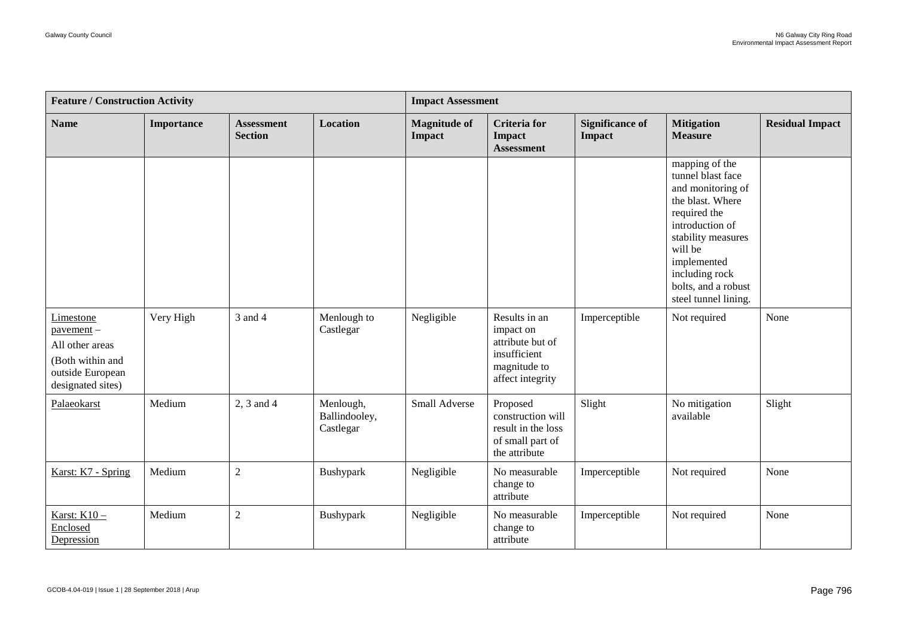| Feature / Construction Activity | | | | Impact Assessment | | | | |
|---|---|---|---|---|---|---|---|---|
| **Name** | **Importance** | **Assessment Section** | **Location** | **Magnitude of Impact** | **Criteria for Impact Assessment** | **Significance of Impact** | **Mitigation Measure** | **Residual Impact** |
| | | | | | | | mapping of the tunnel blast face and monitoring of the blast. Where required the introduction of stability measures will be implemented including rock bolts, and a robust steel tunnel lining. | |
| Limestone pavement – All other areas (Both within and outside European designated sites) | Very High | 3 and 4 | Menlough to Castlegar | Negligible | Results in an impact on attribute but of insufficient magnitude to affect integrity | Imperceptible | Not required | None |
| Palaeokarst | Medium | 2, 3 and 4 | Menlough, Ballindooley, Castlegar | Small Adverse | Proposed construction will result in the loss of small part of the attribute | Slight | No mitigation available | Slight |
| Karst: K7 - Spring | Medium | 2 | Bushypark | Negligible | No measurable change to attribute | Imperceptible | Not required | None |
| Karst: K10 – Enclosed Depression | Medium | 2 | Bushypark | Negligible | No measurable change to attribute | Imperceptible | Not required | None |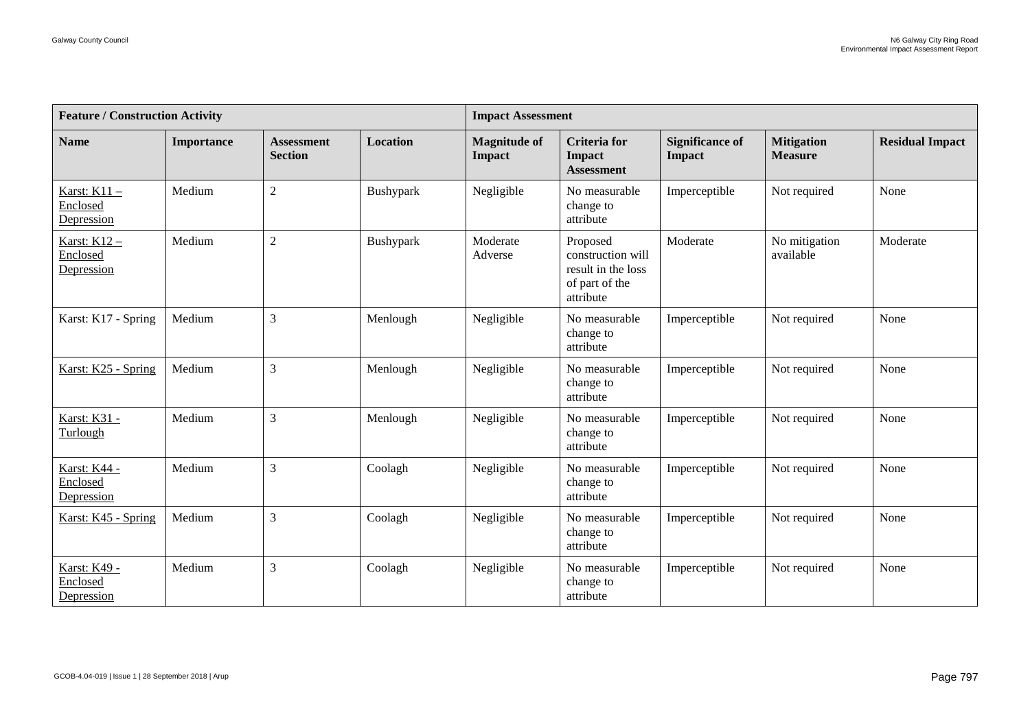| Feature / Construction Activity | | | | Impact Assessment | | | | |
|---|---|---|---|---|---|---|---|---|
| **Name** | **Importance** | **Assessment Section** | **Location** | **Magnitude of Impact** | **Criteria for Impact Assessment** | **Significance of Impact** | **Mitigation Measure** | **Residual Impact** |
| Karst: K11 – Enclosed Depression | Medium | 2 | Bushypark | Negligible | No measurable change to attribute | Imperceptible | Not required | None |
| Karst: K12 – Enclosed Depression | Medium | 2 | Bushypark | Moderate Adverse | Proposed construction will result in the loss of part of the attribute | Moderate | No mitigation available | Moderate |
| Karst: K17 - Spring | Medium | 3 | Menlough | Negligible | No measurable change to attribute | Imperceptible | Not required | None |
| Karst: K25 - Spring | Medium | 3 | Menlough | Negligible | No measurable change to attribute | Imperceptible | Not required | None |
| Karst: K31 - Turlough | Medium | 3 | Menlough | Negligible | No measurable change to attribute | Imperceptible | Not required | None |
| Karst: K44 - Enclosed Depression | Medium | 3 | Coolagh | Negligible | No measurable change to attribute | Imperceptible | Not required | None |
| Karst: K45 - Spring | Medium | 3 | Coolagh | Negligible | No measurable change to attribute | Imperceptible | Not required | None |
| Karst: K49 - Enclosed Depression | Medium | 3 | Coolagh | Negligible | No measurable change to attribute | Imperceptible | Not required | None |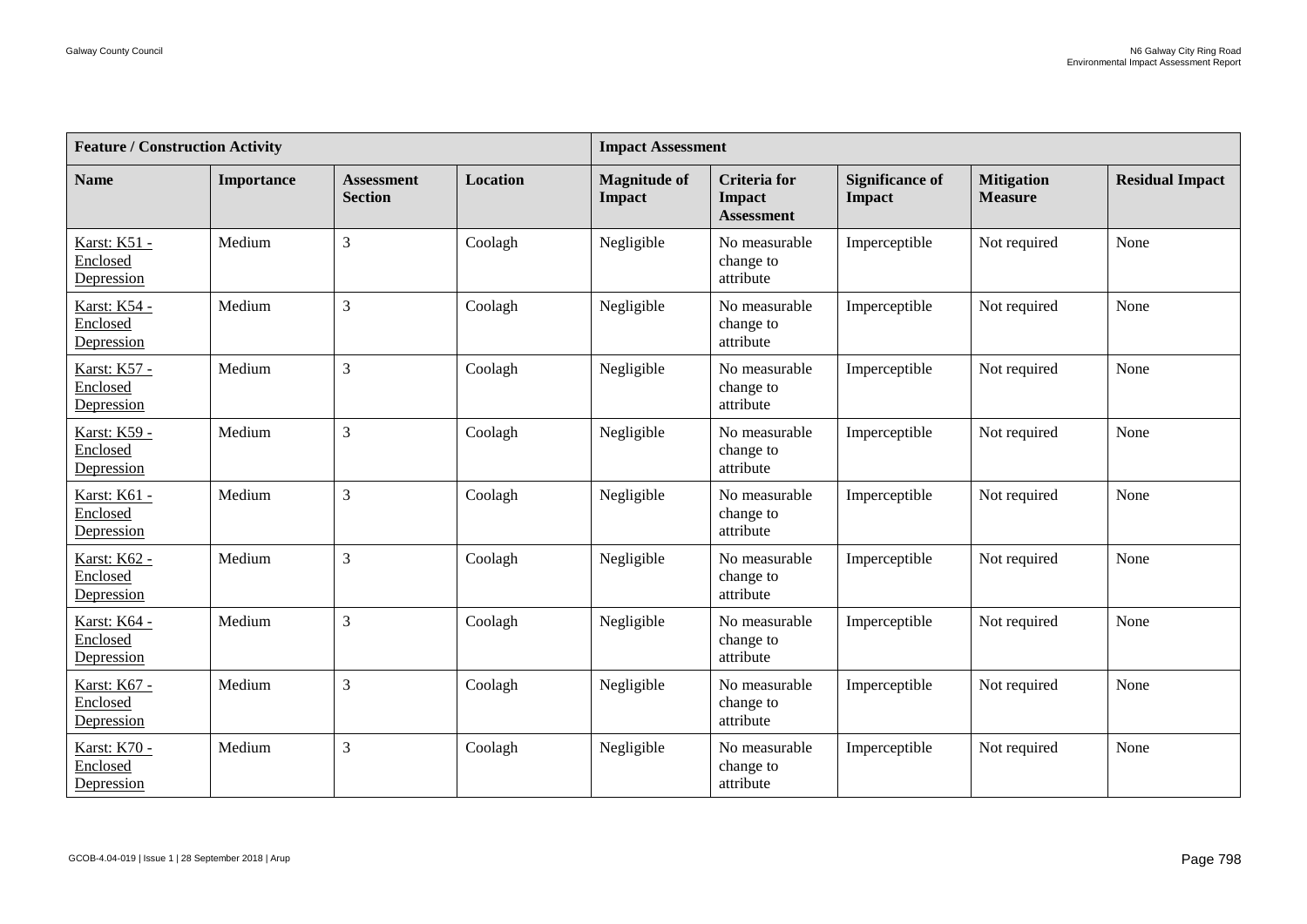| Feature / Construction Activity | | | | Impact Assessment | | | | |
|---|---|---|---|---|---|---|---|---|
| **Name** | **Importance** | **Assessment Section** | **Location** | **Magnitude of Impact** | **Criteria for Impact Assessment** | **Significance of Impact** | **Mitigation Measure** | **Residual Impact** |
| Karst: K51 - Enclosed Depression | Medium | 3 | Coolagh | Negligible | No measurable change to attribute | Imperceptible | Not required | None |
| Karst: K54 - Enclosed Depression | Medium | 3 | Coolagh | Negligible | No measurable change to attribute | Imperceptible | Not required | None |
| Karst: K57 - Enclosed Depression | Medium | 3 | Coolagh | Negligible | No measurable change to attribute | Imperceptible | Not required | None |
| Karst: K59 - Enclosed Depression | Medium | 3 | Coolagh | Negligible | No measurable change to attribute | Imperceptible | Not required | None |
| Karst: K61 - Enclosed Depression | Medium | 3 | Coolagh | Negligible | No measurable change to attribute | Imperceptible | Not required | None |
| Karst: K62 - Enclosed Depression | Medium | 3 | Coolagh | Negligible | No measurable change to attribute | Imperceptible | Not required | None |
| Karst: K64 - Enclosed Depression | Medium | 3 | Coolagh | Negligible | No measurable change to attribute | Imperceptible | Not required | None |
| Karst: K67 - Enclosed Depression | Medium | 3 | Coolagh | Negligible | No measurable change to attribute | Imperceptible | Not required | None |
| Karst: K70 - Enclosed Depression | Medium | 3 | Coolagh | Negligible | No measurable change to attribute | Imperceptible | Not required | None |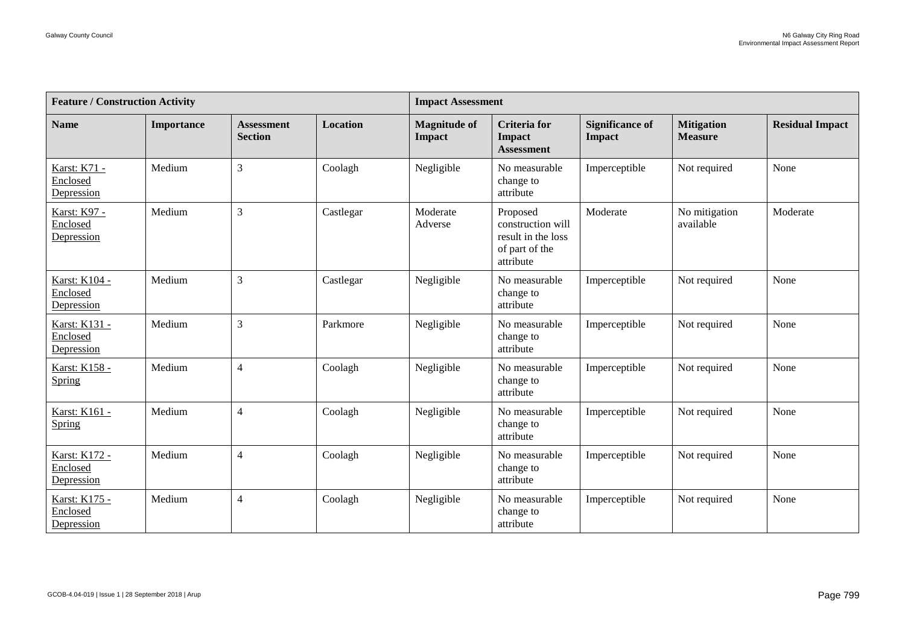| Feature / Construction Activity | | | | Impact Assessment | | | | |
|---|---|---|---|---|---|---|---|---|
| **Name** | **Importance** | **Assessment Section** | **Location** | **Magnitude of Impact** | **Criteria for Impact Assessment** | **Significance of Impact** | **Mitigation Measure** | **Residual Impact** |
| Karst: K71 - Enclosed Depression | Medium | 3 | Coolagh | Negligible | No measurable change to attribute | Imperceptible | Not required | None |
| Karst: K97 - Enclosed Depression | Medium | 3 | Castlegar | Moderate Adverse | Proposed construction will result in the loss of part of the attribute | Moderate | No mitigation available | Moderate |
| Karst: K104 - Enclosed Depression | Medium | 3 | Castlegar | Negligible | No measurable change to attribute | Imperceptible | Not required | None |
| Karst: K131 - Enclosed Depression | Medium | 3 | Parkmore | Negligible | No measurable change to attribute | Imperceptible | Not required | None |
| Karst: K158 - Spring | Medium | 4 | Coolagh | Negligible | No measurable change to attribute | Imperceptible | Not required | None |
| Karst: K161 - Spring | Medium | 4 | Coolagh | Negligible | No measurable change to attribute | Imperceptible | Not required | None |
| Karst: K172 - Enclosed Depression | Medium | 4 | Coolagh | Negligible | No measurable change to attribute | Imperceptible | Not required | None |
| Karst: K175 - Enclosed Depression | Medium | 4 | Coolagh | Negligible | No measurable change to attribute | Imperceptible | Not required | None |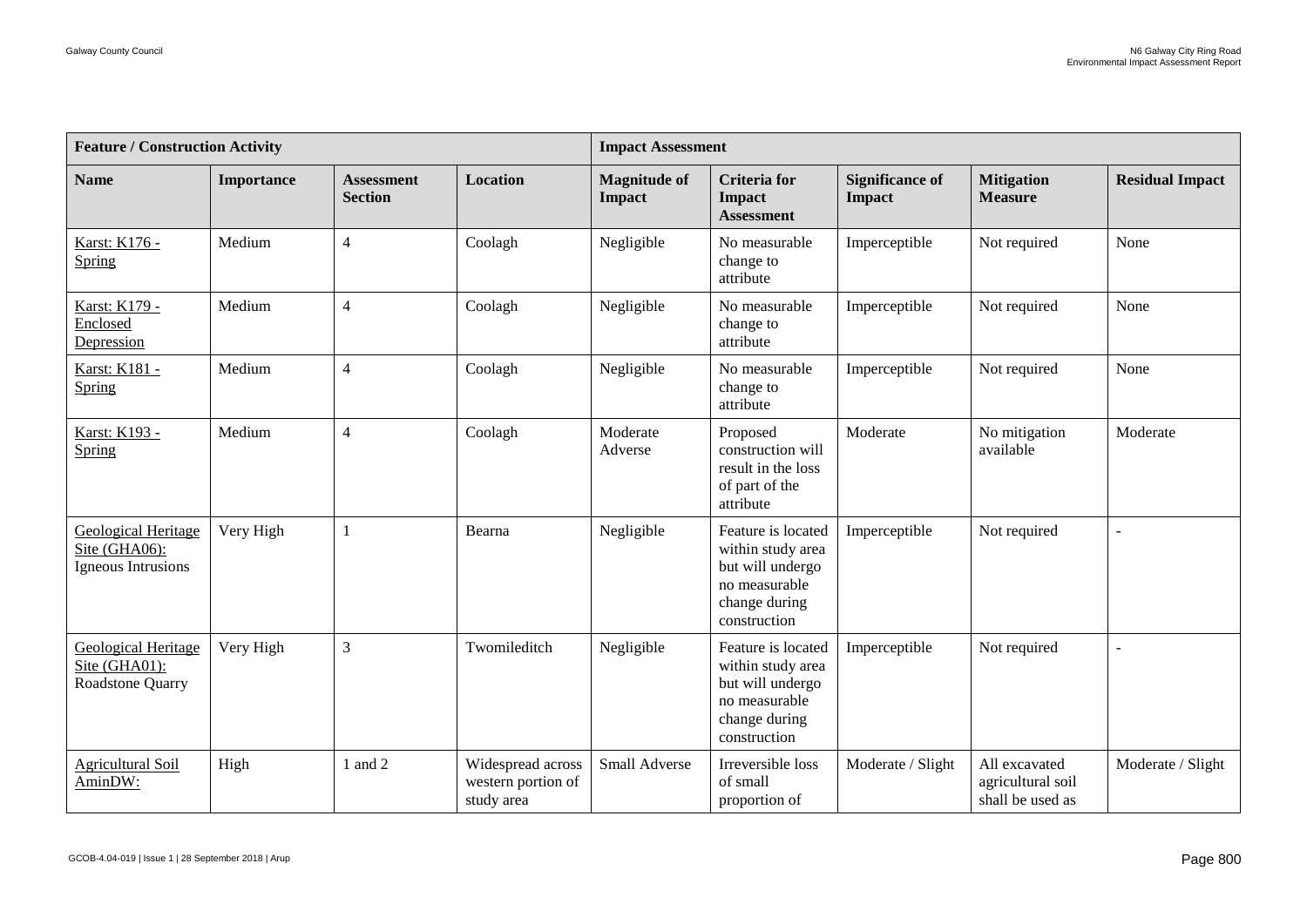| Feature / Construction Activity | | | | Impact Assessment | | | | |
|---|---|---|---|---|---|---|---|---|
| **Name** | **Importance** | **Assessment Section** | **Location** | **Magnitude of Impact** | **Criteria for Impact Assessment** | **Significance of Impact** | **Mitigation Measure** | **Residual Impact** |
| Karst: K176 - Spring | Medium | 4 | Coolagh | Negligible | No measurable change to attribute | Imperceptible | Not required | None |
| Karst: K179 - Enclosed Depression | Medium | 4 | Coolagh | Negligible | No measurable change to attribute | Imperceptible | Not required | None |
| Karst: K181 - Spring | Medium | 4 | Coolagh | Negligible | No measurable change to attribute | Imperceptible | Not required | None |
| Karst: K193 - Spring | Medium | 4 | Coolagh | Moderate Adverse | Proposed construction will result in the loss of part of the attribute | Moderate | No mitigation available | Moderate |
| Geological Heritage Site (GHA06): Igneous Intrusions | Very High | 1 | Bearna | Negligible | Feature is located within study area but will undergo no measurable change during construction | Imperceptible | Not required | - |
| Geological Heritage Site (GHA01): Roadstone Quarry | Very High | 3 | Twomileditch | Negligible | Feature is located within study area but will undergo no measurable change during construction | Imperceptible | Not required | - |
| Agricultural Soil AminDW: | High | 1 and 2 | Widespread across western portion of study area | Small Adverse | Irreversible loss of small proportion of | Moderate / Slight | All excavated agricultural soil shall be used as | Moderate / Slight |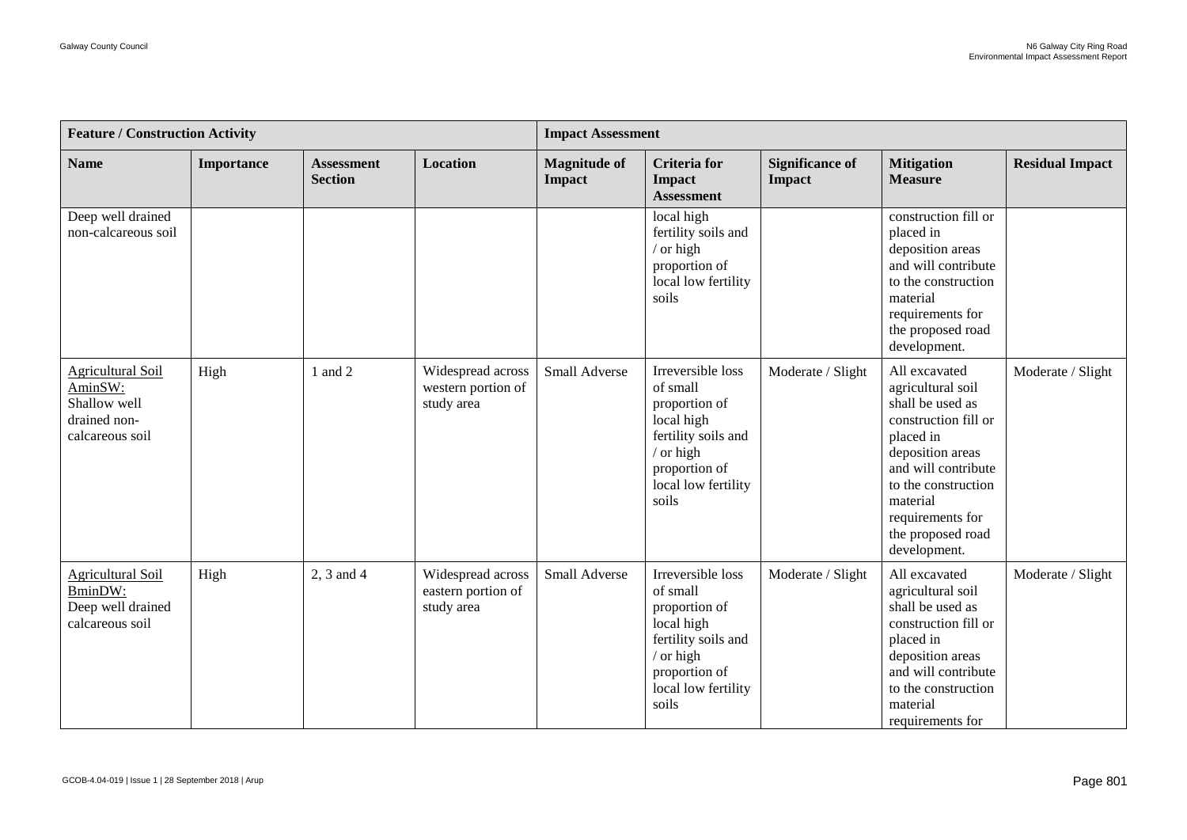| Feature / Construction Activity | | | | Impact Assessment | | | | |
|---|---|---|---|---|---|---|---|---|
| **Name** | **Importance** | **Assessment Section** | **Location** | **Magnitude of Impact** | **Criteria for Impact Assessment** | **Significance of Impact** | **Mitigation Measure** | **Residual Impact** |
| Deep well drained non-calcareous soil | | | | | local high fertility soils and / or high proportion of local low fertility soils | | construction fill or placed in deposition areas and will contribute to the construction material requirements for the proposed road development. | |
| Agricultural Soil AminSW: Shallow well drained non-calcareous soil | High | 1 and 2 | Widespread across western portion of study area | Small Adverse | Irreversible loss of small proportion of local high fertility soils and / or high proportion of local low fertility soils | Moderate / Slight | All excavated agricultural soil shall be used as construction fill or placed in deposition areas and will contribute to the construction material requirements for the proposed road development. | Moderate / Slight |
| Agricultural Soil BminDW: Deep well drained calcareous soil | High | 2, 3 and 4 | Widespread across eastern portion of study area | Small Adverse | Irreversible loss of small proportion of local high fertility soils and / or high proportion of local low fertility soils | Moderate / Slight | All excavated agricultural soil shall be used as construction fill or placed in deposition areas and will contribute to the construction material requirements for | Moderate / Slight |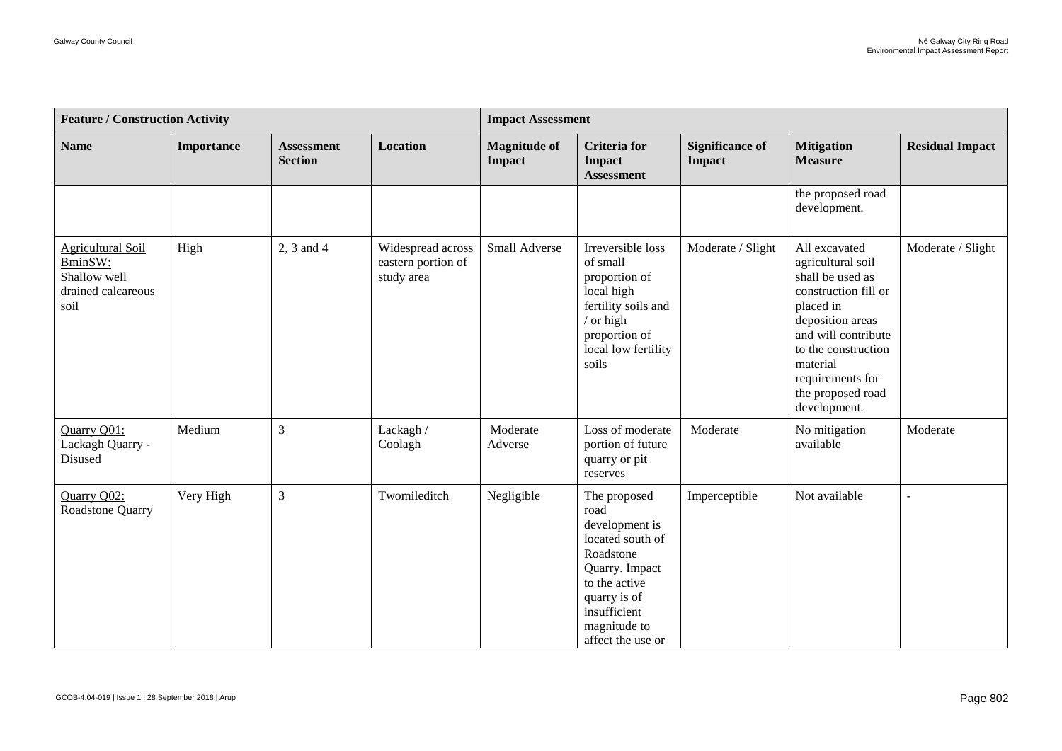| Feature / Construction Activity | | | | Impact Assessment | | | | |
|---|---|---|---|---|---|---|---|---|
| **Name** | **Importance** | **Assessment Section** | **Location** | **Magnitude of Impact** | **Criteria for Impact Assessment** | **Significance of Impact** | **Mitigation Measure** | **Residual Impact** |
| | | | | | | | the proposed road development. | |
| Agricultural Soil BminSW: Shallow well drained calcareous soil | High | 2, 3 and 4 | Widespread across eastern portion of study area | Small Adverse | Irreversible loss of small proportion of local high fertility soils and / or high proportion of local low fertility soils | Moderate / Slight | All excavated agricultural soil shall be used as construction fill or placed in deposition areas and will contribute to the construction material requirements for the proposed road development. | Moderate / Slight |
| Quarry Q01: Lackagh Quarry - Disused | Medium | 3 | Lackagh / Coolagh | Moderate Adverse | Loss of moderate portion of future quarry or pit reserves | Moderate | No mitigation available | Moderate |
| Quarry Q02: Roadstone Quarry | Very High | 3 | Twomileditch | Negligible | The proposed road development is located south of Roadstone Quarry. Impact to the active quarry is of insufficient magnitude to affect the use or | Imperceptible | Not available | - |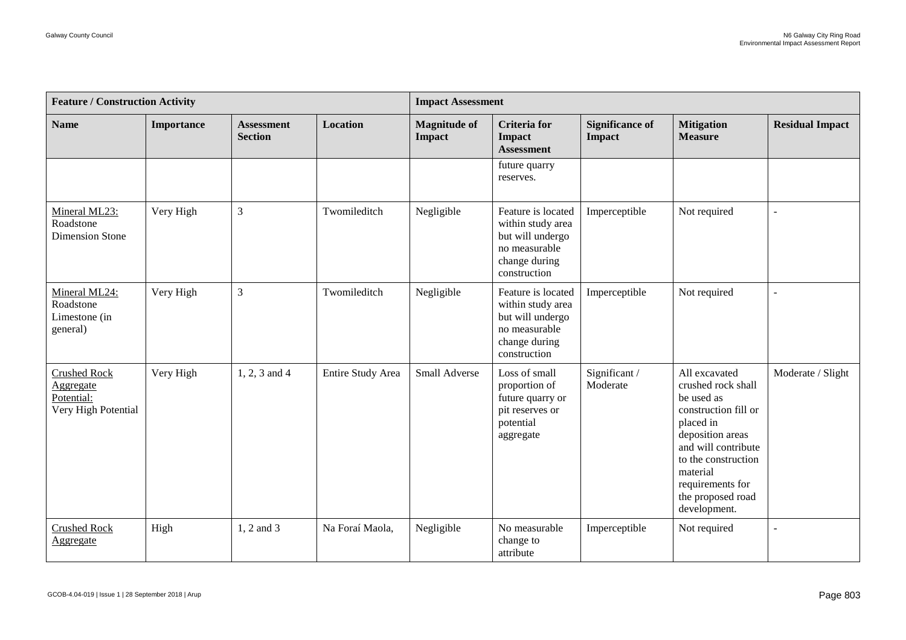| Feature / Construction Activity | | | | Impact Assessment | | | | |
|---|---|---|---|---|---|---|---|---|
| Name | Importance | Assessment Section | Location | Magnitude of Impact | Criteria for Impact Assessment | Significance of Impact | Mitigation Measure | Residual Impact |
| | | | | | future quarry reserves. | | | |
| Mineral ML23: Roadstone Dimension Stone | Very High | 3 | Twomileditch | Negligible | Feature is located within study area but will undergo no measurable change during construction | Imperceptible | Not required | - |
| Mineral ML24: Roadstone Limestone (in general) | Very High | 3 | Twomileditch | Negligible | Feature is located within study area but will undergo no measurable change during construction | Imperceptible | Not required | - |
| Crushed Rock Aggregate Potential: Very High Potential | Very High | 1, 2, 3 and 4 | Entire Study Area | Small Adverse | Loss of small proportion of future quarry or pit reserves or potential aggregate | Significant / Moderate | All excavated crushed rock shall be used as construction fill or placed in deposition areas and will contribute to the construction material requirements for the proposed road development. | Moderate / Slight |
| Crushed Rock Aggregate | High | 1, 2 and 3 | Na Foraí Maola, | Negligible | No measurable change to attribute | Imperceptible | Not required | - |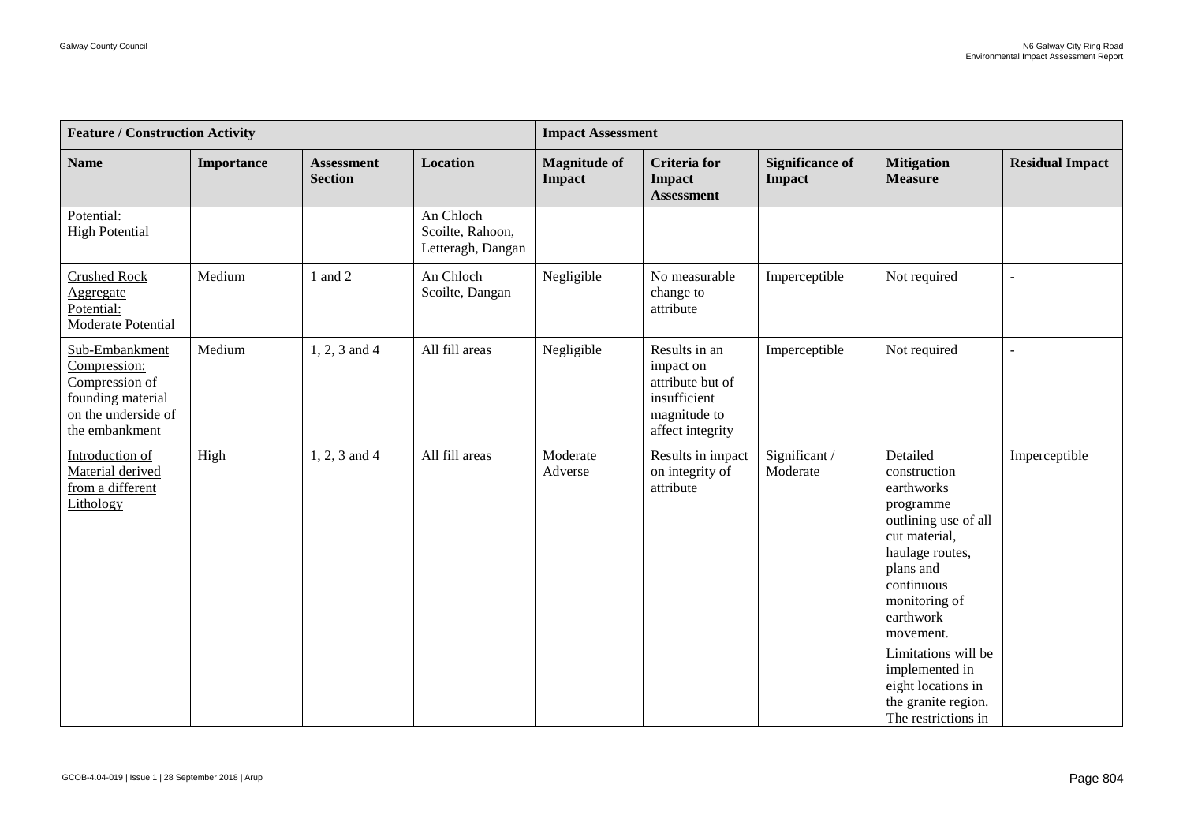| Feature / Construction Activity | | | | Impact Assessment | | | | |
|---|---|---|---|---|---|---|---|---|
| **Name** | **Importance** | **Assessment Section** | **Location** | **Magnitude of Impact** | **Criteria for Impact Assessment** | **Significance of Impact** | **Mitigation Measure** | **Residual Impact** |
| Potential: High Potential | | | An Chloch Scoilte, Rahoon, Letteragh, Dangan | | | | | |
| Crushed Rock Aggregate Potential: Moderate Potential | Medium | 1 and 2 | An Chloch Scoilte, Dangan | Negligible | No measurable change to attribute | Imperceptible | Not required | - |
| Sub-Embankment Compression: Compression of founding material on the underside of the embankment | Medium | 1, 2, 3 and 4 | All fill areas | Negligible | Results in an impact on attribute but of insufficient magnitude to affect integrity | Imperceptible | Not required | - |
| Introduction of Material derived from a different Lithology | High | 1, 2, 3 and 4 | All fill areas | Moderate Adverse | Results in impact on integrity of attribute | Significant / Moderate | Detailed construction earthworks programme outlining use of all cut material, haulage routes, plans and continuous monitoring of earthwork movement. Limitations will be implemented in eight locations in the granite region. The restrictions in | Imperceptible |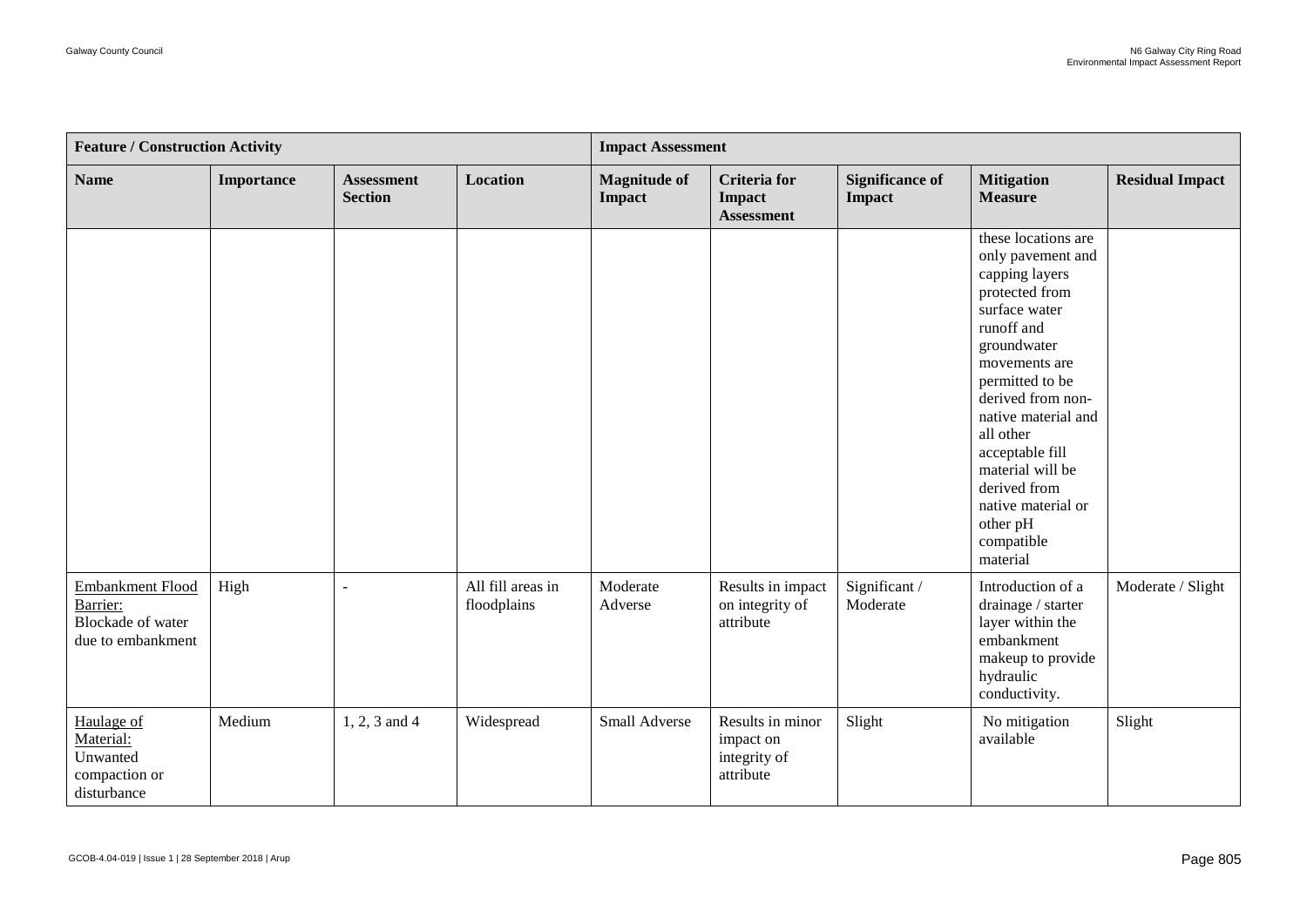| Feature / Construction Activity | | | | Impact Assessment | | | | |
|---|---|---|---|---|---|---|---|---|
| Name | Importance | Assessment Section | Location | Magnitude of Impact | Criteria for Impact Assessment | Significance of Impact | Mitigation Measure | Residual Impact |
| | | | | | | | these locations are only pavement and capping layers protected from surface water runoff and groundwater movements are permitted to be derived from non-native material and all other acceptable fill material will be derived from native material or other pH compatible material | |
| Embankment Flood Barrier: Blockade of water due to embankment | High | - | All fill areas in floodplains | Moderate Adverse | Results in impact on integrity of attribute | Significant / Moderate | Introduction of a drainage / starter layer within the embankment makeup to provide hydraulic conductivity. | Moderate / Slight |
| Haulage of Material: Unwanted compaction or disturbance | Medium | 1, 2, 3 and 4 | Widespread | Small Adverse | Results in minor impact on integrity of attribute | Slight | No mitigation available | Slight |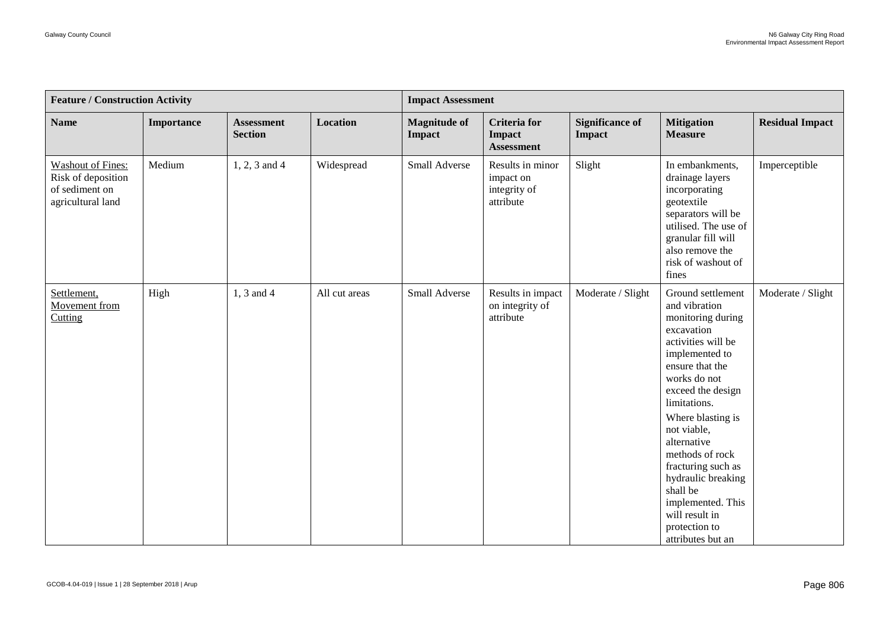| Feature / Construction Activity | | | | Impact Assessment | | | | |
|---|---|---|---|---|---|---|---|---|
| **Name** | **Importance** | **Assessment Section** | **Location** | **Magnitude of Impact** | **Criteria for Impact Assessment** | **Significance of Impact** | **Mitigation Measure** | **Residual Impact** |
| Washout of Fines: Risk of deposition of sediment on agricultural land | Medium | 1, 2, 3 and 4 | Widespread | Small Adverse | Results in minor impact on integrity of attribute | Slight | In embankments, drainage layers incorporating geotextile separators will be utilised. The use of granular fill will also remove the risk of washout of fines | Imperceptible |
| Settlement, Movement from Cutting | High | 1, 3 and 4 | All cut areas | Small Adverse | Results in impact on integrity of attribute | Moderate / Slight | Ground settlement and vibration monitoring during excavation activities will be implemented to ensure that the works do not exceed the design limitations. Where blasting is not viable, alternative methods of rock fracturing such as hydraulic breaking shall be implemented. This will result in protection to attributes but an | Moderate / Slight |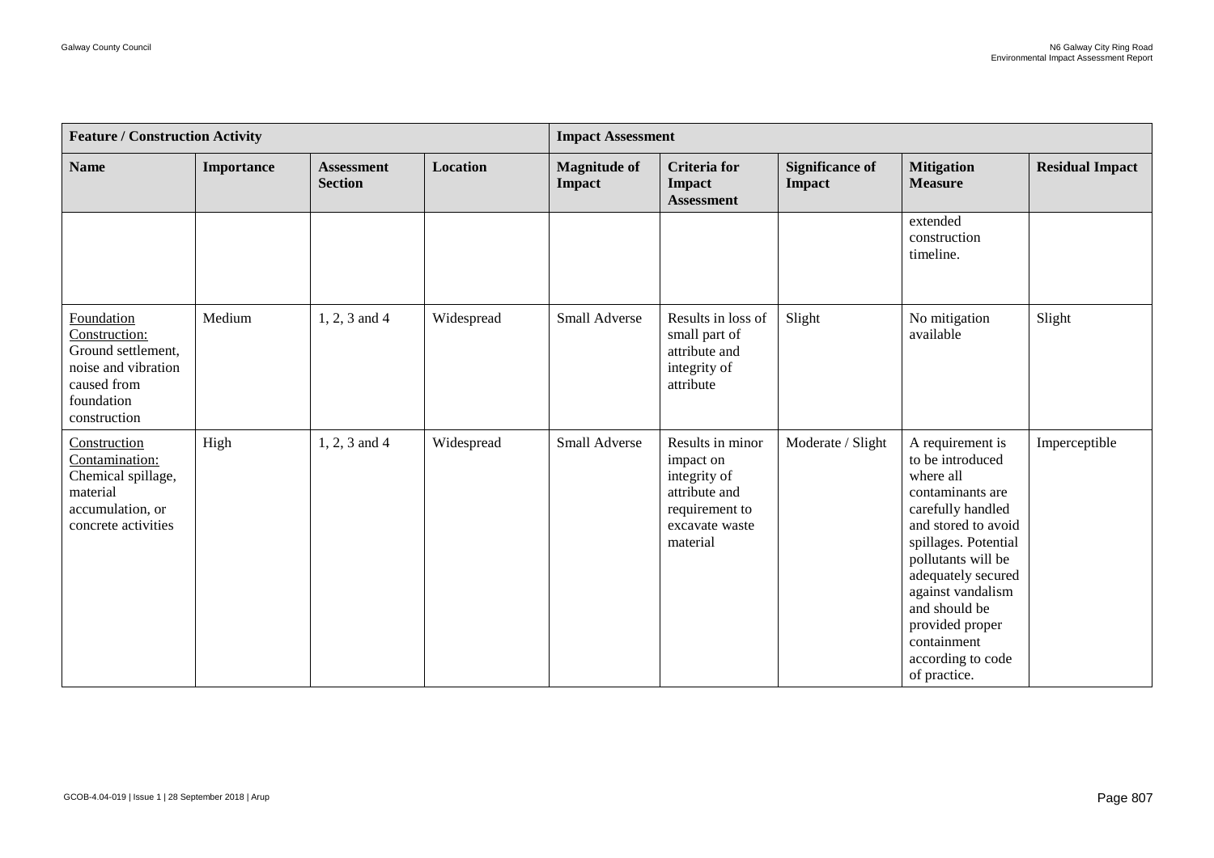| Feature / Construction Activity | | | | Impact Assessment | | | | |
|---|---|---|---|---|---|---|---|---|
| **Name** | **Importance** | **Assessment Section** | **Location** | **Magnitude of Impact** | **Criteria for Impact Assessment** | **Significance of Impact** | **Mitigation Measure** | **Residual Impact** |
| | | | | | | | extended construction timeline. | |
| Foundation Construction: Ground settlement, noise and vibration caused from foundation construction | Medium | 1, 2, 3 and 4 | Widespread | Small Adverse | Results in loss of small part of attribute and integrity of attribute | Slight | No mitigation available | Slight |
| Construction Contamination: Chemical spillage, material accumulation, or concrete activities | High | 1, 2, 3 and 4 | Widespread | Small Adverse | Results in minor impact on integrity of attribute and requirement to excavate waste material | Moderate / Slight | A requirement is to be introduced where all contaminants are carefully handled and stored to avoid spillages. Potential pollutants will be adequately secured against vandalism and should be provided proper containment according to code of practice. | Imperceptible |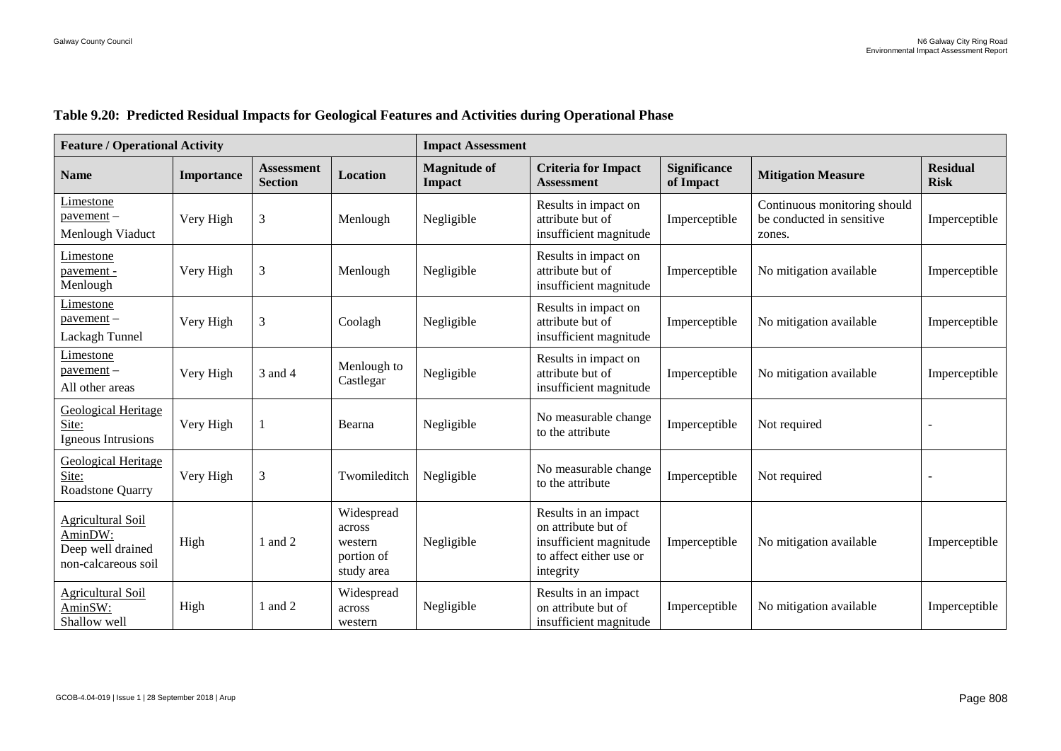**Table 9.20: Predicted Residual Impacts for Geological Features and Activities during Operational Phase**

| Feature / Operational Activity | | | | Impact Assessment | | | | |
|---|---|---|---|---|---|---|---|---|
| **Name** | **Importance** | **Assessment Section** | **Location** | **Magnitude of Impact** | **Criteria for Impact Assessment** | **Significance of Impact** | **Mitigation Measure** | **Residual Risk** |
| Limestone pavement – Menlough Viaduct | Very High | 3 | Menlough | Negligible | Results in impact on attribute but of insufficient magnitude | Imperceptible | Continuous monitoring should be conducted in sensitive zones. | Imperceptible |
| Limestone pavement - Menlough | Very High | 3 | Menlough | Negligible | Results in impact on attribute but of insufficient magnitude | Imperceptible | No mitigation available | Imperceptible |
| Limestone pavement – Lackagh Tunnel | Very High | 3 | Coolagh | Negligible | Results in impact on attribute but of insufficient magnitude | Imperceptible | No mitigation available | Imperceptible |
| Limestone pavement – All other areas | Very High | 3 and 4 | Menlough to Castlegar | Negligible | Results in impact on attribute but of insufficient magnitude | Imperceptible | No mitigation available | Imperceptible |
| Geological Heritage Site: Igneous Intrusions | Very High | 1 | Bearna | Negligible | No measurable change to the attribute | Imperceptible | Not required | - |
| Geological Heritage Site: Roadstone Quarry | Very High | 3 | Twomileditch | Negligible | No measurable change to the attribute | Imperceptible | Not required | - |
| Agricultural Soil AminDW: Deep well drained non-calcareous soil | High | 1 and 2 | Widespread across western portion of study area | Negligible | Results in an impact on attribute but of insufficient magnitude to affect either use or integrity | Imperceptible | No mitigation available | Imperceptible |
| Agricultural Soil AminSW: Shallow well | High | 1 and 2 | Widespread across western | Negligible | Results in an impact on attribute but of insufficient magnitude | Imperceptible | No mitigation available | Imperceptible |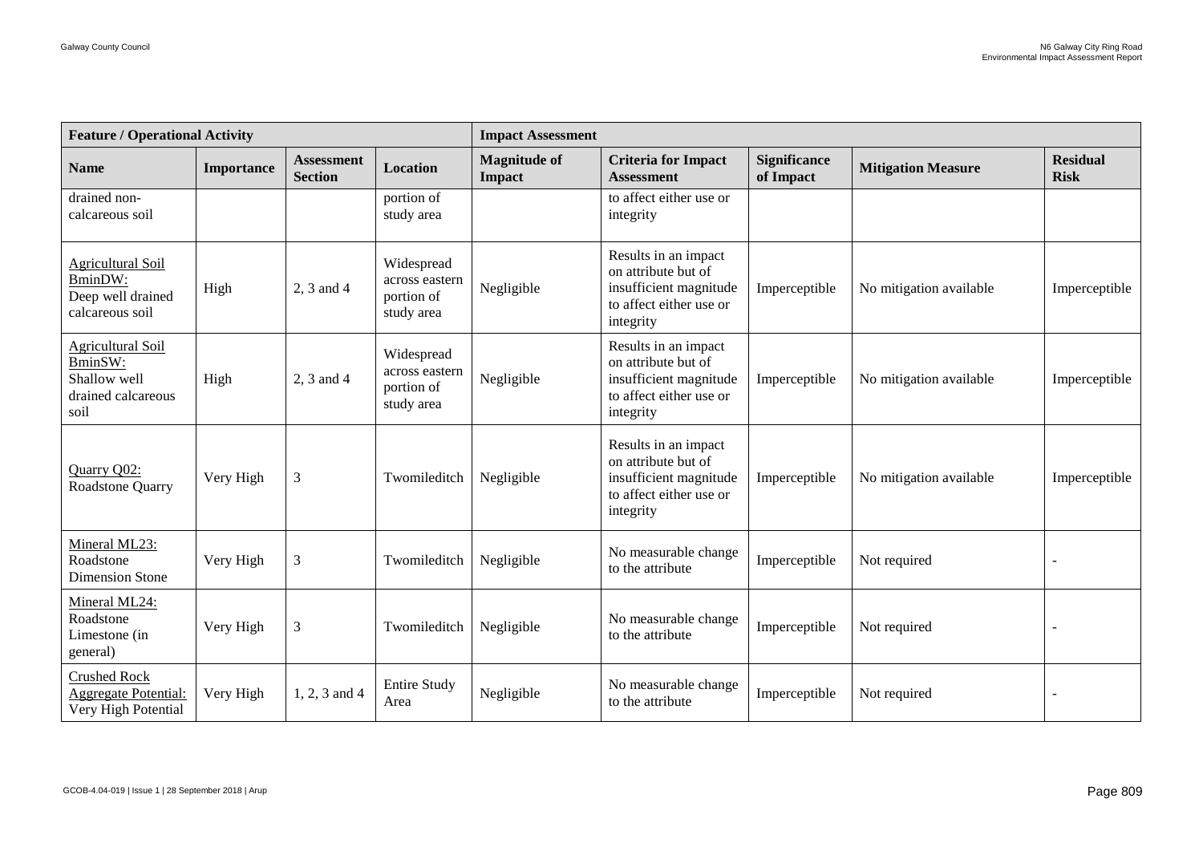| Feature / Operational Activity | | | | Impact Assessment | | | | |
|---|---|---|---|---|---|---|---|---|
| Name | Importance | Assessment Section | Location | Magnitude of Impact | Criteria for Impact Assessment | Significance of Impact | Mitigation Measure | Residual Risk |
| drained non-calcareous soil | | | portion of study area | | to affect either use or integrity | | | |
| Agricultural Soil BminDW: Deep well drained calcareous soil | High | 2, 3 and 4 | Widespread across eastern portion of study area | Negligible | Results in an impact on attribute but of insufficient magnitude to affect either use or integrity | Imperceptible | No mitigation available | Imperceptible |
| Agricultural Soil BminSW: Shallow well drained calcareous soil | High | 2, 3 and 4 | Widespread across eastern portion of study area | Negligible | Results in an impact on attribute but of insufficient magnitude to affect either use or integrity | Imperceptible | No mitigation available | Imperceptible |
| Quarry Q02: Roadstone Quarry | Very High | 3 | Twomileditch | Negligible | Results in an impact on attribute but of insufficient magnitude to affect either use or integrity | Imperceptible | No mitigation available | Imperceptible |
| Mineral ML23: Roadstone Dimension Stone | Very High | 3 | Twomileditch | Negligible | No measurable change to the attribute | Imperceptible | Not required | - |
| Mineral ML24: Roadstone Limestone (in general) | Very High | 3 | Twomileditch | Negligible | No measurable change to the attribute | Imperceptible | Not required | - |
| Crushed Rock Aggregate Potential: Very High Potential | Very High | 1, 2, 3 and 4 | Entire Study Area | Negligible | No measurable change to the attribute | Imperceptible | Not required | - |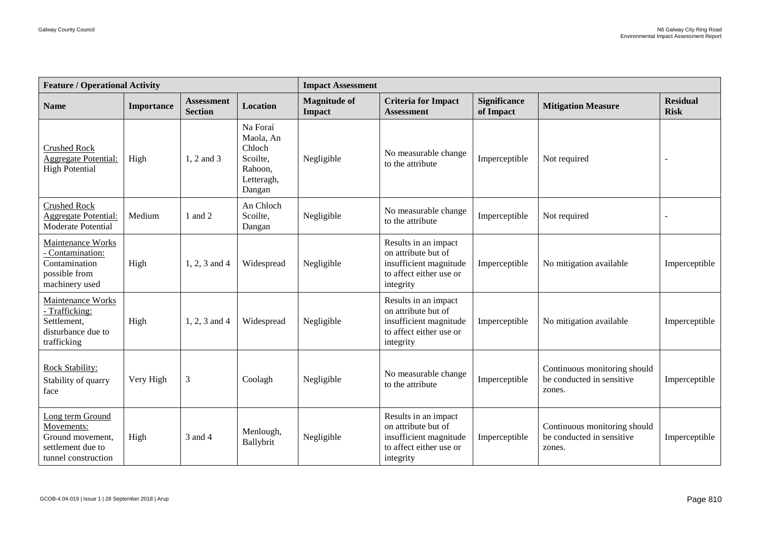| Feature / Operational Activity | | | | Impact Assessment | | | | |
|---|---|---|---|---|---|---|---|---|
| Name | Importance | Assessment Section | Location | Magnitude of Impact | Criteria for Impact Assessment | Significance of Impact | Mitigation Measure | Residual Risk |
| Crushed Rock Aggregate Potential: High Potential | High | 1, 2 and 3 | Na Foraí Maola, An Chloch Scoilte, Rahoon, Letteragh, Dangan | Negligible | No measurable change to the attribute | Imperceptible | Not required | - |
| Crushed Rock Aggregate Potential: Moderate Potential | Medium | 1 and 2 | An Chloch Scoilte, Dangan | Negligible | No measurable change to the attribute | Imperceptible | Not required | - |
| Maintenance Works - Contamination: Contamination possible from machinery used | High | 1, 2, 3 and 4 | Widespread | Negligible | Results in an impact on attribute but of insufficient magnitude to affect either use or integrity | Imperceptible | No mitigation available | Imperceptible |
| Maintenance Works - Trafficking: Settlement, disturbance due to trafficking | High | 1, 2, 3 and 4 | Widespread | Negligible | Results in an impact on attribute but of insufficient magnitude to affect either use or integrity | Imperceptible | No mitigation available | Imperceptible |
| Rock Stability: Stability of quarry face | Very High | 3 | Coolagh | Negligible | No measurable change to the attribute | Imperceptible | Continuous monitoring should be conducted in sensitive zones. | Imperceptible |
| Long term Ground Movements: Ground movement, settlement due to tunnel construction | High | 3 and 4 | Menlough, Ballybrit | Negligible | Results in an impact on attribute but of insufficient magnitude to affect either use or integrity | Imperceptible | Continuous monitoring should be conducted in sensitive zones. | Imperceptible |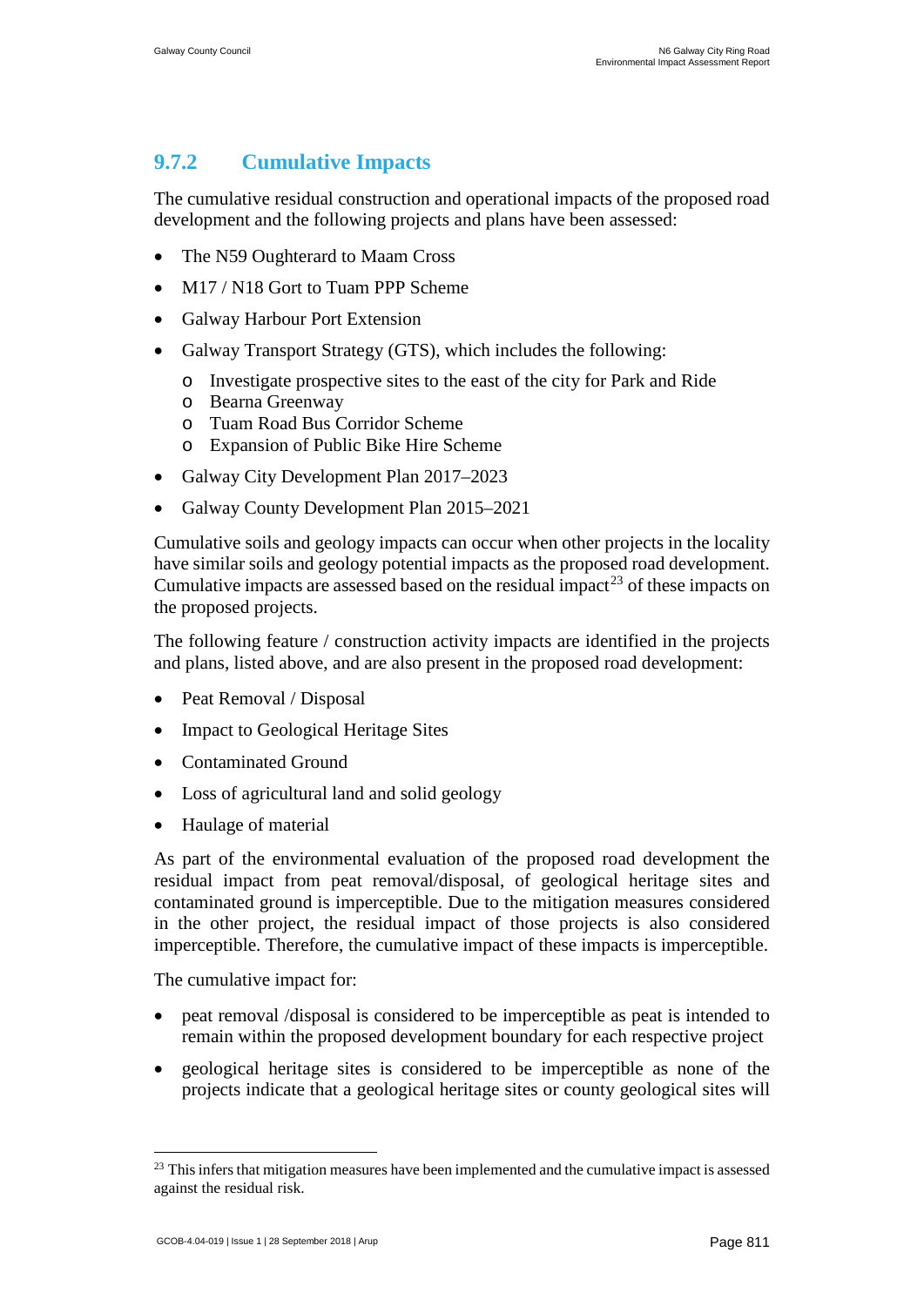### 9.7.2 Cumulative Impacts

The cumulative residual construction and operational impacts of the proposed road development and the following projects and plans have been assessed:

- The N59 Oughterard to Maam Cross
- M17 / N18 Gort to Tuam PPP Scheme
- Galway Harbour Port Extension
- Galway Transport Strategy (GTS), which includes the following:
  - Investigate prospective sites to the east of the city for Park and Ride
  - Bearna Greenway
  - Tuam Road Bus Corridor Scheme
  - Expansion of Public Bike Hire Scheme
- Galway City Development Plan 2017–2023
- Galway County Development Plan 2015–2021

Cumulative soils and geology impacts can occur when other projects in the locality have similar soils and geology potential impacts as the proposed road development. Cumulative impacts are assessed based on the residual impact[23] of these impacts on the proposed projects.

The following feature / construction activity impacts are identified in the projects and plans, listed above, and are also present in the proposed road development:

- Peat Removal / Disposal
- Impact to Geological Heritage Sites
- Contaminated Ground
- Loss of agricultural land and solid geology
- Haulage of material

As part of the environmental evaluation of the proposed road development the residual impact from peat removal/disposal, of geological heritage sites and contaminated ground is imperceptible. Due to the mitigation measures considered in the other project, the residual impact of those projects is also considered imperceptible. Therefore, the cumulative impact of these impacts is imperceptible.

The cumulative impact for:

- peat removal /disposal is considered to be imperceptible as peat is intended to remain within the proposed development boundary for each respective project
- geological heritage sites is considered to be imperceptible as none of the projects indicate that a geological heritage sites or county geological sites will

[23] This infers that mitigation measures have been implemented and the cumulative impact is assessed against the residual risk.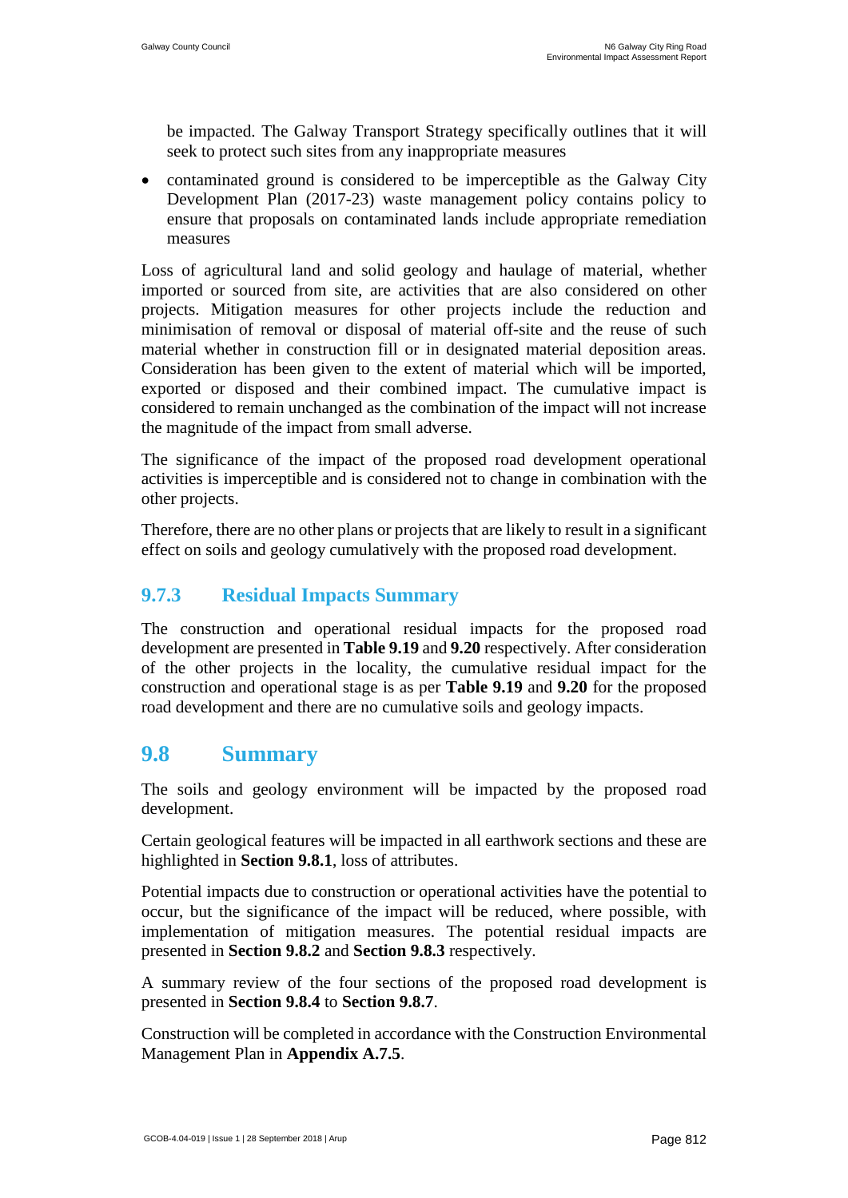be impacted. The Galway Transport Strategy specifically outlines that it will seek to protect such sites from any inappropriate measures

- contaminated ground is considered to be imperceptible as the Galway City Development Plan (2017-23) waste management policy contains policy to ensure that proposals on contaminated lands include appropriate remediation measures

Loss of agricultural land and solid geology and haulage of material, whether imported or sourced from site, are activities that are also considered on other projects. Mitigation measures for other projects include the reduction and minimisation of removal or disposal of material off-site and the reuse of such material whether in construction fill or in designated material deposition areas. Consideration has been given to the extent of material which will be imported, exported or disposed and their combined impact. The cumulative impact is considered to remain unchanged as the combination of the impact will not increase the magnitude of the impact from small adverse.

The significance of the impact of the proposed road development operational activities is imperceptible and is considered not to change in combination with the other projects.

Therefore, there are no other plans or projects that are likely to result in a significant effect on soils and geology cumulatively with the proposed road development.

### 9.7.3 Residual Impacts Summary

The construction and operational residual impacts for the proposed road development are presented in **Table 9.19** and **9.20** respectively. After consideration of the other projects in the locality, the cumulative residual impact for the construction and operational stage is as per **Table 9.19** and **9.20** for the proposed road development and there are no cumulative soils and geology impacts.

## 9.8 Summary

The soils and geology environment will be impacted by the proposed road development.

Certain geological features will be impacted in all earthwork sections and these are highlighted in **Section 9.8.1**, loss of attributes.

Potential impacts due to construction or operational activities have the potential to occur, but the significance of the impact will be reduced, where possible, with implementation of mitigation measures. The potential residual impacts are presented in **Section 9.8.2** and **Section 9.8.3** respectively.

A summary review of the four sections of the proposed road development is presented in **Section 9.8.4** to **Section 9.8.7**.

Construction will be completed in accordance with the Construction Environmental Management Plan in **Appendix A.7.5**.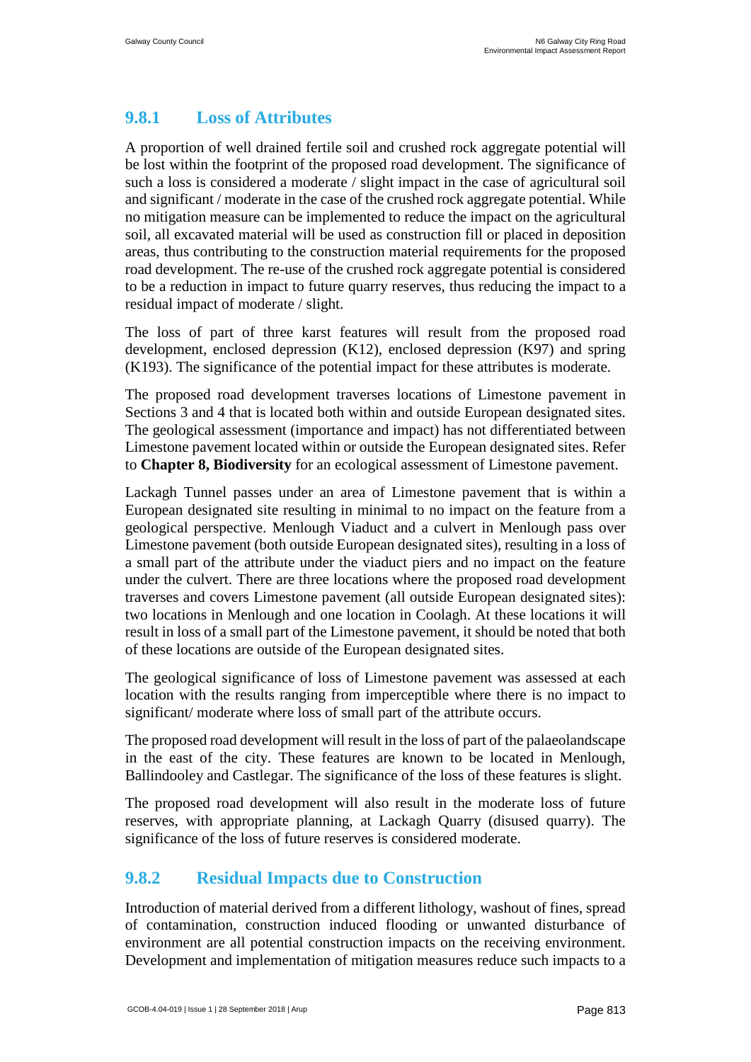### 9.8.1 Loss of Attributes

A proportion of well drained fertile soil and crushed rock aggregate potential will be lost within the footprint of the proposed road development. The significance of such a loss is considered a moderate / slight impact in the case of agricultural soil and significant / moderate in the case of the crushed rock aggregate potential. While no mitigation measure can be implemented to reduce the impact on the agricultural soil, all excavated material will be used as construction fill or placed in deposition areas, thus contributing to the construction material requirements for the proposed road development. The re-use of the crushed rock aggregate potential is considered to be a reduction in impact to future quarry reserves, thus reducing the impact to a residual impact of moderate / slight.

The loss of part of three karst features will result from the proposed road development, enclosed depression (K12), enclosed depression (K97) and spring (K193). The significance of the potential impact for these attributes is moderate.

The proposed road development traverses locations of Limestone pavement in Sections 3 and 4 that is located both within and outside European designated sites. The geological assessment (importance and impact) has not differentiated between Limestone pavement located within or outside the European designated sites. Refer to **Chapter 8, Biodiversity** for an ecological assessment of Limestone pavement.

Lackagh Tunnel passes under an area of Limestone pavement that is within a European designated site resulting in minimal to no impact on the feature from a geological perspective. Menlough Viaduct and a culvert in Menlough pass over Limestone pavement (both outside European designated sites), resulting in a loss of a small part of the attribute under the viaduct piers and no impact on the feature under the culvert. There are three locations where the proposed road development traverses and covers Limestone pavement (all outside European designated sites): two locations in Menlough and one location in Coolagh. At these locations it will result in loss of a small part of the Limestone pavement, it should be noted that both of these locations are outside of the European designated sites.

The geological significance of loss of Limestone pavement was assessed at each location with the results ranging from imperceptible where there is no impact to significant/ moderate where loss of small part of the attribute occurs.

The proposed road development will result in the loss of part of the palaeolandscape in the east of the city. These features are known to be located in Menlough, Ballindooley and Castlegar. The significance of the loss of these features is slight.

The proposed road development will also result in the moderate loss of future reserves, with appropriate planning, at Lackagh Quarry (disused quarry). The significance of the loss of future reserves is considered moderate.

### 9.8.2 Residual Impacts due to Construction

Introduction of material derived from a different lithology, washout of fines, spread of contamination, construction induced flooding or unwanted disturbance of environment are all potential construction impacts on the receiving environment. Development and implementation of mitigation measures reduce such impacts to a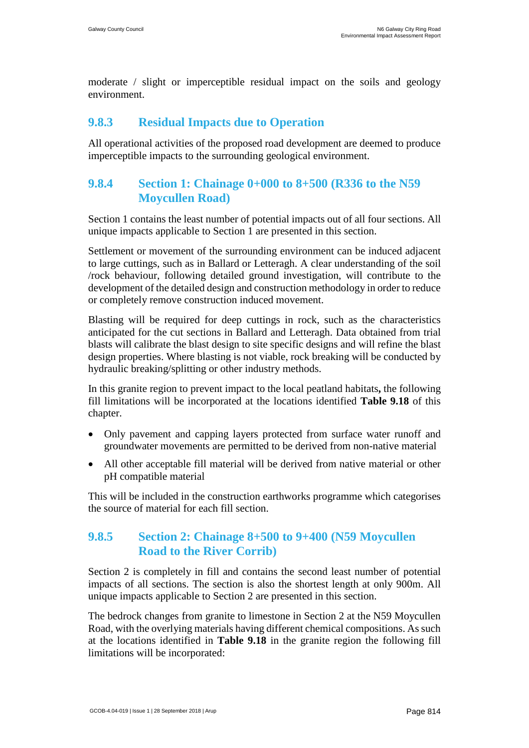moderate / slight or imperceptible residual impact on the soils and geology environment.

### 9.8.3 Residual Impacts due to Operation

All operational activities of the proposed road development are deemed to produce imperceptible impacts to the surrounding geological environment.

### 9.8.4 Section 1: Chainage 0+000 to 8+500 (R336 to the N59 Moycullen Road)

Section 1 contains the least number of potential impacts out of all four sections. All unique impacts applicable to Section 1 are presented in this section.

Settlement or movement of the surrounding environment can be induced adjacent to large cuttings, such as in Ballard or Letteragh. A clear understanding of the soil /rock behaviour, following detailed ground investigation, will contribute to the development of the detailed design and construction methodology in order to reduce or completely remove construction induced movement.

Blasting will be required for deep cuttings in rock, such as the characteristics anticipated for the cut sections in Ballard and Letteragh. Data obtained from trial blasts will calibrate the blast design to site specific designs and will refine the blast design properties. Where blasting is not viable, rock breaking will be conducted by hydraulic breaking/splitting or other industry methods.

In this granite region to prevent impact to the local peatland habitats**,** the following fill limitations will be incorporated at the locations identified **Table 9.18** of this chapter.

- Only pavement and capping layers protected from surface water runoff and groundwater movements are permitted to be derived from non-native material
- All other acceptable fill material will be derived from native material or other pH compatible material

This will be included in the construction earthworks programme which categorises the source of material for each fill section.

### 9.8.5 Section 2: Chainage 8+500 to 9+400 (N59 Moycullen Road to the River Corrib)

Section 2 is completely in fill and contains the second least number of potential impacts of all sections. The section is also the shortest length at only 900m. All unique impacts applicable to Section 2 are presented in this section.

The bedrock changes from granite to limestone in Section 2 at the N59 Moycullen Road, with the overlying materials having different chemical compositions. As such at the locations identified in **Table 9.18** in the granite region the following fill limitations will be incorporated: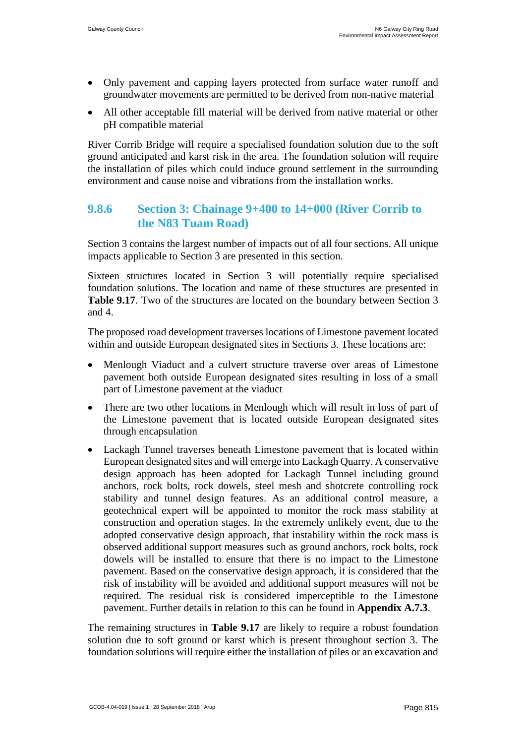- Only pavement and capping layers protected from surface water runoff and groundwater movements are permitted to be derived from non-native material
- All other acceptable fill material will be derived from native material or other pH compatible material

River Corrib Bridge will require a specialised foundation solution due to the soft ground anticipated and karst risk in the area. The foundation solution will require the installation of piles which could induce ground settlement in the surrounding environment and cause noise and vibrations from the installation works.

### 9.8.6 Section 3: Chainage 9+400 to 14+000 (River Corrib to the N83 Tuam Road)

Section 3 contains the largest number of impacts out of all four sections. All unique impacts applicable to Section 3 are presented in this section.

Sixteen structures located in Section 3 will potentially require specialised foundation solutions. The location and name of these structures are presented in **Table 9.17**. Two of the structures are located on the boundary between Section 3 and 4.

The proposed road development traverses locations of Limestone pavement located within and outside European designated sites in Sections 3. These locations are:

- Menlough Viaduct and a culvert structure traverse over areas of Limestone pavement both outside European designated sites resulting in loss of a small part of Limestone pavement at the viaduct
- There are two other locations in Menlough which will result in loss of part of the Limestone pavement that is located outside European designated sites through encapsulation
- Lackagh Tunnel traverses beneath Limestone pavement that is located within European designated sites and will emerge into Lackagh Quarry. A conservative design approach has been adopted for Lackagh Tunnel including ground anchors, rock bolts, rock dowels, steel mesh and shotcrete controlling rock stability and tunnel design features. As an additional control measure, a geotechnical expert will be appointed to monitor the rock mass stability at construction and operation stages. In the extremely unlikely event, due to the adopted conservative design approach, that instability within the rock mass is observed additional support measures such as ground anchors, rock bolts, rock dowels will be installed to ensure that there is no impact to the Limestone pavement. Based on the conservative design approach, it is considered that the risk of instability will be avoided and additional support measures will not be required. The residual risk is considered imperceptible to the Limestone pavement. Further details in relation to this can be found in **Appendix A.7.3**.

The remaining structures in **Table 9.17** are likely to require a robust foundation solution due to soft ground or karst which is present throughout section 3. The foundation solutions will require either the installation of piles or an excavation and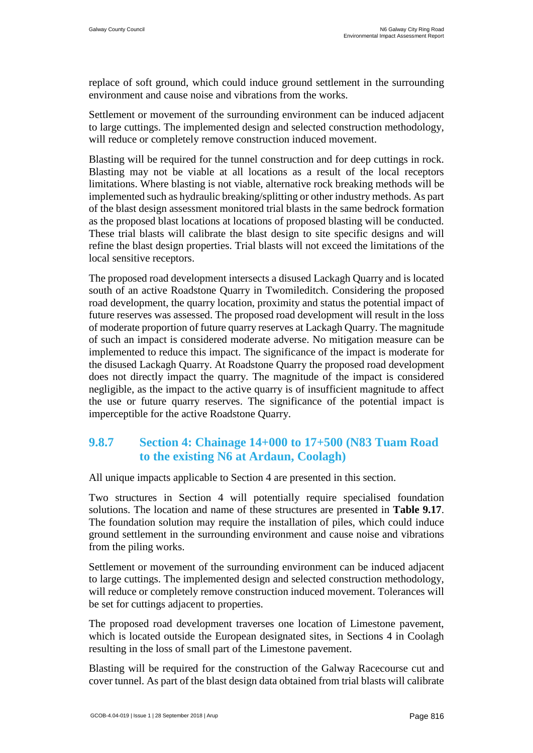replace of soft ground, which could induce ground settlement in the surrounding environment and cause noise and vibrations from the works.

Settlement or movement of the surrounding environment can be induced adjacent to large cuttings. The implemented design and selected construction methodology, will reduce or completely remove construction induced movement.

Blasting will be required for the tunnel construction and for deep cuttings in rock. Blasting may not be viable at all locations as a result of the local receptors limitations. Where blasting is not viable, alternative rock breaking methods will be implemented such as hydraulic breaking/splitting or other industry methods. As part of the blast design assessment monitored trial blasts in the same bedrock formation as the proposed blast locations at locations of proposed blasting will be conducted. These trial blasts will calibrate the blast design to site specific designs and will refine the blast design properties. Trial blasts will not exceed the limitations of the local sensitive receptors.

The proposed road development intersects a disused Lackagh Quarry and is located south of an active Roadstone Quarry in Twomileditch. Considering the proposed road development, the quarry location, proximity and status the potential impact of future reserves was assessed. The proposed road development will result in the loss of moderate proportion of future quarry reserves at Lackagh Quarry. The magnitude of such an impact is considered moderate adverse. No mitigation measure can be implemented to reduce this impact. The significance of the impact is moderate for the disused Lackagh Quarry. At Roadstone Quarry the proposed road development does not directly impact the quarry. The magnitude of the impact is considered negligible, as the impact to the active quarry is of insufficient magnitude to affect the use or future quarry reserves. The significance of the potential impact is imperceptible for the active Roadstone Quarry.

### 9.8.7 Section 4: Chainage 14+000 to 17+500 (N83 Tuam Road to the existing N6 at Ardaun, Coolagh)

All unique impacts applicable to Section 4 are presented in this section.

Two structures in Section 4 will potentially require specialised foundation solutions. The location and name of these structures are presented in **Table 9.17**. The foundation solution may require the installation of piles, which could induce ground settlement in the surrounding environment and cause noise and vibrations from the piling works.

Settlement or movement of the surrounding environment can be induced adjacent to large cuttings. The implemented design and selected construction methodology, will reduce or completely remove construction induced movement. Tolerances will be set for cuttings adjacent to properties.

The proposed road development traverses one location of Limestone pavement, which is located outside the European designated sites, in Sections 4 in Coolagh resulting in the loss of small part of the Limestone pavement.

Blasting will be required for the construction of the Galway Racecourse cut and cover tunnel. As part of the blast design data obtained from trial blasts will calibrate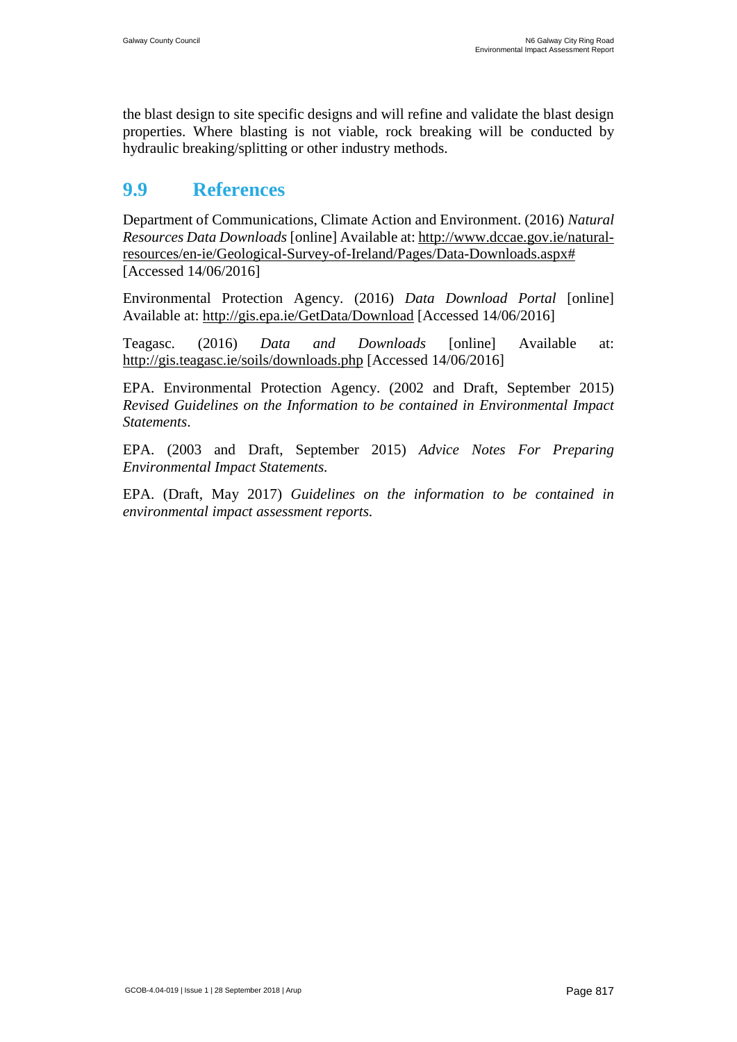the blast design to site specific designs and will refine and validate the blast design properties. Where blasting is not viable, rock breaking will be conducted by hydraulic breaking/splitting or other industry methods.

## 9.9 References

Department of Communications, Climate Action and Environment. (2016) *Natural Resources Data Downloads* [online] Available at: http://www.dccae.gov.ie/natural-resources/en-ie/Geological-Survey-of-Ireland/Pages/Data-Downloads.aspx# [Accessed 14/06/2016]

Environmental Protection Agency. (2016) *Data Download Portal* [online] Available at: http://gis.epa.ie/GetData/Download [Accessed 14/06/2016]

Teagasc. (2016) *Data and Downloads* [online] Available at: http://gis.teagasc.ie/soils/downloads.php [Accessed 14/06/2016]

EPA. Environmental Protection Agency. (2002 and Draft, September 2015) *Revised Guidelines on the Information to be contained in Environmental Impact Statements*.

EPA. (2003 and Draft, September 2015) *Advice Notes For Preparing Environmental Impact Statements.*

EPA. (Draft, May 2017) *Guidelines on the information to be contained in environmental impact assessment reports.*